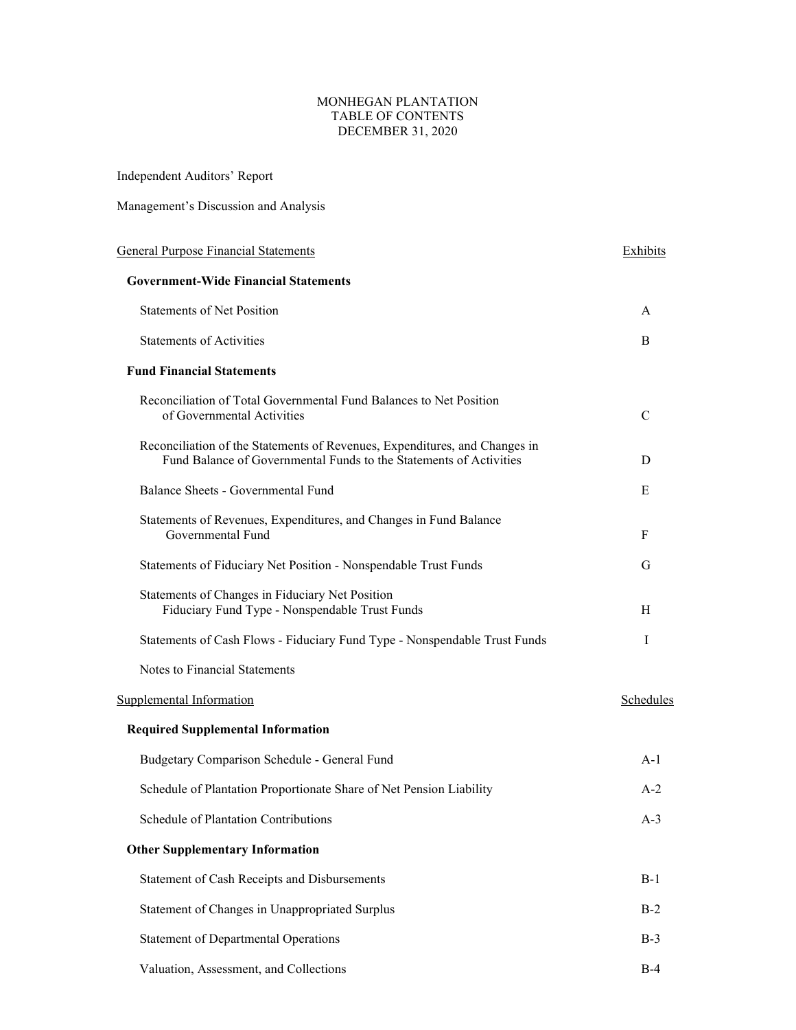# MONHEGAN PLANTATION
## TABLE OF CONTENTS
## DECEMBER 31, 2020

Independent Auditors' Report

Management's Discussion and Analysis

| General Purpose Financial Statements | Exhibits |
|---|---|
| **Government-Wide Financial Statements** | |
| Statements of Net Position | A |
| Statements of Activities | B |
| **Fund Financial Statements** | |
| Reconciliation of Total Governmental Fund Balances to Net Position of Governmental Activities | C |
| Reconciliation of the Statements of Revenues, Expenditures, and Changes in Fund Balance of Governmental Funds to the Statements of Activities | D |
| Balance Sheets - Governmental Fund | E |
| Statements of Revenues, Expenditures, and Changes in Fund Balance Governmental Fund | F |
| Statements of Fiduciary Net Position - Nonspendable Trust Funds | G |
| Statements of Changes in Fiduciary Net Position Fiduciary Fund Type - Nonspendable Trust Funds | H |
| Statements of Cash Flows - Fiduciary Fund Type - Nonspendable Trust Funds | I |
| Notes to Financial Statements | |

| Supplemental Information | Schedules |
|---|---|
| **Required Supplemental Information** | |
| Budgetary Comparison Schedule - General Fund | A-1 |
| Schedule of Plantation Proportionate Share of Net Pension Liability | A-2 |
| Schedule of Plantation Contributions | A-3 |
| **Other Supplementary Information** | |
| Statement of Cash Receipts and Disbursements | B-1 |
| Statement of Changes in Unappropriated Surplus | B-2 |
| Statement of Departmental Operations | B-3 |
| Valuation, Assessment, and Collections | B-4 |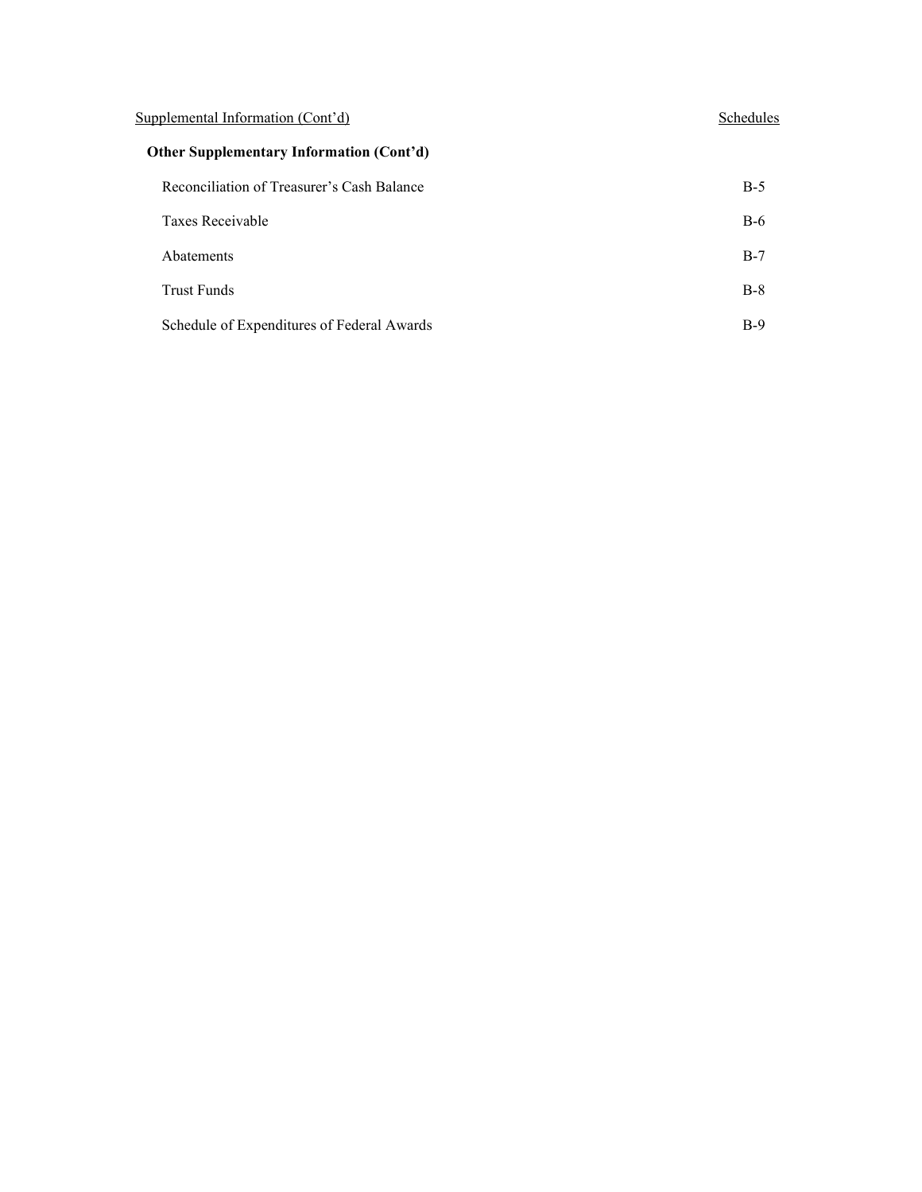| Supplemental Information (Cont'd) | Schedules |
| --- | --- |
| **Other Supplementary Information (Cont'd)** | |
| Reconciliation of Treasurer's Cash Balance | B-5 |
| Taxes Receivable | B-6 |
| Abatements | B-7 |
| Trust Funds | B-8 |
| Schedule of Expenditures of Federal Awards | B-9 |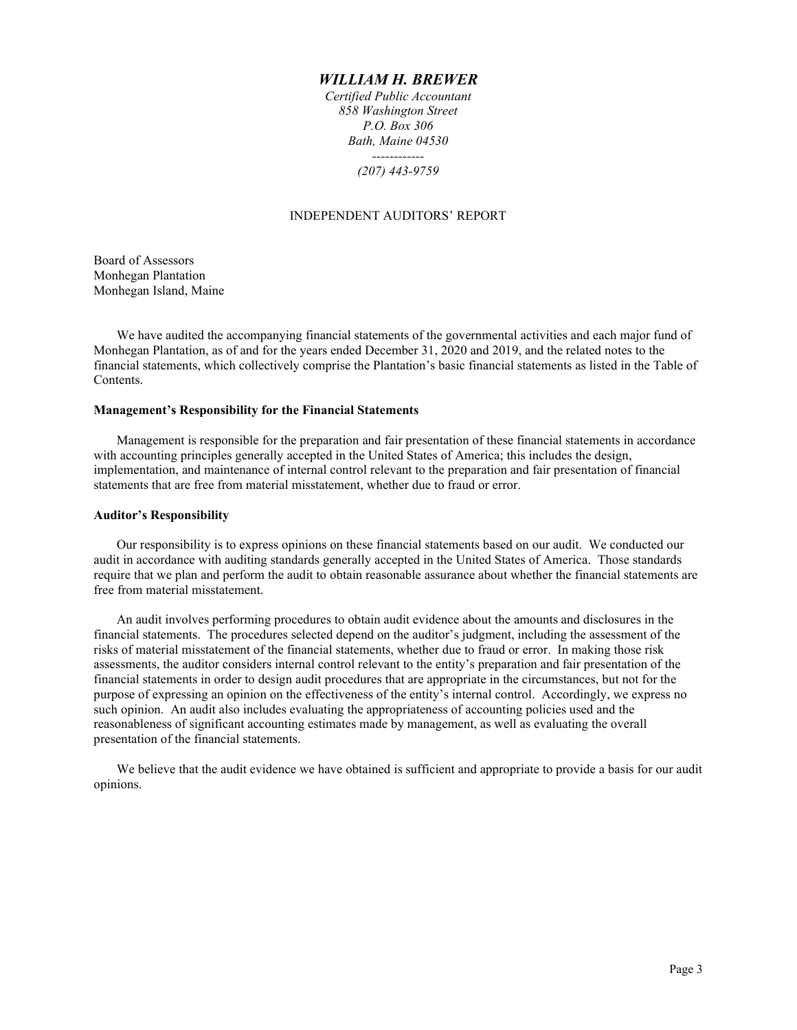***WILLIAM H. BREWER***

*Certified Public Accountant*
*858 Washington Street*
*P.O. Box 306*
*Bath, Maine 04530*
*------------*
*(207) 443-9759*

INDEPENDENT AUDITORS' REPORT

Board of Assessors
Monhegan Plantation
Monhegan Island, Maine

We have audited the accompanying financial statements of the governmental activities and each major fund of Monhegan Plantation, as of and for the years ended December 31, 2020 and 2019, and the related notes to the financial statements, which collectively comprise the Plantation's basic financial statements as listed in the Table of Contents.

**Management's Responsibility for the Financial Statements**

Management is responsible for the preparation and fair presentation of these financial statements in accordance with accounting principles generally accepted in the United States of America; this includes the design, implementation, and maintenance of internal control relevant to the preparation and fair presentation of financial statements that are free from material misstatement, whether due to fraud or error.

**Auditor's Responsibility**

Our responsibility is to express opinions on these financial statements based on our audit. We conducted our audit in accordance with auditing standards generally accepted in the United States of America. Those standards require that we plan and perform the audit to obtain reasonable assurance about whether the financial statements are free from material misstatement.

An audit involves performing procedures to obtain audit evidence about the amounts and disclosures in the financial statements. The procedures selected depend on the auditor's judgment, including the assessment of the risks of material misstatement of the financial statements, whether due to fraud or error. In making those risk assessments, the auditor considers internal control relevant to the entity's preparation and fair presentation of the financial statements in order to design audit procedures that are appropriate in the circumstances, but not for the purpose of expressing an opinion on the effectiveness of the entity's internal control. Accordingly, we express no such opinion. An audit also includes evaluating the appropriateness of accounting policies used and the reasonableness of significant accounting estimates made by management, as well as evaluating the overall presentation of the financial statements.

We believe that the audit evidence we have obtained is sufficient and appropriate to provide a basis for our audit opinions.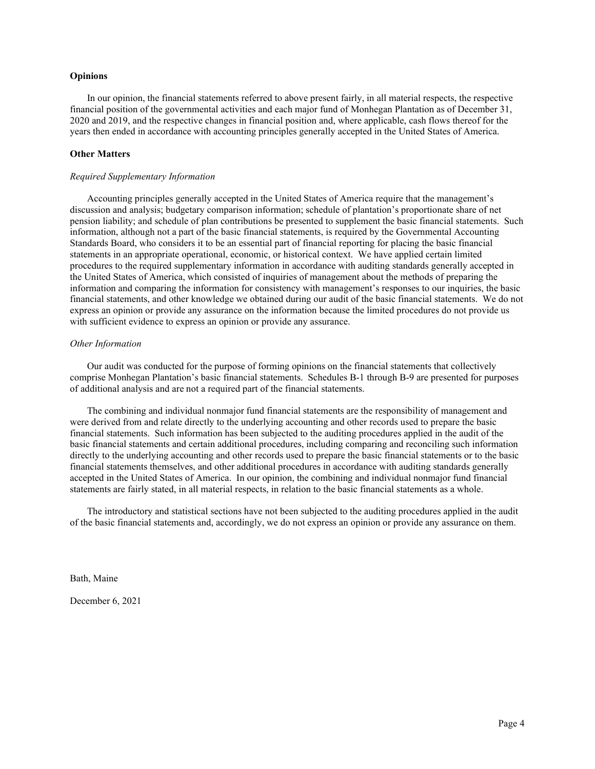**Opinions**

In our opinion, the financial statements referred to above present fairly, in all material respects, the respective financial position of the governmental activities and each major fund of Monhegan Plantation as of December 31, 2020 and 2019, and the respective changes in financial position and, where applicable, cash flows thereof for the years then ended in accordance with accounting principles generally accepted in the United States of America.

**Other Matters**

*Required Supplementary Information*

Accounting principles generally accepted in the United States of America require that the management's discussion and analysis; budgetary comparison information; schedule of plantation's proportionate share of net pension liability; and schedule of plan contributions be presented to supplement the basic financial statements. Such information, although not a part of the basic financial statements, is required by the Governmental Accounting Standards Board, who considers it to be an essential part of financial reporting for placing the basic financial statements in an appropriate operational, economic, or historical context. We have applied certain limited procedures to the required supplementary information in accordance with auditing standards generally accepted in the United States of America, which consisted of inquiries of management about the methods of preparing the information and comparing the information for consistency with management's responses to our inquiries, the basic financial statements, and other knowledge we obtained during our audit of the basic financial statements. We do not express an opinion or provide any assurance on the information because the limited procedures do not provide us with sufficient evidence to express an opinion or provide any assurance.

*Other Information*

Our audit was conducted for the purpose of forming opinions on the financial statements that collectively comprise Monhegan Plantation's basic financial statements. Schedules B-1 through B-9 are presented for purposes of additional analysis and are not a required part of the financial statements.

The combining and individual nonmajor fund financial statements are the responsibility of management and were derived from and relate directly to the underlying accounting and other records used to prepare the basic financial statements. Such information has been subjected to the auditing procedures applied in the audit of the basic financial statements and certain additional procedures, including comparing and reconciling such information directly to the underlying accounting and other records used to prepare the basic financial statements or to the basic financial statements themselves, and other additional procedures in accordance with auditing standards generally accepted in the United States of America. In our opinion, the combining and individual nonmajor fund financial statements are fairly stated, in all material respects, in relation to the basic financial statements as a whole.

The introductory and statistical sections have not been subjected to the auditing procedures applied in the audit of the basic financial statements and, accordingly, we do not express an opinion or provide any assurance on them.

Bath, Maine

December 6, 2021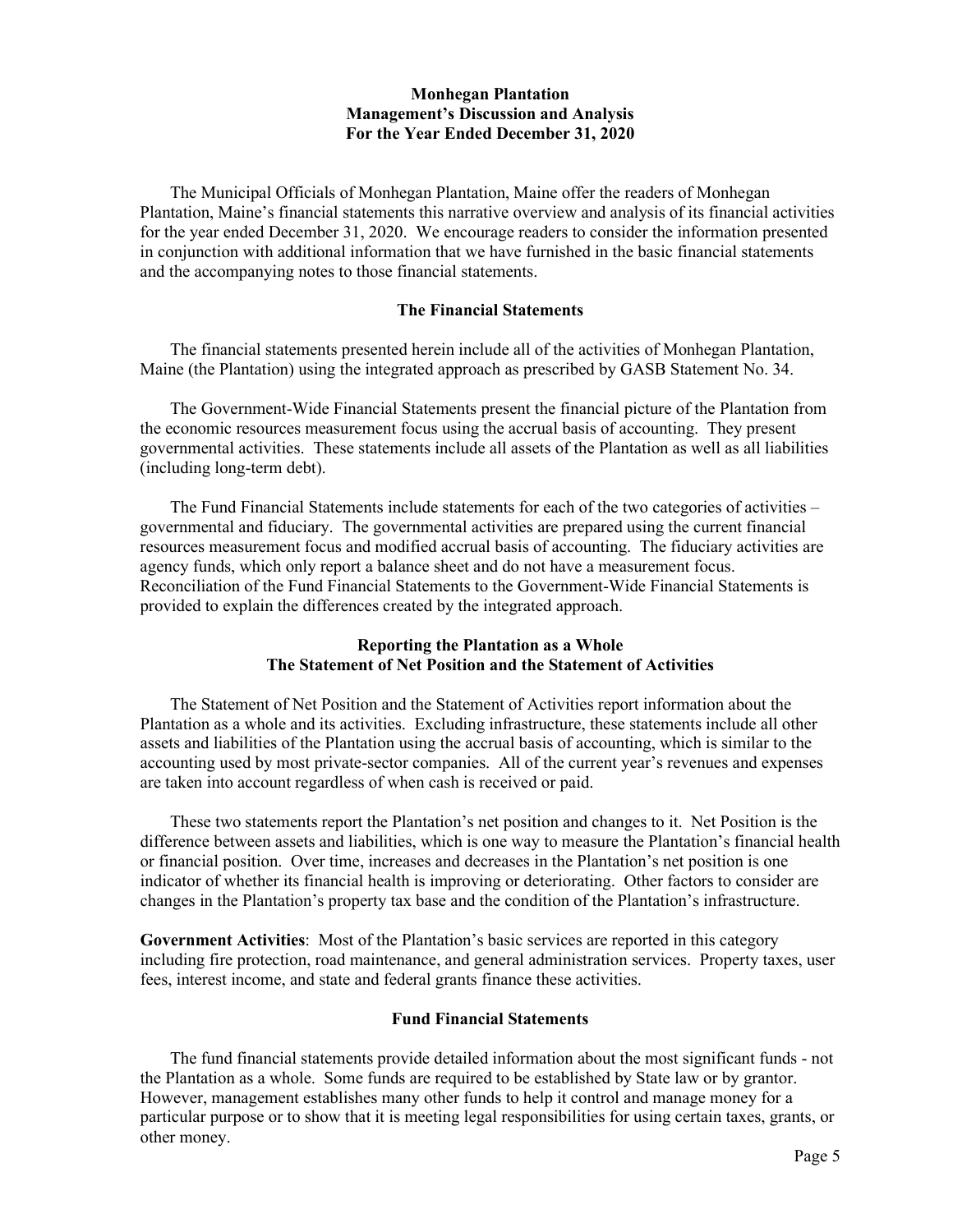# Monhegan Plantation
## Management's Discussion and Analysis
### For the Year Ended December 31, 2020

The Municipal Officials of Monhegan Plantation, Maine offer the readers of Monhegan Plantation, Maine's financial statements this narrative overview and analysis of its financial activities for the year ended December 31, 2020. We encourage readers to consider the information presented in conjunction with additional information that we have furnished in the basic financial statements and the accompanying notes to those financial statements.

### The Financial Statements

The financial statements presented herein include all of the activities of Monhegan Plantation, Maine (the Plantation) using the integrated approach as prescribed by GASB Statement No. 34.

The Government-Wide Financial Statements present the financial picture of the Plantation from the economic resources measurement focus using the accrual basis of accounting. They present governmental activities. These statements include all assets of the Plantation as well as all liabilities (including long-term debt).

The Fund Financial Statements include statements for each of the two categories of activities – governmental and fiduciary. The governmental activities are prepared using the current financial resources measurement focus and modified accrual basis of accounting. The fiduciary activities are agency funds, which only report a balance sheet and do not have a measurement focus. Reconciliation of the Fund Financial Statements to the Government-Wide Financial Statements is provided to explain the differences created by the integrated approach.

### Reporting the Plantation as a Whole
### The Statement of Net Position and the Statement of Activities

The Statement of Net Position and the Statement of Activities report information about the Plantation as a whole and its activities. Excluding infrastructure, these statements include all other assets and liabilities of the Plantation using the accrual basis of accounting, which is similar to the accounting used by most private-sector companies. All of the current year's revenues and expenses are taken into account regardless of when cash is received or paid.

These two statements report the Plantation's net position and changes to it. Net Position is the difference between assets and liabilities, which is one way to measure the Plantation's financial health or financial position. Over time, increases and decreases in the Plantation's net position is one indicator of whether its financial health is improving or deteriorating. Other factors to consider are changes in the Plantation's property tax base and the condition of the Plantation's infrastructure.

**Government Activities**: Most of the Plantation's basic services are reported in this category including fire protection, road maintenance, and general administration services. Property taxes, user fees, interest income, and state and federal grants finance these activities.

### Fund Financial Statements

The fund financial statements provide detailed information about the most significant funds - not the Plantation as a whole. Some funds are required to be established by State law or by grantor. However, management establishes many other funds to help it control and manage money for a particular purpose or to show that it is meeting legal responsibilities for using certain taxes, grants, or other money.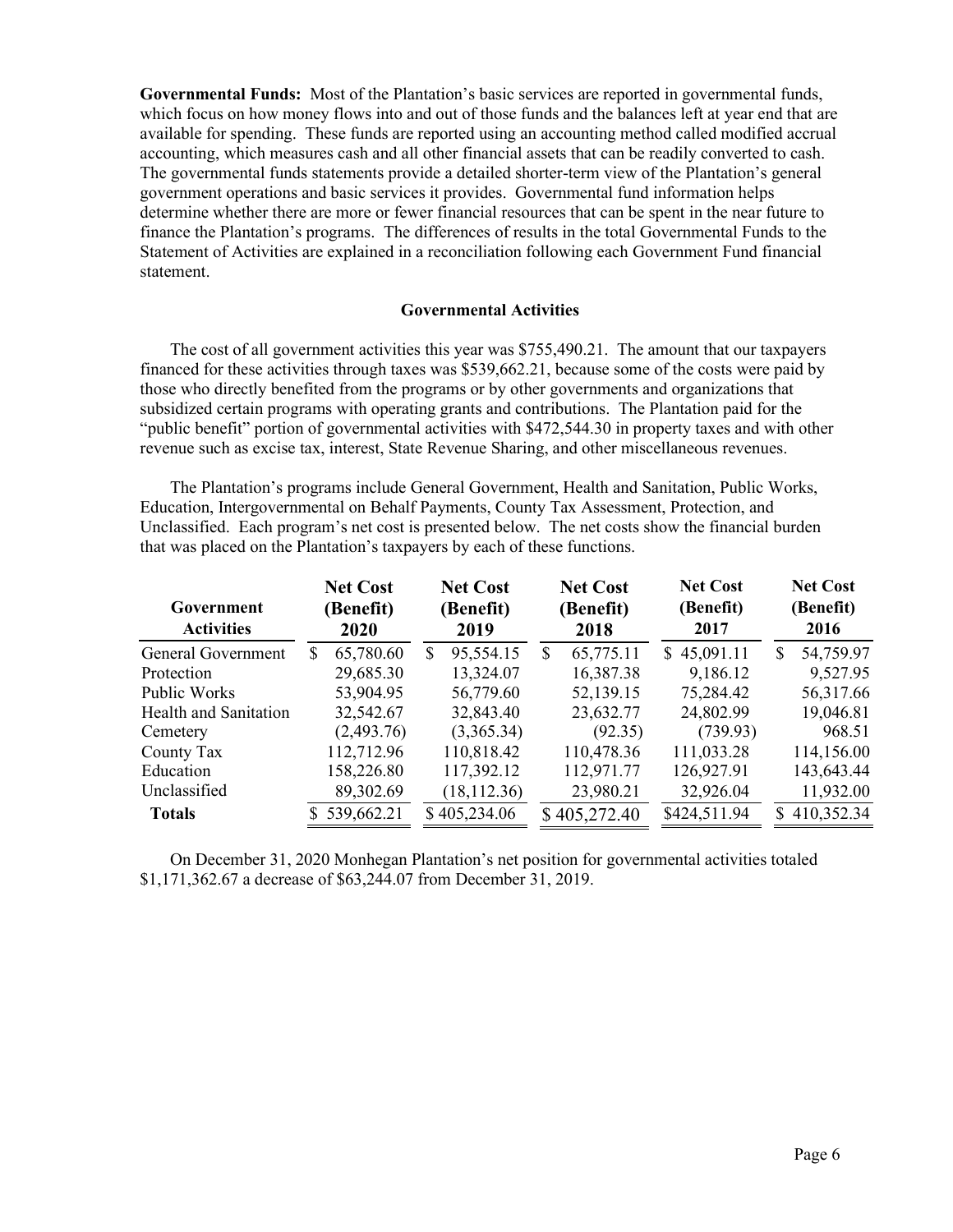**Governmental Funds:** Most of the Plantation's basic services are reported in governmental funds, which focus on how money flows into and out of those funds and the balances left at year end that are available for spending. These funds are reported using an accounting method called modified accrual accounting, which measures cash and all other financial assets that can be readily converted to cash. The governmental funds statements provide a detailed shorter-term view of the Plantation's general government operations and basic services it provides. Governmental fund information helps determine whether there are more or fewer financial resources that can be spent in the near future to finance the Plantation's programs. The differences of results in the total Governmental Funds to the Statement of Activities are explained in a reconciliation following each Government Fund financial statement.

## Governmental Activities

The cost of all government activities this year was $755,490.21. The amount that our taxpayers financed for these activities through taxes was $539,662.21, because some of the costs were paid by those who directly benefited from the programs or by other governments and organizations that subsidized certain programs with operating grants and contributions. The Plantation paid for the "public benefit" portion of governmental activities with $472,544.30 in property taxes and with other revenue such as excise tax, interest, State Revenue Sharing, and other miscellaneous revenues.

The Plantation's programs include General Government, Health and Sanitation, Public Works, Education, Intergovernmental on Behalf Payments, County Tax Assessment, Protection, and Unclassified. Each program's net cost is presented below. The net costs show the financial burden that was placed on the Plantation's taxpayers by each of these functions.

| Government Activities | Net Cost (Benefit) 2020 | Net Cost (Benefit) 2019 | Net Cost (Benefit) 2018 | Net Cost (Benefit) 2017 | Net Cost (Benefit) 2016 |
|---|---|---|---|---|---|
| General Government | $ 65,780.60 | $ 95,554.15 | $ 65,775.11 | $ 45,091.11 | $ 54,759.97 |
| Protection | 29,685.30 | 13,324.07 | 16,387.38 | 9,186.12 | 9,527.95 |
| Public Works | 53,904.95 | 56,779.60 | 52,139.15 | 75,284.42 | 56,317.66 |
| Health and Sanitation | 32,542.67 | 32,843.40 | 23,632.77 | 24,802.99 | 19,046.81 |
| Cemetery | (2,493.76) | (3,365.34) | (92.35) | (739.93) | 968.51 |
| County Tax | 112,712.96 | 110,818.42 | 110,478.36 | 111,033.28 | 114,156.00 |
| Education | 158,226.80 | 117,392.12 | 112,971.77 | 126,927.91 | 143,643.44 |
| Unclassified | 89,302.69 | (18,112.36) | 23,980.21 | 32,926.04 | 11,932.00 |
| **Totals** | $ 539,662.21 | $ 405,234.06 | $ 405,272.40 | $424,511.94 | $ 410,352.34 |

On December 31, 2020 Monhegan Plantation's net position for governmental activities totaled $1,171,362.67 a decrease of $63,244.07 from December 31, 2019.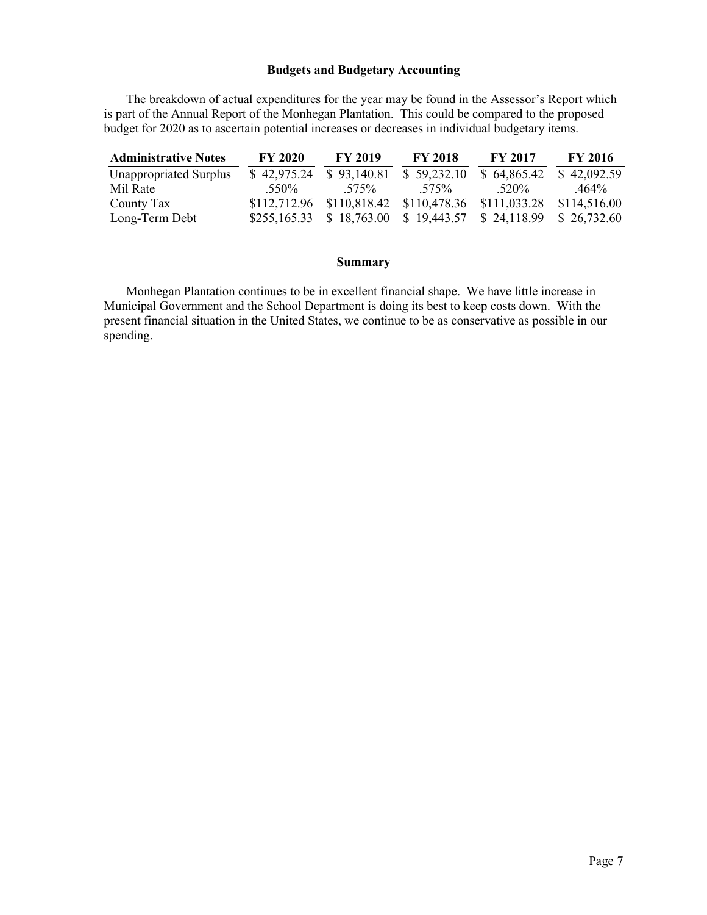## Budgets and Budgetary Accounting

The breakdown of actual expenditures for the year may be found in the Assessor's Report which is part of the Annual Report of the Monhegan Plantation. This could be compared to the proposed budget for 2020 as to ascertain potential increases or decreases in individual budgetary items.

| Administrative Notes | FY 2020 | FY 2019 | FY 2018 | FY 2017 | FY 2016 |
|---|---|---|---|---|---|
| Unappropriated Surplus | $ 42,975.24 | $ 93,140.81 | $ 59,232.10 | $ 64,865.42 | $ 42,092.59 |
| Mil Rate | .550% | .575% | .575% | .520% | .464% |
| County Tax | $112,712.96 | $110,818.42 | $110,478.36 | $111,033.28 | $114,516.00 |
| Long-Term Debt | $255,165.33 | $ 18,763.00 | $ 19,443.57 | $ 24,118.99 | $ 26,732.60 |

## Summary

Monhegan Plantation continues to be in excellent financial shape. We have little increase in Municipal Government and the School Department is doing its best to keep costs down. With the present financial situation in the United States, we continue to be as conservative as possible in our spending.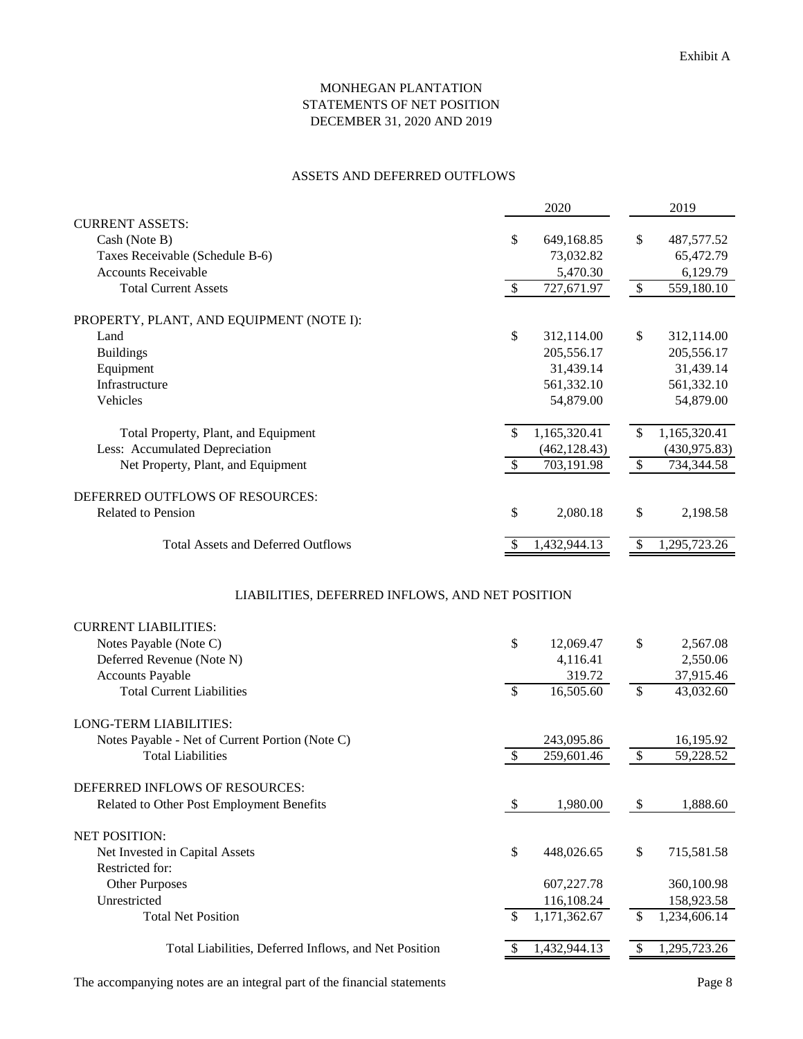Exhibit A

# MONHEGAN PLANTATION
## STATEMENTS OF NET POSITION
## DECEMBER 31, 2020 AND 2019

### ASSETS AND DEFERRED OUTFLOWS

| | 2020 | 2019 |
|---|---|---|
| **CURRENT ASSETS:** | | |
| Cash (Note B) | $ 649,168.85 | $ 487,577.52 |
| Taxes Receivable (Schedule B-6) | 73,032.82 | 65,472.79 |
| Accounts Receivable | 5,470.30 | 6,129.79 |
| Total Current Assets | $ 727,671.97 | $ 559,180.10 |
| **PROPERTY, PLANT, AND EQUIPMENT (NOTE I):** | | |
| Land | $ 312,114.00 | $ 312,114.00 |
| Buildings | 205,556.17 | 205,556.17 |
| Equipment | 31,439.14 | 31,439.14 |
| Infrastructure | 561,332.10 | 561,332.10 |
| Vehicles | 54,879.00 | 54,879.00 |
| Total Property, Plant, and Equipment | $ 1,165,320.41 | $ 1,165,320.41 |
| Less: Accumulated Depreciation | (462,128.43) | (430,975.83) |
| Net Property, Plant, and Equipment | $ 703,191.98 | $ 734,344.58 |
| **DEFERRED OUTFLOWS OF RESOURCES:** | | |
| Related to Pension | $ 2,080.18 | $ 2,198.58 |
| Total Assets and Deferred Outflows | $ 1,432,944.13 | $ 1,295,723.26 |

### LIABILITIES, DEFERRED INFLOWS, AND NET POSITION

| | 2020 | 2019 |
|---|---|---|
| **CURRENT LIABILITIES:** | | |
| Notes Payable (Note C) | $ 12,069.47 | $ 2,567.08 |
| Deferred Revenue (Note N) | 4,116.41 | 2,550.06 |
| Accounts Payable | 319.72 | 37,915.46 |
| Total Current Liabilities | $ 16,505.60 | $ 43,032.60 |
| **LONG-TERM LIABILITIES:** | | |
| Notes Payable - Net of Current Portion (Note C) | 243,095.86 | 16,195.92 |
| Total Liabilities | $ 259,601.46 | $ 59,228.52 |
| **DEFERRED INFLOWS OF RESOURCES:** | | |
| Related to Other Post Employment Benefits | $ 1,980.00 | $ 1,888.60 |
| **NET POSITION:** | | |
| Net Invested in Capital Assets | $ 448,026.65 | $ 715,581.58 |
| Restricted for: | | |
| Other Purposes | 607,227.78 | 360,100.98 |
| Unrestricted | 116,108.24 | 158,923.58 |
| Total Net Position | $ 1,171,362.67 | $ 1,234,606.14 |
| Total Liabilities, Deferred Inflows, and Net Position | $ 1,432,944.13 | $ 1,295,723.26 |

The accompanying notes are an integral part of the financial statements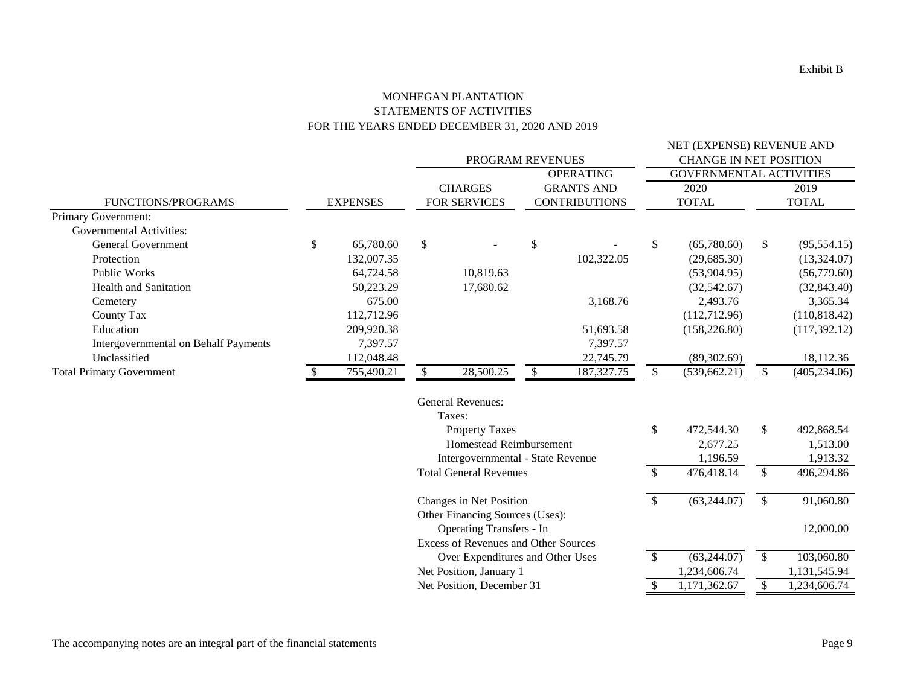Exhibit B

# MONHEGAN PLANTATION
## STATEMENTS OF ACTIVITIES
### FOR THE YEARS ENDED DECEMBER 31, 2020 AND 2019

| FUNCTIONS/PROGRAMS | EXPENSES | PROGRAM REVENUES: CHARGES FOR SERVICES | PROGRAM REVENUES: OPERATING GRANTS AND CONTRIBUTIONS | NET (EXPENSE) REVENUE AND CHANGE IN NET POSITION – GOVERNMENTAL ACTIVITIES: 2020 TOTAL | NET (EXPENSE) REVENUE AND CHANGE IN NET POSITION – GOVERNMENTAL ACTIVITIES: 2019 TOTAL |
|---|---|---|---|---|---|
| Primary Government: | | | | | |
| Governmental Activities: | | | | | |
| General Government | $ 65,780.60 | $ - | $ - | $ (65,780.60) | $ (95,554.15) |
| Protection | 132,007.35 | | 102,322.05 | (29,685.30) | (13,324.07) |
| Public Works | 64,724.58 | 10,819.63 | | (53,904.95) | (56,779.60) |
| Health and Sanitation | 50,223.29 | 17,680.62 | | (32,542.67) | (32,843.40) |
| Cemetery | 675.00 | | 3,168.76 | 2,493.76 | 3,365.34 |
| County Tax | 112,712.96 | | | (112,712.96) | (110,818.42) |
| Education | 209,920.38 | | 51,693.58 | (158,226.80) | (117,392.12) |
| Intergovernmental on Behalf Payments | 7,397.57 | | 7,397.57 | | |
| Unclassified | 112,048.48 | | 22,745.79 | (89,302.69) | 18,112.36 |
| Total Primary Government | $ 755,490.21 | $ 28,500.25 | $ 187,327.75 | $ (539,662.21) | $ (405,234.06) |
| | | General Revenues: | | | |
| | | Taxes: | | | |
| | | Property Taxes | | $ 472,544.30 | $ 492,868.54 |
| | | Homestead Reimbursement | | 2,677.25 | 1,513.00 |
| | | Intergovernmental - State Revenue | | 1,196.59 | 1,913.32 |
| | | Total General Revenues | | $ 476,418.14 | $ 496,294.86 |
| | | Changes in Net Position | | $ (63,244.07) | $ 91,060.80 |
| | | Other Financing Sources (Uses): | | | |
| | | Operating Transfers - In | | | 12,000.00 |
| | | Excess of Revenues and Other Sources Over Expenditures and Other Uses | | $ (63,244.07) | $ 103,060.80 |
| | | Net Position, January 1 | | 1,234,606.74 | 1,131,545.94 |
| | | Net Position, December 31 | | $ 1,171,362.67 | $ 1,234,606.74 |

The accompanying notes are an integral part of the financial statements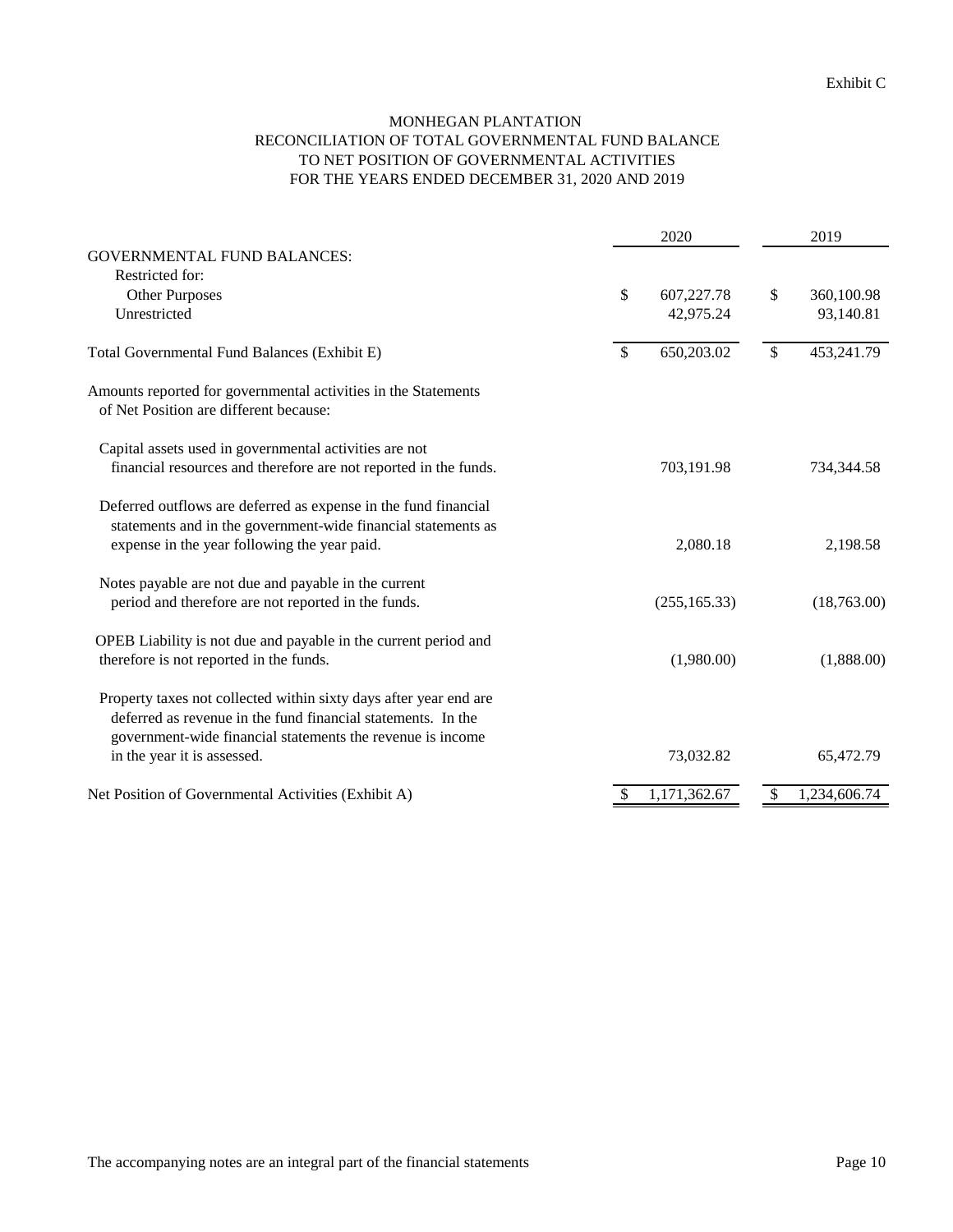Exhibit C

# MONHEGAN PLANTATION
## RECONCILIATION OF TOTAL GOVERNMENTAL FUND BALANCE TO NET POSITION OF GOVERNMENTAL ACTIVITIES
### FOR THE YEARS ENDED DECEMBER 31, 2020 AND 2019

| | 2020 | 2019 |
|---|---|---|
| GOVERNMENTAL FUND BALANCES: | | |
| Restricted for: | | |
| Other Purposes | $ 607,227.78 | $ 360,100.98 |
| Unrestricted | 42,975.24 | 93,140.81 |
| Total Governmental Fund Balances (Exhibit E) | $ 650,203.02 | $ 453,241.79 |
| Amounts reported for governmental activities in the Statements of Net Position are different because: | | |
| Capital assets used in governmental activities are not financial resources and therefore are not reported in the funds. | 703,191.98 | 734,344.58 |
| Deferred outflows are deferred as expense in the fund financial statements and in the government-wide financial statements as expense in the year following the year paid. | 2,080.18 | 2,198.58 |
| Notes payable are not due and payable in the current period and therefore are not reported in the funds. | (255,165.33) | (18,763.00) |
| OPEB Liability is not due and payable in the current period and therefore is not reported in the funds. | (1,980.00) | (1,888.00) |
| Property taxes not collected within sixty days after year end are deferred as revenue in the fund financial statements. In the government-wide financial statements the revenue is income in the year it is assessed. | 73,032.82 | 65,472.79 |
| Net Position of Governmental Activities (Exhibit A) | $ 1,171,362.67 | $ 1,234,606.74 |

The accompanying notes are an integral part of the financial statements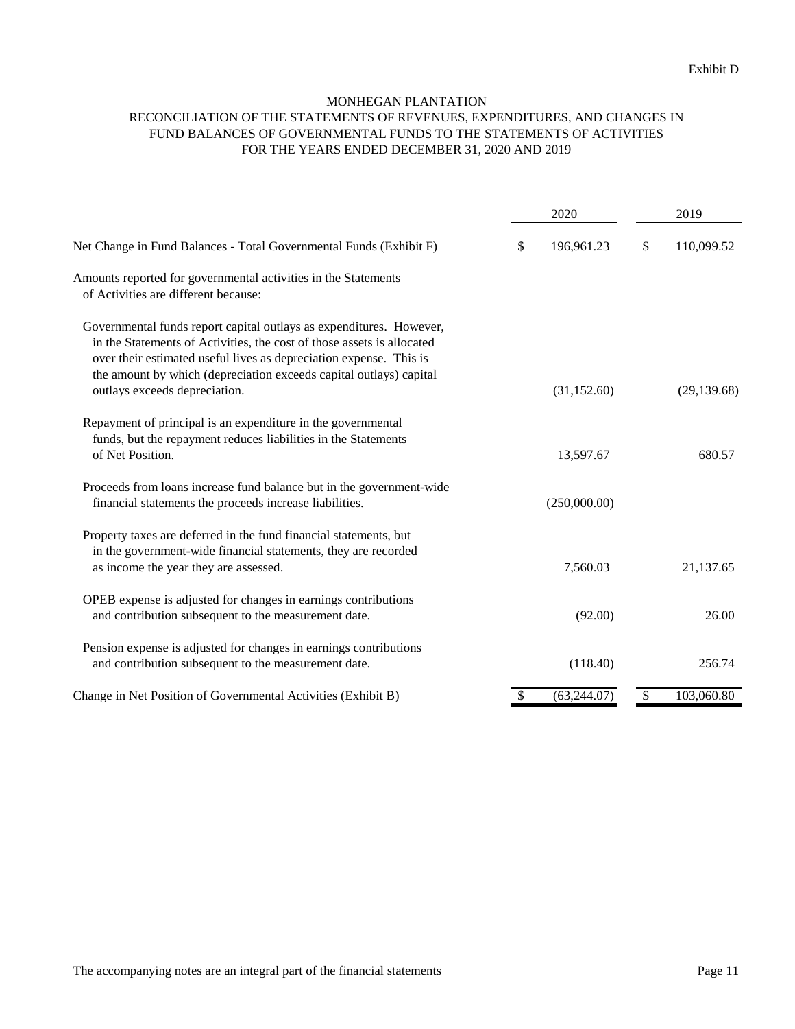Exhibit D

# MONHEGAN PLANTATION

## RECONCILIATION OF THE STATEMENTS OF REVENUES, EXPENDITURES, AND CHANGES IN FUND BALANCES OF GOVERNMENTAL FUNDS TO THE STATEMENTS OF ACTIVITIES

### FOR THE YEARS ENDED DECEMBER 31, 2020 AND 2019

| | 2020 | 2019 |
|---|---|---|
| Net Change in Fund Balances - Total Governmental Funds (Exhibit F) | $ 196,961.23 | $ 110,099.52 |
| Amounts reported for governmental activities in the Statements of Activities are different because: | | |
| Governmental funds report capital outlays as expenditures. However, in the Statements of Activities, the cost of those assets is allocated over their estimated useful lives as depreciation expense. This is the amount by which (depreciation exceeds capital outlays) capital outlays exceeds depreciation. | (31,152.60) | (29,139.68) |
| Repayment of principal is an expenditure in the governmental funds, but the repayment reduces liabilities in the Statements of Net Position. | 13,597.67 | 680.57 |
| Proceeds from loans increase fund balance but in the government-wide financial statements the proceeds increase liabilities. | (250,000.00) | |
| Property taxes are deferred in the fund financial statements, but in the government-wide financial statements, they are recorded as income the year they are assessed. | 7,560.03 | 21,137.65 |
| OPEB expense is adjusted for changes in earnings contributions and contribution subsequent to the measurement date. | (92.00) | 26.00 |
| Pension expense is adjusted for changes in earnings contributions and contribution subsequent to the measurement date. | (118.40) | 256.74 |
| Change in Net Position of Governmental Activities (Exhibit B) | $ (63,244.07) | $ 103,060.80 |

The accompanying notes are an integral part of the financial statements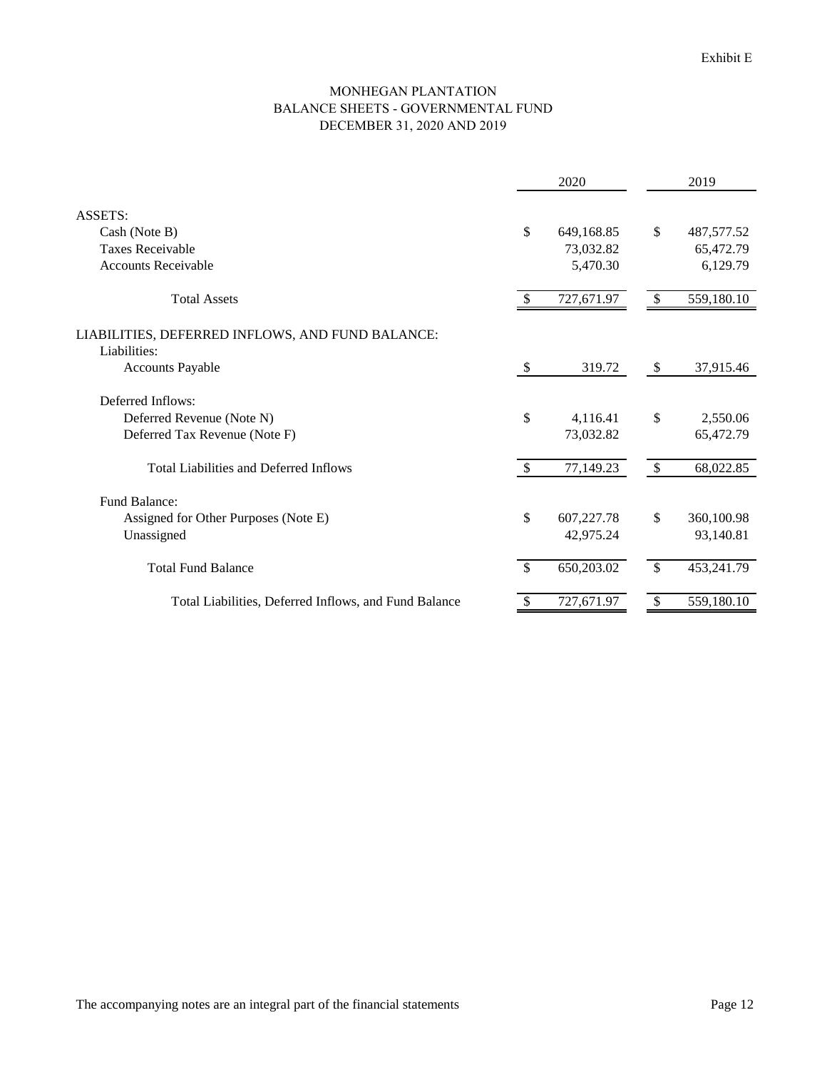Exhibit E

# MONHEGAN PLANTATION
## BALANCE SHEETS - GOVERNMENTAL FUND
## DECEMBER 31, 2020 AND 2019

| | 2020 | 2019 |
|---|---|---|
| ASSETS: | | |
| Cash (Note B) | $ 649,168.85 | $ 487,577.52 |
| Taxes Receivable | 73,032.82 | 65,472.79 |
| Accounts Receivable | 5,470.30 | 6,129.79 |
| Total Assets | $ 727,671.97 | $ 559,180.10 |
| LIABILITIES, DEFERRED INFLOWS, AND FUND BALANCE: | | |
| Liabilities: | | |
| Accounts Payable | $ 319.72 | $ 37,915.46 |
| Deferred Inflows: | | |
| Deferred Revenue (Note N) | $ 4,116.41 | $ 2,550.06 |
| Deferred Tax Revenue (Note F) | 73,032.82 | 65,472.79 |
| Total Liabilities and Deferred Inflows | $ 77,149.23 | $ 68,022.85 |
| Fund Balance: | | |
| Assigned for Other Purposes (Note E) | $ 607,227.78 | $ 360,100.98 |
| Unassigned | 42,975.24 | 93,140.81 |
| Total Fund Balance | $ 650,203.02 | $ 453,241.79 |
| Total Liabilities, Deferred Inflows, and Fund Balance | $ 727,671.97 | $ 559,180.10 |

The accompanying notes are an integral part of the financial statements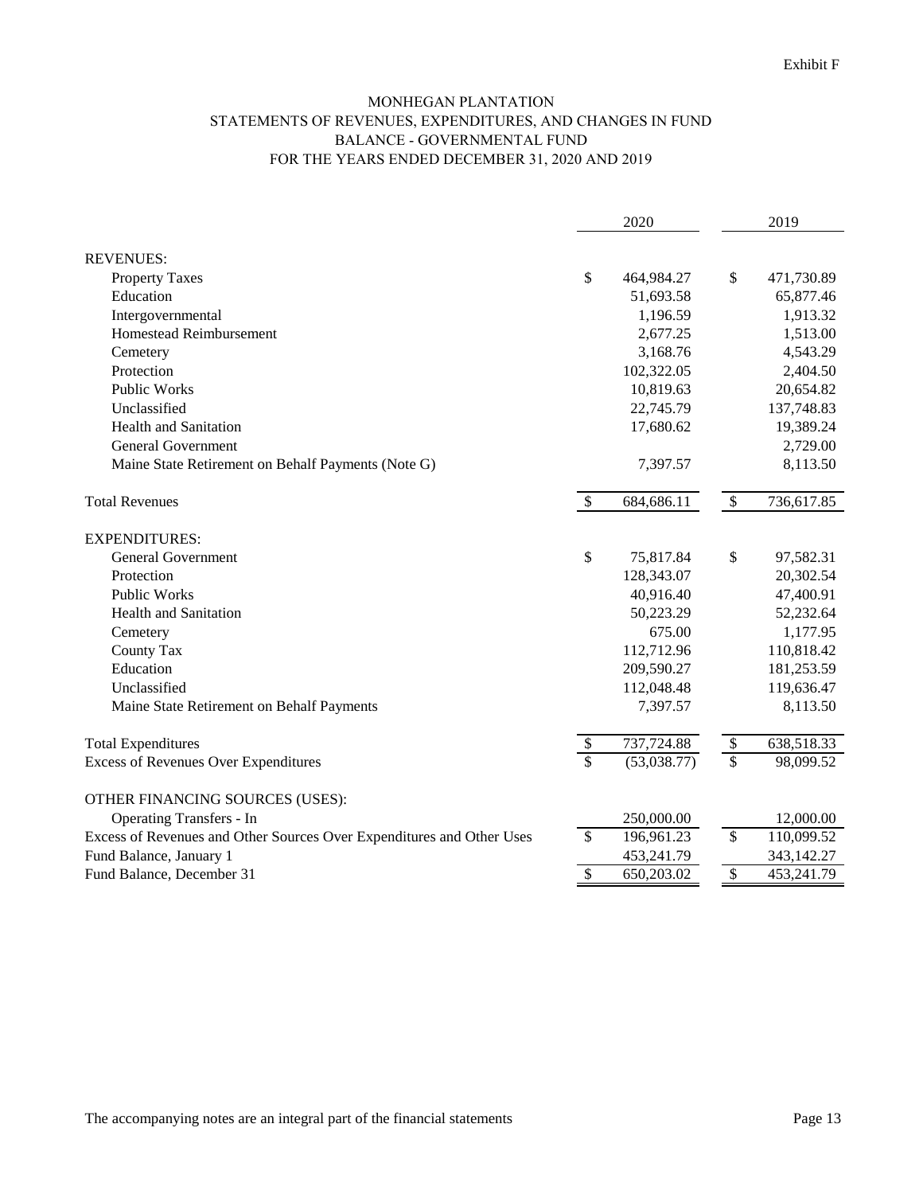Exhibit F

# MONHEGAN PLANTATION
## STATEMENTS OF REVENUES, EXPENDITURES, AND CHANGES IN FUND BALANCE - GOVERNMENTAL FUND
### FOR THE YEARS ENDED DECEMBER 31, 2020 AND 2019

| | 2020 | 2019 |
|---|---|---|
| **REVENUES:** | | |
| Property Taxes | $ 464,984.27 | $ 471,730.89 |
| Education | 51,693.58 | 65,877.46 |
| Intergovernmental | 1,196.59 | 1,913.32 |
| Homestead Reimbursement | 2,677.25 | 1,513.00 |
| Cemetery | 3,168.76 | 4,543.29 |
| Protection | 102,322.05 | 2,404.50 |
| Public Works | 10,819.63 | 20,654.82 |
| Unclassified | 22,745.79 | 137,748.83 |
| Health and Sanitation | 17,680.62 | 19,389.24 |
| General Government | | 2,729.00 |
| Maine State Retirement on Behalf Payments (Note G) | 7,397.57 | 8,113.50 |
| Total Revenues | $ 684,686.11 | $ 736,617.85 |
| **EXPENDITURES:** | | |
| General Government | $ 75,817.84 | $ 97,582.31 |
| Protection | 128,343.07 | 20,302.54 |
| Public Works | 40,916.40 | 47,400.91 |
| Health and Sanitation | 50,223.29 | 52,232.64 |
| Cemetery | 675.00 | 1,177.95 |
| County Tax | 112,712.96 | 110,818.42 |
| Education | 209,590.27 | 181,253.59 |
| Unclassified | 112,048.48 | 119,636.47 |
| Maine State Retirement on Behalf Payments | 7,397.57 | 8,113.50 |
| Total Expenditures | $ 737,724.88 | $ 638,518.33 |
| Excess of Revenues Over Expenditures | $ (53,038.77) | $ 98,099.52 |
| **OTHER FINANCING SOURCES (USES):** | | |
| Operating Transfers - In | 250,000.00 | 12,000.00 |
| Excess of Revenues and Other Sources Over Expenditures and Other Uses | $ 196,961.23 | $ 110,099.52 |
| Fund Balance, January 1 | 453,241.79 | 343,142.27 |
| Fund Balance, December 31 | $ 650,203.02 | $ 453,241.79 |

The accompanying notes are an integral part of the financial statements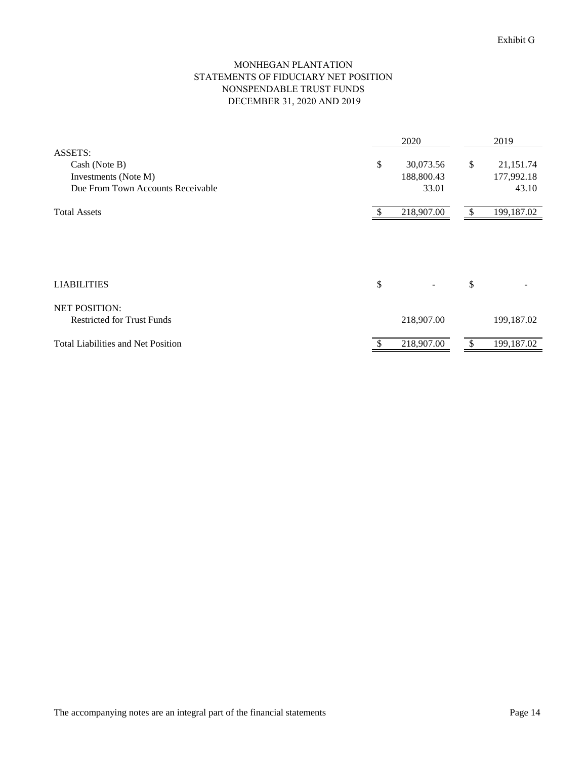Exhibit G

# MONHEGAN PLANTATION
## STATEMENTS OF FIDUCIARY NET POSITION
## NONSPENDABLE TRUST FUNDS
## DECEMBER 31, 2020 AND 2019

| | 2020 | 2019 |
|---|---|---|
| ASSETS: | | |
| Cash (Note B) | $ 30,073.56 | $ 21,151.74 |
| Investments (Note M) | 188,800.43 | 177,992.18 |
| Due From Town Accounts Receivable | 33.01 | 43.10 |
| Total Assets | $ 218,907.00 | $ 199,187.02 |
| | | |
| LIABILITIES | $ - | $ - |
| NET POSITION: | | |
| Restricted for Trust Funds | 218,907.00 | 199,187.02 |
| Total Liabilities and Net Position | $ 218,907.00 | $ 199,187.02 |

The accompanying notes are an integral part of the financial statements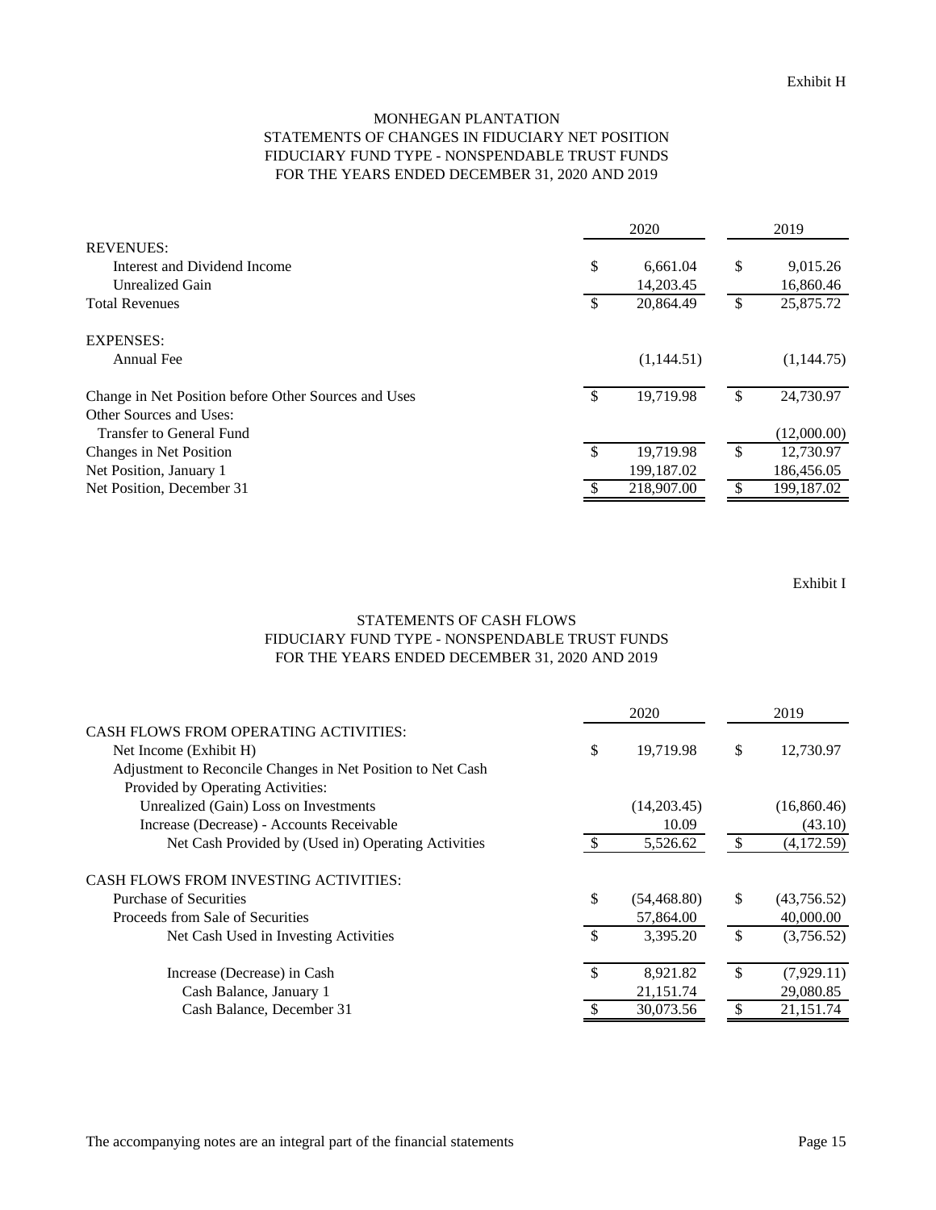Exhibit H

# MONHEGAN PLANTATION
## STATEMENTS OF CHANGES IN FIDUCIARY NET POSITION
## FIDUCIARY FUND TYPE - NONSPENDABLE TRUST FUNDS
## FOR THE YEARS ENDED DECEMBER 31, 2020 AND 2019

| | 2020 | 2019 |
|---|---|---|
| REVENUES: | | |
| Interest and Dividend Income | $ 6,661.04 | $ 9,015.26 |
| Unrealized Gain | 14,203.45 | 16,860.46 |
| Total Revenues | $ 20,864.49 | $ 25,875.72 |
| | | |
| EXPENSES: | | |
| Annual Fee | (1,144.51) | (1,144.75) |
| | | |
| Change in Net Position before Other Sources and Uses | $ 19,719.98 | $ 24,730.97 |
| Other Sources and Uses: | | |
| Transfer to General Fund | | (12,000.00) |
| Changes in Net Position | $ 19,719.98 | $ 12,730.97 |
| Net Position, January 1 | 199,187.02 | 186,456.05 |
| Net Position, December 31 | $ 218,907.00 | $ 199,187.02 |

Exhibit I

## STATEMENTS OF CASH FLOWS
## FIDUCIARY FUND TYPE - NONSPENDABLE TRUST FUNDS
## FOR THE YEARS ENDED DECEMBER 31, 2020 AND 2019

| | 2020 | 2019 |
|---|---|---|
| CASH FLOWS FROM OPERATING ACTIVITIES: | | |
| Net Income (Exhibit H) | $ 19,719.98 | $ 12,730.97 |
| Adjustment to Reconcile Changes in Net Position to Net Cash Provided by Operating Activities: | | |
| Unrealized (Gain) Loss on Investments | (14,203.45) | (16,860.46) |
| Increase (Decrease) - Accounts Receivable | 10.09 | (43.10) |
| Net Cash Provided by (Used in) Operating Activities | $ 5,526.62 | $ (4,172.59) |
| | | |
| CASH FLOWS FROM INVESTING ACTIVITIES: | | |
| Purchase of Securities | $ (54,468.80) | $ (43,756.52) |
| Proceeds from Sale of Securities | 57,864.00 | 40,000.00 |
| Net Cash Used in Investing Activities | $ 3,395.20 | $ (3,756.52) |
| | | |
| Increase (Decrease) in Cash | $ 8,921.82 | $ (7,929.11) |
| Cash Balance, January 1 | 21,151.74 | 29,080.85 |
| Cash Balance, December 31 | $ 30,073.56 | $ 21,151.74 |

The accompanying notes are an integral part of the financial statements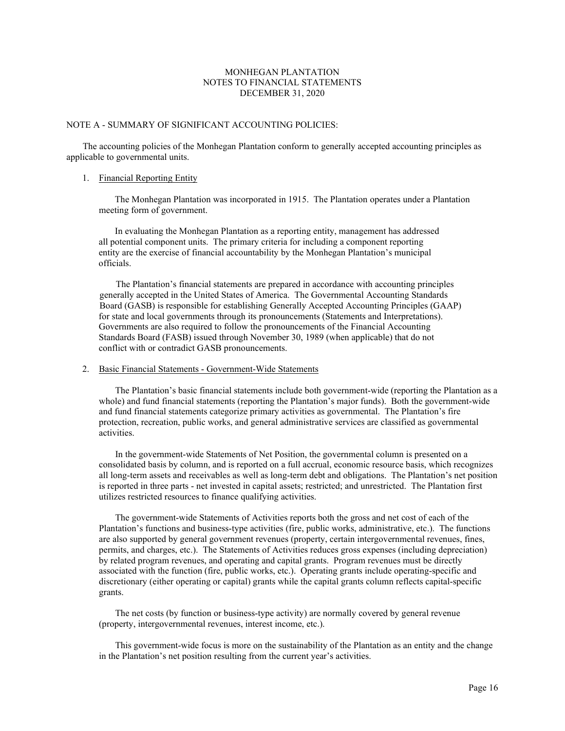# MONHEGAN PLANTATION
## NOTES TO FINANCIAL STATEMENTS
## DECEMBER 31, 2020

### NOTE A - SUMMARY OF SIGNIFICANT ACCOUNTING POLICIES:

The accounting policies of the Monhegan Plantation conform to generally accepted accounting principles as applicable to governmental units.

1. Financial Reporting Entity

   The Monhegan Plantation was incorporated in 1915. The Plantation operates under a Plantation meeting form of government.

   In evaluating the Monhegan Plantation as a reporting entity, management has addressed all potential component units. The primary criteria for including a component reporting entity are the exercise of financial accountability by the Monhegan Plantation's municipal officials.

   The Plantation's financial statements are prepared in accordance with accounting principles generally accepted in the United States of America. The Governmental Accounting Standards Board (GASB) is responsible for establishing Generally Accepted Accounting Principles (GAAP) for state and local governments through its pronouncements (Statements and Interpretations). Governments are also required to follow the pronouncements of the Financial Accounting Standards Board (FASB) issued through November 30, 1989 (when applicable) that do not conflict with or contradict GASB pronouncements.

2. Basic Financial Statements - Government-Wide Statements

   The Plantation's basic financial statements include both government-wide (reporting the Plantation as a whole) and fund financial statements (reporting the Plantation's major funds). Both the government-wide and fund financial statements categorize primary activities as governmental. The Plantation's fire protection, recreation, public works, and general administrative services are classified as governmental activities.

   In the government-wide Statements of Net Position, the governmental column is presented on a consolidated basis by column, and is reported on a full accrual, economic resource basis, which recognizes all long-term assets and receivables as well as long-term debt and obligations. The Plantation's net position is reported in three parts - net invested in capital assets; restricted; and unrestricted. The Plantation first utilizes restricted resources to finance qualifying activities.

   The government-wide Statements of Activities reports both the gross and net cost of each of the Plantation's functions and business-type activities (fire, public works, administrative, etc.). The functions are also supported by general government revenues (property, certain intergovernmental revenues, fines, permits, and charges, etc.). The Statements of Activities reduces gross expenses (including depreciation) by related program revenues, and operating and capital grants. Program revenues must be directly associated with the function (fire, public works, etc.). Operating grants include operating-specific and discretionary (either operating or capital) grants while the capital grants column reflects capital-specific grants.

   The net costs (by function or business-type activity) are normally covered by general revenue (property, intergovernmental revenues, interest income, etc.).

   This government-wide focus is more on the sustainability of the Plantation as an entity and the change in the Plantation's net position resulting from the current year's activities.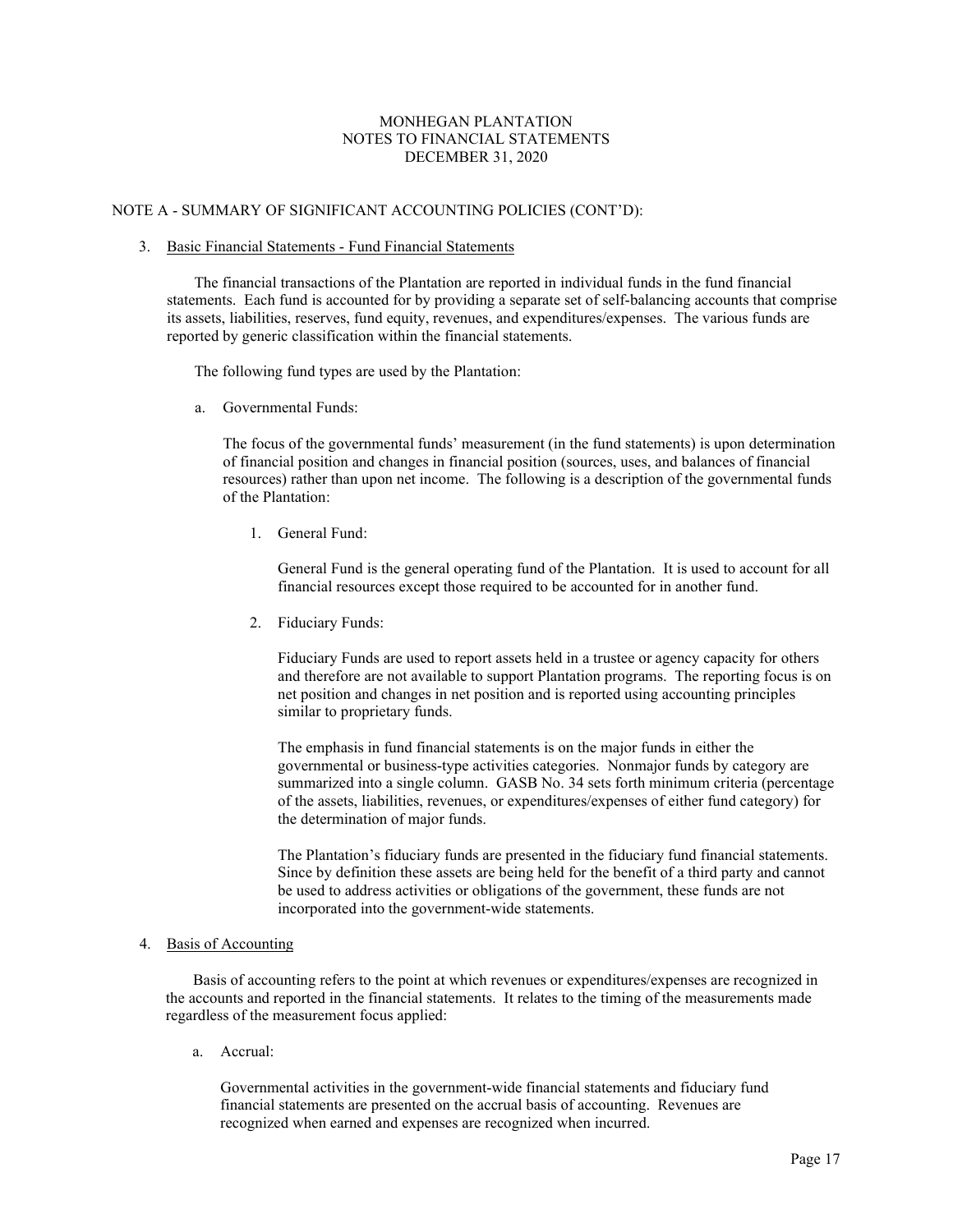# MONHEGAN PLANTATION
# NOTES TO FINANCIAL STATEMENTS
# DECEMBER 31, 2020

NOTE A - SUMMARY OF SIGNIFICANT ACCOUNTING POLICIES (CONT'D):

3. Basic Financial Statements - Fund Financial Statements

The financial transactions of the Plantation are reported in individual funds in the fund financial statements. Each fund is accounted for by providing a separate set of self-balancing accounts that comprise its assets, liabilities, reserves, fund equity, revenues, and expenditures/expenses. The various funds are reported by generic classification within the financial statements.

The following fund types are used by the Plantation:

a. Governmental Funds:

The focus of the governmental funds' measurement (in the fund statements) is upon determination of financial position and changes in financial position (sources, uses, and balances of financial resources) rather than upon net income. The following is a description of the governmental funds of the Plantation:

1. General Fund:

General Fund is the general operating fund of the Plantation. It is used to account for all financial resources except those required to be accounted for in another fund.

2. Fiduciary Funds:

Fiduciary Funds are used to report assets held in a trustee or agency capacity for others and therefore are not available to support Plantation programs. The reporting focus is on net position and changes in net position and is reported using accounting principles similar to proprietary funds.

The emphasis in fund financial statements is on the major funds in either the governmental or business-type activities categories. Nonmajor funds by category are summarized into a single column. GASB No. 34 sets forth minimum criteria (percentage of the assets, liabilities, revenues, or expenditures/expenses of either fund category) for the determination of major funds.

The Plantation's fiduciary funds are presented in the fiduciary fund financial statements. Since by definition these assets are being held for the benefit of a third party and cannot be used to address activities or obligations of the government, these funds are not incorporated into the government-wide statements.

4. Basis of Accounting

Basis of accounting refers to the point at which revenues or expenditures/expenses are recognized in the accounts and reported in the financial statements. It relates to the timing of the measurements made regardless of the measurement focus applied:

a. Accrual:

Governmental activities in the government-wide financial statements and fiduciary fund financial statements are presented on the accrual basis of accounting. Revenues are recognized when earned and expenses are recognized when incurred.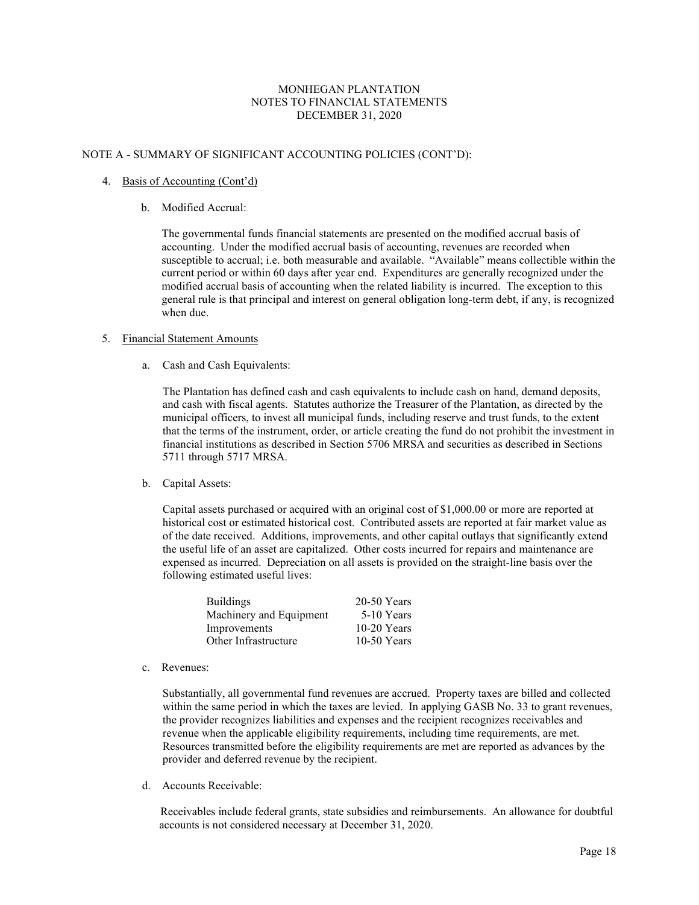## NOTE A - SUMMARY OF SIGNIFICANT ACCOUNTING POLICIES (CONT'D):

4. Basis of Accounting (Cont'd)

   b. Modified Accrual:

      The governmental funds financial statements are presented on the modified accrual basis of accounting. Under the modified accrual basis of accounting, revenues are recorded when susceptible to accrual; i.e. both measurable and available. "Available" means collectible within the current period or within 60 days after year end. Expenditures are generally recognized under the modified accrual basis of accounting when the related liability is incurred. The exception to this general rule is that principal and interest on general obligation long-term debt, if any, is recognized when due.

5. Financial Statement Amounts

   a. Cash and Cash Equivalents:

      The Plantation has defined cash and cash equivalents to include cash on hand, demand deposits, and cash with fiscal agents. Statutes authorize the Treasurer of the Plantation, as directed by the municipal officers, to invest all municipal funds, including reserve and trust funds, to the extent that the terms of the instrument, order, or article creating the fund do not prohibit the investment in financial institutions as described in Section 5706 MRSA and securities as described in Sections 5711 through 5717 MRSA.

   b. Capital Assets:

      Capital assets purchased or acquired with an original cost of $1,000.00 or more are reported at historical cost or estimated historical cost. Contributed assets are reported at fair market value as of the date received. Additions, improvements, and other capital outlays that significantly extend the useful life of an asset are capitalized. Other costs incurred for repairs and maintenance are expensed as incurred. Depreciation on all assets is provided on the straight-line basis over the following estimated useful lives:

| | |
|---|---|
| Buildings | 20-50 Years |
| Machinery and Equipment | 5-10 Years |
| Improvements | 10-20 Years |
| Other Infrastructure | 10-50 Years |

   c. Revenues:

      Substantially, all governmental fund revenues are accrued. Property taxes are billed and collected within the same period in which the taxes are levied. In applying GASB No. 33 to grant revenues, the provider recognizes liabilities and expenses and the recipient recognizes receivables and revenue when the applicable eligibility requirements, including time requirements, are met. Resources transmitted before the eligibility requirements are met are reported as advances by the provider and deferred revenue by the recipient.

   d. Accounts Receivable:

      Receivables include federal grants, state subsidies and reimbursements. An allowance for doubtful accounts is not considered necessary at December 31, 2020.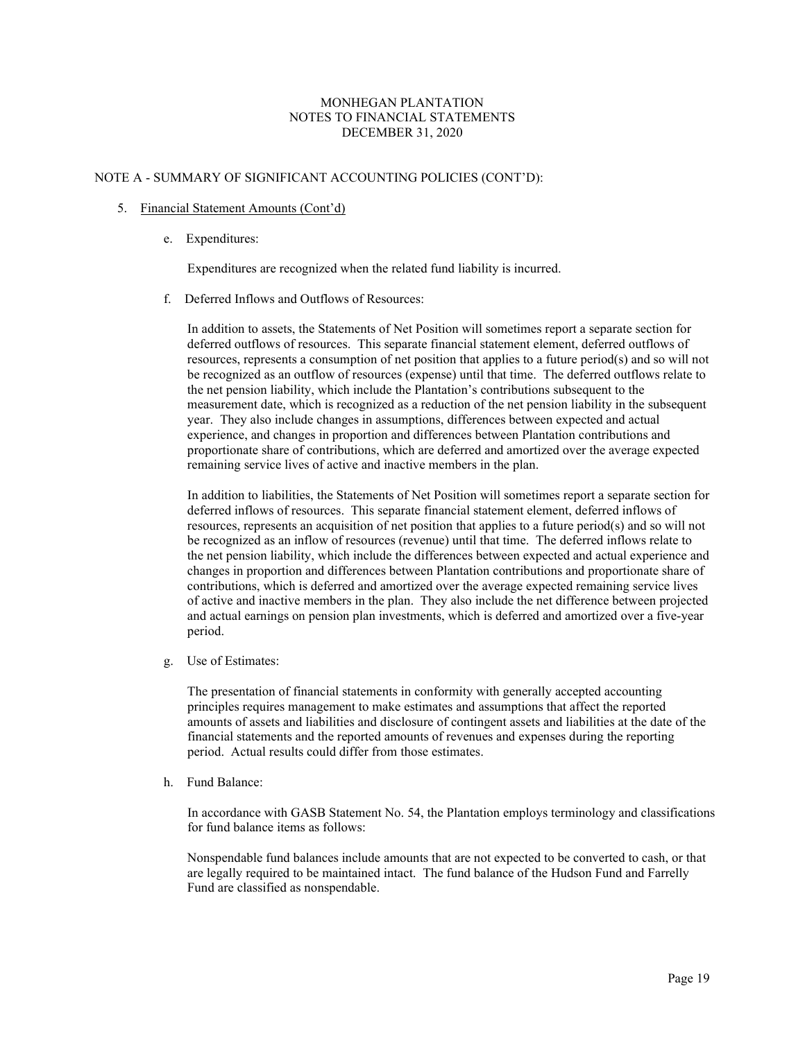NOTE A - SUMMARY OF SIGNIFICANT ACCOUNTING POLICIES (CONT'D):

5. Financial Statement Amounts (Cont'd)

   e. Expenditures:

      Expenditures are recognized when the related fund liability is incurred.

   f. Deferred Inflows and Outflows of Resources:

      In addition to assets, the Statements of Net Position will sometimes report a separate section for deferred outflows of resources. This separate financial statement element, deferred outflows of resources, represents a consumption of net position that applies to a future period(s) and so will not be recognized as an outflow of resources (expense) until that time. The deferred outflows relate to the net pension liability, which include the Plantation's contributions subsequent to the measurement date, which is recognized as a reduction of the net pension liability in the subsequent year. They also include changes in assumptions, differences between expected and actual experience, and changes in proportion and differences between Plantation contributions and proportionate share of contributions, which are deferred and amortized over the average expected remaining service lives of active and inactive members in the plan.

      In addition to liabilities, the Statements of Net Position will sometimes report a separate section for deferred inflows of resources. This separate financial statement element, deferred inflows of resources, represents an acquisition of net position that applies to a future period(s) and so will not be recognized as an inflow of resources (revenue) until that time. The deferred inflows relate to the net pension liability, which include the differences between expected and actual experience and changes in proportion and differences between Plantation contributions and proportionate share of contributions, which is deferred and amortized over the average expected remaining service lives of active and inactive members in the plan. They also include the net difference between projected and actual earnings on pension plan investments, which is deferred and amortized over a five-year period.

   g. Use of Estimates:

      The presentation of financial statements in conformity with generally accepted accounting principles requires management to make estimates and assumptions that affect the reported amounts of assets and liabilities and disclosure of contingent assets and liabilities at the date of the financial statements and the reported amounts of revenues and expenses during the reporting period. Actual results could differ from those estimates.

   h. Fund Balance:

      In accordance with GASB Statement No. 54, the Plantation employs terminology and classifications for fund balance items as follows:

      Nonspendable fund balances include amounts that are not expected to be converted to cash, or that are legally required to be maintained intact. The fund balance of the Hudson Fund and Farrelly Fund are classified as nonspendable.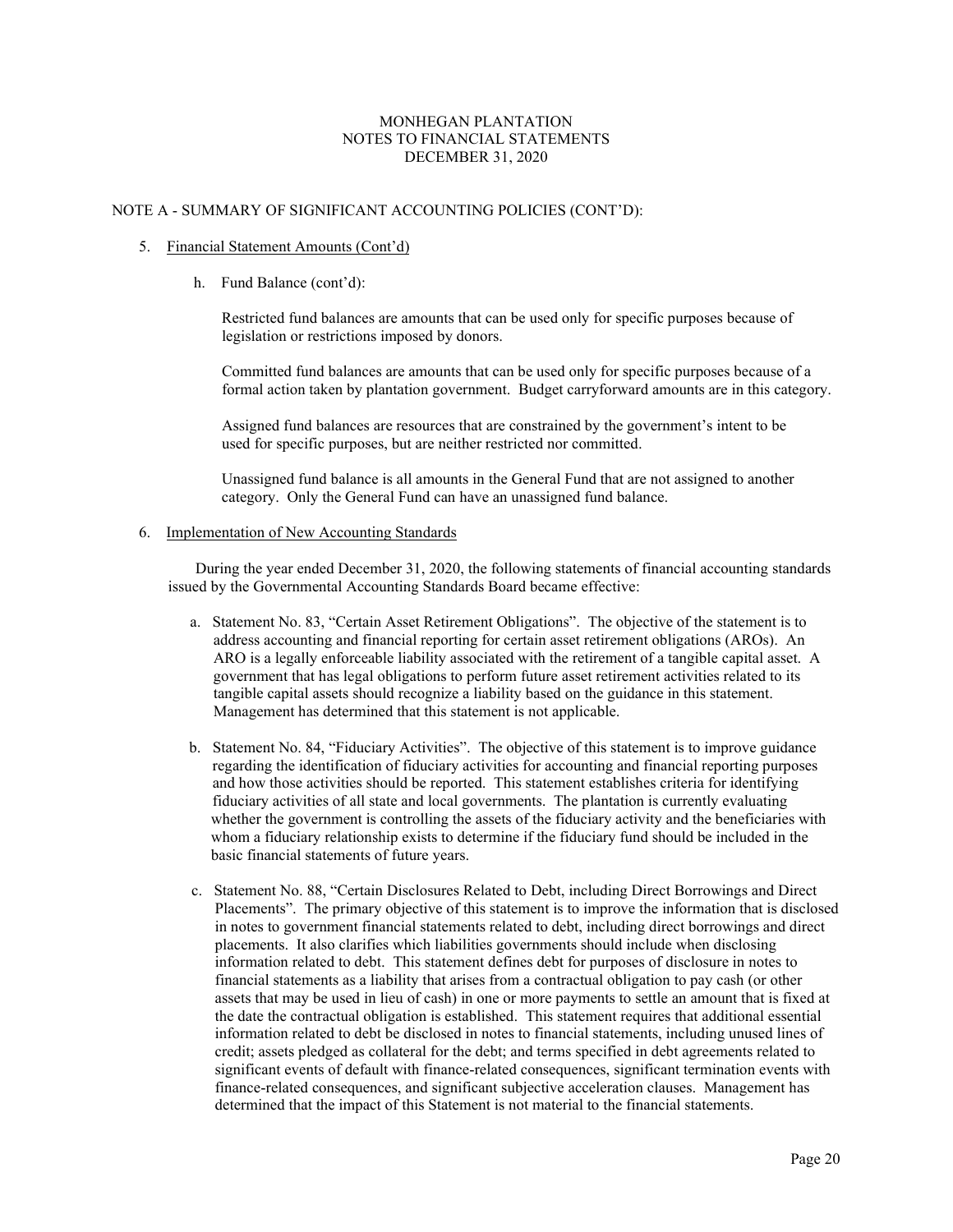MONHEGAN PLANTATION
NOTES TO FINANCIAL STATEMENTS
DECEMBER 31, 2020

## NOTE A - SUMMARY OF SIGNIFICANT ACCOUNTING POLICIES (CONT'D):

5. Financial Statement Amounts (Cont'd)

   h. Fund Balance (cont'd):

      Restricted fund balances are amounts that can be used only for specific purposes because of legislation or restrictions imposed by donors.

      Committed fund balances are amounts that can be used only for specific purposes because of a formal action taken by plantation government. Budget carryforward amounts are in this category.

      Assigned fund balances are resources that are constrained by the government's intent to be used for specific purposes, but are neither restricted nor committed.

      Unassigned fund balance is all amounts in the General Fund that are not assigned to another category. Only the General Fund can have an unassigned fund balance.

6. Implementation of New Accounting Standards

   During the year ended December 31, 2020, the following statements of financial accounting standards issued by the Governmental Accounting Standards Board became effective:

   a. Statement No. 83, "Certain Asset Retirement Obligations". The objective of the statement is to address accounting and financial reporting for certain asset retirement obligations (AROs). An ARO is a legally enforceable liability associated with the retirement of a tangible capital asset. A government that has legal obligations to perform future asset retirement activities related to its tangible capital assets should recognize a liability based on the guidance in this statement. Management has determined that this statement is not applicable.

   b. Statement No. 84, "Fiduciary Activities". The objective of this statement is to improve guidance regarding the identification of fiduciary activities for accounting and financial reporting purposes and how those activities should be reported. This statement establishes criteria for identifying fiduciary activities of all state and local governments. The plantation is currently evaluating whether the government is controlling the assets of the fiduciary activity and the beneficiaries with whom a fiduciary relationship exists to determine if the fiduciary fund should be included in the basic financial statements of future years.

   c. Statement No. 88, "Certain Disclosures Related to Debt, including Direct Borrowings and Direct Placements". The primary objective of this statement is to improve the information that is disclosed in notes to government financial statements related to debt, including direct borrowings and direct placements. It also clarifies which liabilities governments should include when disclosing information related to debt. This statement defines debt for purposes of disclosure in notes to financial statements as a liability that arises from a contractual obligation to pay cash (or other assets that may be used in lieu of cash) in one or more payments to settle an amount that is fixed at the date the contractual obligation is established. This statement requires that additional essential information related to debt be disclosed in notes to financial statements, including unused lines of credit; assets pledged as collateral for the debt; and terms specified in debt agreements related to significant events of default with finance-related consequences, significant termination events with finance-related consequences, and significant subjective acceleration clauses. Management has determined that the impact of this Statement is not material to the financial statements.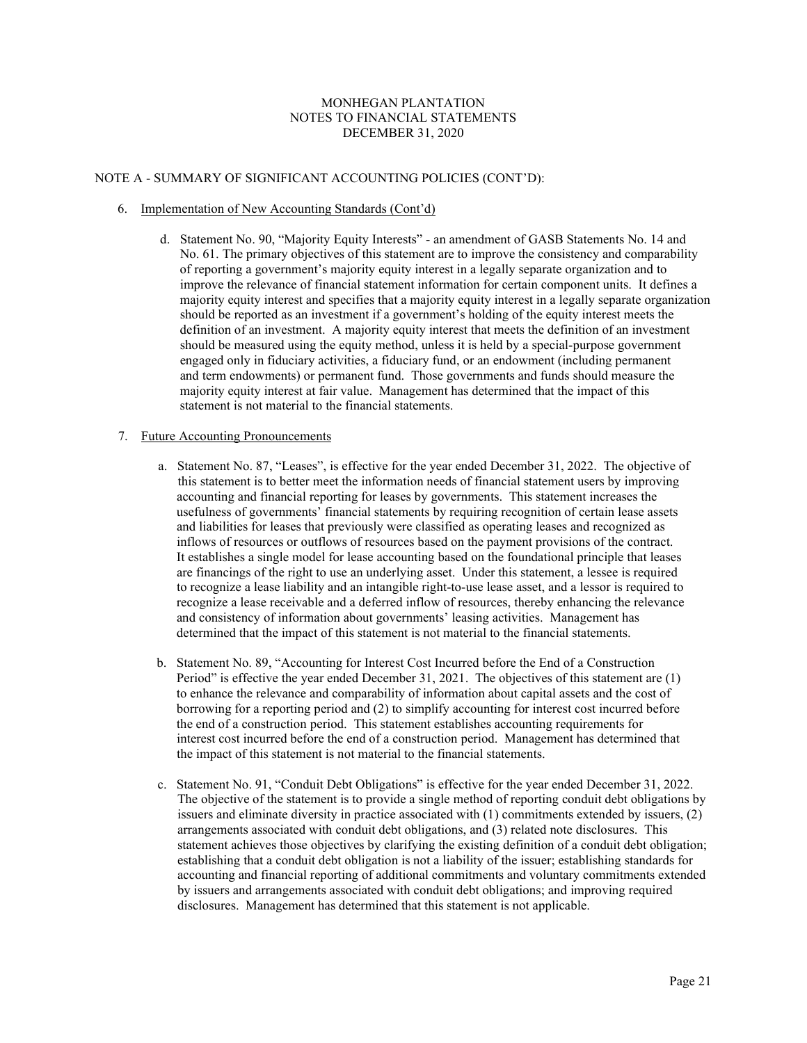## NOTE A - SUMMARY OF SIGNIFICANT ACCOUNTING POLICIES (CONT'D):

6. Implementation of New Accounting Standards (Cont'd)

   d. Statement No. 90, "Majority Equity Interests" - an amendment of GASB Statements No. 14 and No. 61. The primary objectives of this statement are to improve the consistency and comparability of reporting a government's majority equity interest in a legally separate organization and to improve the relevance of financial statement information for certain component units. It defines a majority equity interest and specifies that a majority equity interest in a legally separate organization should be reported as an investment if a government's holding of the equity interest meets the definition of an investment. A majority equity interest that meets the definition of an investment should be measured using the equity method, unless it is held by a special-purpose government engaged only in fiduciary activities, a fiduciary fund, or an endowment (including permanent and term endowments) or permanent fund. Those governments and funds should measure the majority equity interest at fair value. Management has determined that the impact of this statement is not material to the financial statements.

7. Future Accounting Pronouncements

   a. Statement No. 87, "Leases", is effective for the year ended December 31, 2022. The objective of this statement is to better meet the information needs of financial statement users by improving accounting and financial reporting for leases by governments. This statement increases the usefulness of governments' financial statements by requiring recognition of certain lease assets and liabilities for leases that previously were classified as operating leases and recognized as inflows of resources or outflows of resources based on the payment provisions of the contract. It establishes a single model for lease accounting based on the foundational principle that leases are financings of the right to use an underlying asset. Under this statement, a lessee is required to recognize a lease liability and an intangible right-to-use lease asset, and a lessor is required to recognize a lease receivable and a deferred inflow of resources, thereby enhancing the relevance and consistency of information about governments' leasing activities. Management has determined that the impact of this statement is not material to the financial statements.

   b. Statement No. 89, "Accounting for Interest Cost Incurred before the End of a Construction Period" is effective the year ended December 31, 2021. The objectives of this statement are (1) to enhance the relevance and comparability of information about capital assets and the cost of borrowing for a reporting period and (2) to simplify accounting for interest cost incurred before the end of a construction period. This statement establishes accounting requirements for interest cost incurred before the end of a construction period. Management has determined that the impact of this statement is not material to the financial statements.

   c. Statement No. 91, "Conduit Debt Obligations" is effective for the year ended December 31, 2022. The objective of the statement is to provide a single method of reporting conduit debt obligations by issuers and eliminate diversity in practice associated with (1) commitments extended by issuers, (2) arrangements associated with conduit debt obligations, and (3) related note disclosures. This statement achieves those objectives by clarifying the existing definition of a conduit debt obligation; establishing that a conduit debt obligation is not a liability of the issuer; establishing standards for accounting and financial reporting of additional commitments and voluntary commitments extended by issuers and arrangements associated with conduit debt obligations; and improving required disclosures. Management has determined that this statement is not applicable.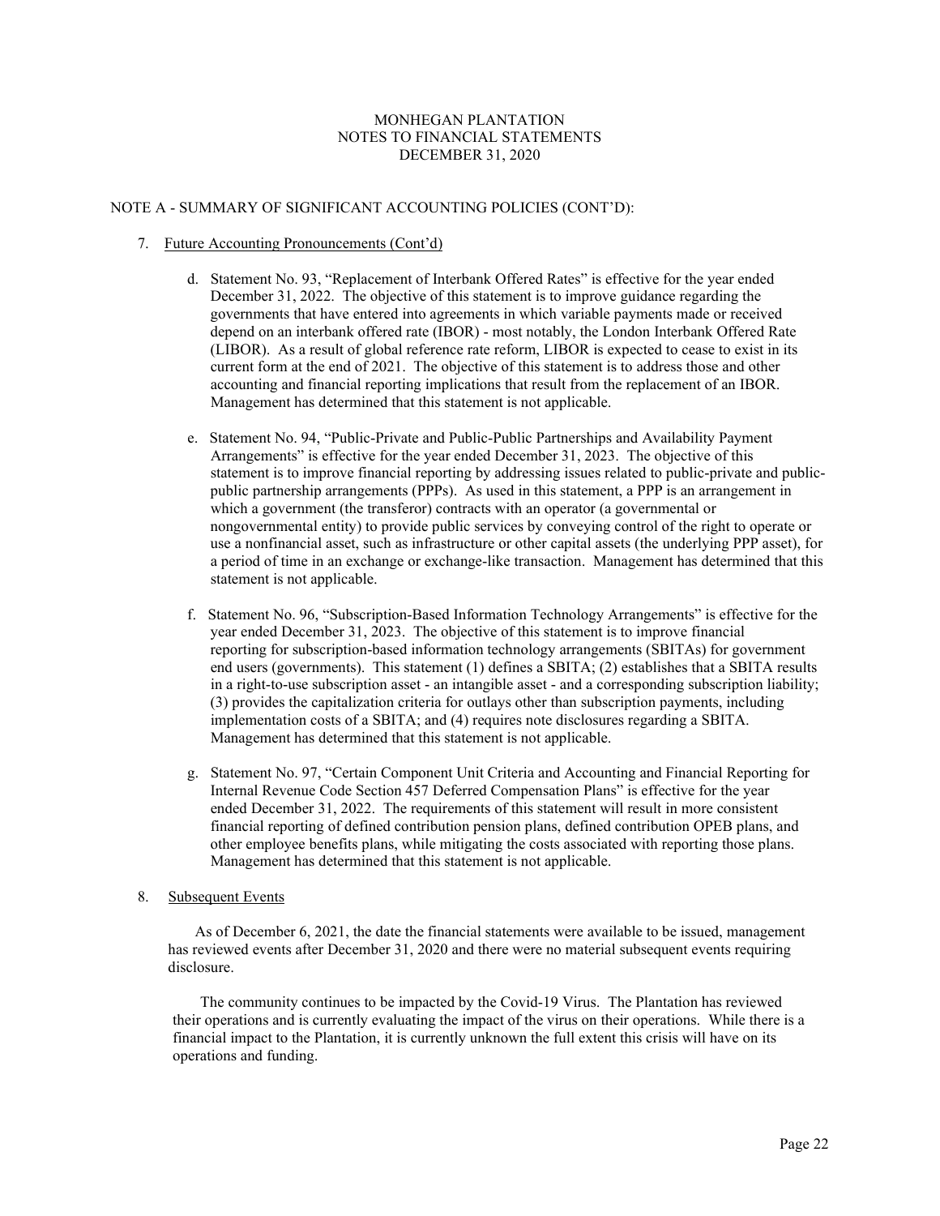MONHEGAN PLANTATION
NOTES TO FINANCIAL STATEMENTS
DECEMBER 31, 2020

NOTE A - SUMMARY OF SIGNIFICANT ACCOUNTING POLICIES (CONT'D):

7. Future Accounting Pronouncements (Cont'd)

   d. Statement No. 93, "Replacement of Interbank Offered Rates" is effective for the year ended December 31, 2022. The objective of this statement is to improve guidance regarding the governments that have entered into agreements in which variable payments made or received depend on an interbank offered rate (IBOR) - most notably, the London Interbank Offered Rate (LIBOR). As a result of global reference rate reform, LIBOR is expected to cease to exist in its current form at the end of 2021. The objective of this statement is to address those and other accounting and financial reporting implications that result from the replacement of an IBOR. Management has determined that this statement is not applicable.

   e. Statement No. 94, "Public-Private and Public-Public Partnerships and Availability Payment Arrangements" is effective for the year ended December 31, 2023. The objective of this statement is to improve financial reporting by addressing issues related to public-private and public-public partnership arrangements (PPPs). As used in this statement, a PPP is an arrangement in which a government (the transferor) contracts with an operator (a governmental or nongovernmental entity) to provide public services by conveying control of the right to operate or use a nonfinancial asset, such as infrastructure or other capital assets (the underlying PPP asset), for a period of time in an exchange or exchange-like transaction. Management has determined that this statement is not applicable.

   f. Statement No. 96, "Subscription-Based Information Technology Arrangements" is effective for the year ended December 31, 2023. The objective of this statement is to improve financial reporting for subscription-based information technology arrangements (SBITAs) for government end users (governments). This statement (1) defines a SBITA; (2) establishes that a SBITA results in a right-to-use subscription asset - an intangible asset - and a corresponding subscription liability; (3) provides the capitalization criteria for outlays other than subscription payments, including implementation costs of a SBITA; and (4) requires note disclosures regarding a SBITA. Management has determined that this statement is not applicable.

   g. Statement No. 97, "Certain Component Unit Criteria and Accounting and Financial Reporting for Internal Revenue Code Section 457 Deferred Compensation Plans" is effective for the year ended December 31, 2022. The requirements of this statement will result in more consistent financial reporting of defined contribution pension plans, defined contribution OPEB plans, and other employee benefits plans, while mitigating the costs associated with reporting those plans. Management has determined that this statement is not applicable.

8. Subsequent Events

As of December 6, 2021, the date the financial statements were available to be issued, management has reviewed events after December 31, 2020 and there were no material subsequent events requiring disclosure.

The community continues to be impacted by the Covid-19 Virus. The Plantation has reviewed their operations and is currently evaluating the impact of the virus on their operations. While there is a financial impact to the Plantation, it is currently unknown the full extent this crisis will have on its operations and funding.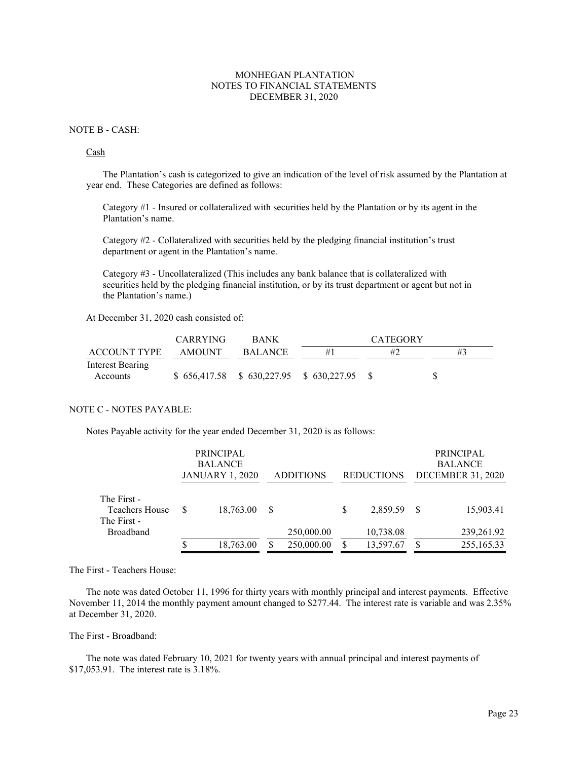MONHEGAN PLANTATION
NOTES TO FINANCIAL STATEMENTS
DECEMBER 31, 2020

## NOTE B - CASH:

Cash

The Plantation's cash is categorized to give an indication of the level of risk assumed by the Plantation at year end. These Categories are defined as follows:

Category #1 - Insured or collateralized with securities held by the Plantation or by its agent in the Plantation's name.

Category #2 - Collateralized with securities held by the pledging financial institution's trust department or agent in the Plantation's name.

Category #3 - Uncollateralized (This includes any bank balance that is collateralized with securities held by the pledging financial institution, or by its trust department or agent but not in the Plantation's name.)

At December 31, 2020 cash consisted of:

| ACCOUNT TYPE | CARRYING AMOUNT | BANK BALANCE | CATEGORY #1 | CATEGORY #2 | CATEGORY #3 |
|---|---|---|---|---|---|
| Interest Bearing Accounts | $ 656,417.58 | $ 630,227.95 | $ 630,227.95 | $ | $ |

## NOTE C - NOTES PAYABLE:

Notes Payable activity for the year ended December 31, 2020 is as follows:

| | PRINCIPAL BALANCE JANUARY 1, 2020 | ADDITIONS | REDUCTIONS | PRINCIPAL BALANCE DECEMBER 31, 2020 |
|---|---|---|---|---|
| The First - Teachers House | $ 18,763.00 | $ | $ 2,859.59 | $ 15,903.41 |
| The First - Broadband | | 250,000.00 | 10,738.08 | 239,261.92 |
| | $ 18,763.00 | $ 250,000.00 | $ 13,597.67 | $ 255,165.33 |

The First - Teachers House:

The note was dated October 11, 1996 for thirty years with monthly principal and interest payments. Effective November 11, 2014 the monthly payment amount changed to $277.44. The interest rate is variable and was 2.35% at December 31, 2020.

The First - Broadband:

The note was dated February 10, 2021 for twenty years with annual principal and interest payments of $17,053.91. The interest rate is 3.18%.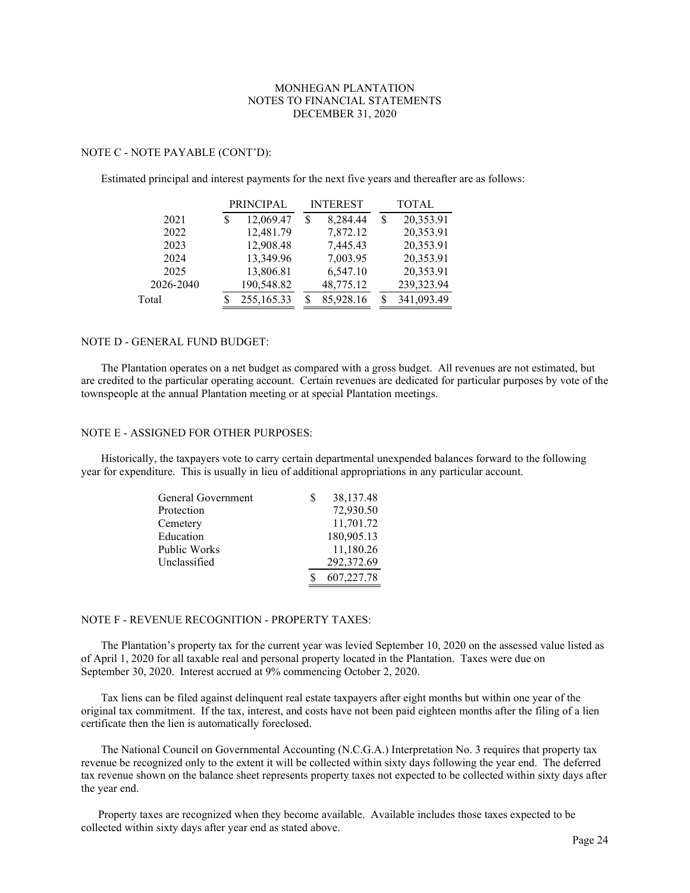# MONHEGAN PLANTATION
# NOTES TO FINANCIAL STATEMENTS
# DECEMBER 31, 2020

## NOTE C - NOTE PAYABLE (CONT'D):

Estimated principal and interest payments for the next five years and thereafter are as follows:

| | PRINCIPAL | INTEREST | TOTAL |
|---|---|---|---|
| 2021 | $ 12,069.47 | $ 8,284.44 | $ 20,353.91 |
| 2022 | 12,481.79 | 7,872.12 | 20,353.91 |
| 2023 | 12,908.48 | 7,445.43 | 20,353.91 |
| 2024 | 13,349.96 | 7,003.95 | 20,353.91 |
| 2025 | 13,806.81 | 6,547.10 | 20,353.91 |
| 2026-2040 | 190,548.82 | 48,775.12 | 239,323.94 |
| Total | $ 255,165.33 | $ 85,928.16 | $ 341,093.49 |

## NOTE D - GENERAL FUND BUDGET:

The Plantation operates on a net budget as compared with a gross budget. All revenues are not estimated, but are credited to the particular operating account. Certain revenues are dedicated for particular purposes by vote of the townspeople at the annual Plantation meeting or at special Plantation meetings.

## NOTE E - ASSIGNED FOR OTHER PURPOSES:

Historically, the taxpayers vote to carry certain departmental unexpended balances forward to the following year for expenditure. This is usually in lieu of additional appropriations in any particular account.

| | |
|---|---|
| General Government | $ 38,137.48 |
| Protection | 72,930.50 |
| Cemetery | 11,701.72 |
| Education | 180,905.13 |
| Public Works | 11,180.26 |
| Unclassified | 292,372.69 |
| | $ 607,227.78 |

## NOTE F - REVENUE RECOGNITION - PROPERTY TAXES:

The Plantation's property tax for the current year was levied September 10, 2020 on the assessed value listed as of April 1, 2020 for all taxable real and personal property located in the Plantation. Taxes were due on September 30, 2020. Interest accrued at 9% commencing October 2, 2020.

Tax liens can be filed against delinquent real estate taxpayers after eight months but within one year of the original tax commitment. If the tax, interest, and costs have not been paid eighteen months after the filing of a lien certificate then the lien is automatically foreclosed.

The National Council on Governmental Accounting (N.C.G.A.) Interpretation No. 3 requires that property tax revenue be recognized only to the extent it will be collected within sixty days following the year end. The deferred tax revenue shown on the balance sheet represents property taxes not expected to be collected within sixty days after the year end.

Property taxes are recognized when they become available. Available includes those taxes expected to be collected within sixty days after year end as stated above.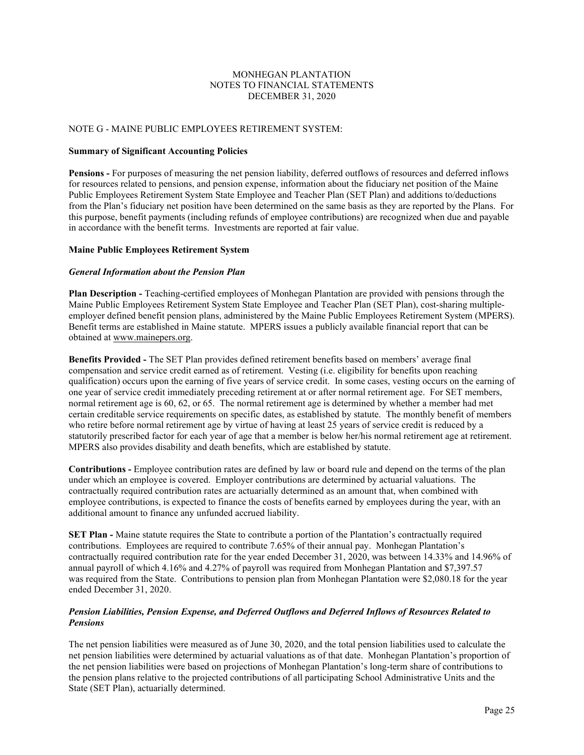MONHEGAN PLANTATION
NOTES TO FINANCIAL STATEMENTS
DECEMBER 31, 2020

NOTE G - MAINE PUBLIC EMPLOYEES RETIREMENT SYSTEM:

**Summary of Significant Accounting Policies**

**Pensions -** For purposes of measuring the net pension liability, deferred outflows of resources and deferred inflows for resources related to pensions, and pension expense, information about the fiduciary net position of the Maine Public Employees Retirement System State Employee and Teacher Plan (SET Plan) and additions to/deductions from the Plan's fiduciary net position have been determined on the same basis as they are reported by the Plans. For this purpose, benefit payments (including refunds of employee contributions) are recognized when due and payable in accordance with the benefit terms. Investments are reported at fair value.

**Maine Public Employees Retirement System**

***General Information about the Pension Plan***

**Plan Description -** Teaching-certified employees of Monhegan Plantation are provided with pensions through the Maine Public Employees Retirement System State Employee and Teacher Plan (SET Plan), cost-sharing multiple-employer defined benefit pension plans, administered by the Maine Public Employees Retirement System (MPERS). Benefit terms are established in Maine statute. MPERS issues a publicly available financial report that can be obtained at www.mainepers.org.

**Benefits Provided -** The SET Plan provides defined retirement benefits based on members' average final compensation and service credit earned as of retirement. Vesting (i.e. eligibility for benefits upon reaching qualification) occurs upon the earning of five years of service credit. In some cases, vesting occurs on the earning of one year of service credit immediately preceding retirement at or after normal retirement age. For SET members, normal retirement age is 60, 62, or 65. The normal retirement age is determined by whether a member had met certain creditable service requirements on specific dates, as established by statute. The monthly benefit of members who retire before normal retirement age by virtue of having at least 25 years of service credit is reduced by a statutorily prescribed factor for each year of age that a member is below her/his normal retirement age at retirement. MPERS also provides disability and death benefits, which are established by statute.

**Contributions -** Employee contribution rates are defined by law or board rule and depend on the terms of the plan under which an employee is covered. Employer contributions are determined by actuarial valuations. The contractually required contribution rates are actuarially determined as an amount that, when combined with employee contributions, is expected to finance the costs of benefits earned by employees during the year, with an additional amount to finance any unfunded accrued liability.

**SET Plan -** Maine statute requires the State to contribute a portion of the Plantation's contractually required contributions. Employees are required to contribute 7.65% of their annual pay. Monhegan Plantation's contractually required contribution rate for the year ended December 31, 2020, was between 14.33% and 14.96% of annual payroll of which 4.16% and 4.27% of payroll was required from Monhegan Plantation and $7,397.57 was required from the State. Contributions to pension plan from Monhegan Plantation were $2,080.18 for the year ended December 31, 2020.

***Pension Liabilities, Pension Expense, and Deferred Outflows and Deferred Inflows of Resources Related to Pensions***

The net pension liabilities were measured as of June 30, 2020, and the total pension liabilities used to calculate the net pension liabilities were determined by actuarial valuations as of that date. Monhegan Plantation's proportion of the net pension liabilities were based on projections of Monhegan Plantation's long-term share of contributions to the pension plans relative to the projected contributions of all participating School Administrative Units and the State (SET Plan), actuarially determined.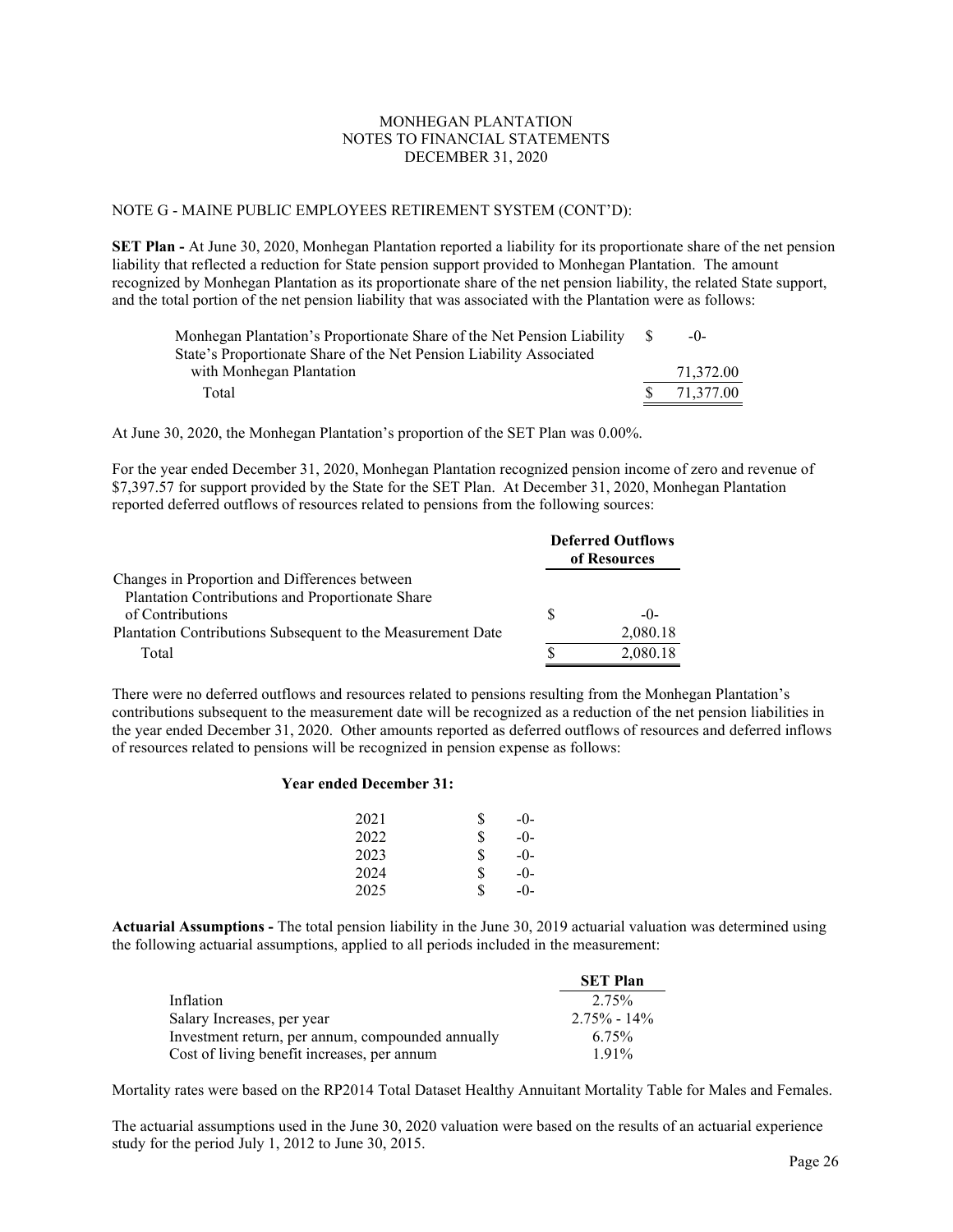MONHEGAN PLANTATION
NOTES TO FINANCIAL STATEMENTS
DECEMBER 31, 2020

NOTE G - MAINE PUBLIC EMPLOYEES RETIREMENT SYSTEM (CONT'D):

**SET Plan -** At June 30, 2020, Monhegan Plantation reported a liability for its proportionate share of the net pension liability that reflected a reduction for State pension support provided to Monhegan Plantation. The amount recognized by Monhegan Plantation as its proportionate share of the net pension liability, the related State support, and the total portion of the net pension liability that was associated with the Plantation were as follows:

| | |
|---|---|
| Monhegan Plantation's Proportionate Share of the Net Pension Liability | $ -0- |
| State's Proportionate Share of the Net Pension Liability Associated with Monhegan Plantation | 71,372.00 |
| Total | $ 71,377.00 |

At June 30, 2020, the Monhegan Plantation's proportion of the SET Plan was 0.00%.

For the year ended December 31, 2020, Monhegan Plantation recognized pension income of zero and revenue of $7,397.57 for support provided by the State for the SET Plan. At December 31, 2020, Monhegan Plantation reported deferred outflows of resources related to pensions from the following sources:

| | Deferred Outflows of Resources |
|---|---|
| Changes in Proportion and Differences between Plantation Contributions and Proportionate Share of Contributions | $ -0- |
| Plantation Contributions Subsequent to the Measurement Date | 2,080.18 |
| Total | $ 2,080.18 |

There were no deferred outflows and resources related to pensions resulting from the Monhegan Plantation's contributions subsequent to the measurement date will be recognized as a reduction of the net pension liabilities in the year ended December 31, 2020. Other amounts reported as deferred outflows of resources and deferred inflows of resources related to pensions will be recognized in pension expense as follows:

**Year ended December 31:**

| | |
|---|---|
| 2021 | $ -0- |
| 2022 | $ -0- |
| 2023 | $ -0- |
| 2024 | $ -0- |
| 2025 | $ -0- |

**Actuarial Assumptions -** The total pension liability in the June 30, 2019 actuarial valuation was determined using the following actuarial assumptions, applied to all periods included in the measurement:

| | SET Plan |
|---|---|
| Inflation | 2.75% |
| Salary Increases, per year | 2.75% - 14% |
| Investment return, per annum, compounded annually | 6.75% |
| Cost of living benefit increases, per annum | 1.91% |

Mortality rates were based on the RP2014 Total Dataset Healthy Annuitant Mortality Table for Males and Females.

The actuarial assumptions used in the June 30, 2020 valuation were based on the results of an actuarial experience study for the period July 1, 2012 to June 30, 2015.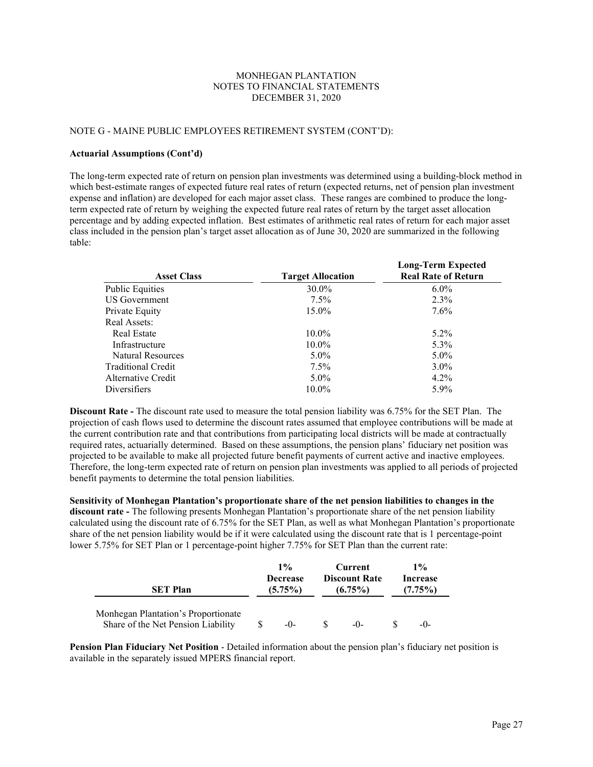MONHEGAN PLANTATION
NOTES TO FINANCIAL STATEMENTS
DECEMBER 31, 2020

NOTE G - MAINE PUBLIC EMPLOYEES RETIREMENT SYSTEM (CONT'D):

**Actuarial Assumptions (Cont'd)**

The long-term expected rate of return on pension plan investments was determined using a building-block method in which best-estimate ranges of expected future real rates of return (expected returns, net of pension plan investment expense and inflation) are developed for each major asset class. These ranges are combined to produce the long-term expected rate of return by weighing the expected future real rates of return by the target asset allocation percentage and by adding expected inflation. Best estimates of arithmetic real rates of return for each major asset class included in the pension plan's target asset allocation as of June 30, 2020 are summarized in the following table:

| Asset Class | Target Allocation | Long-Term Expected Real Rate of Return |
|---|---|---|
| Public Equities | 30.0% | 6.0% |
| US Government | 7.5% | 2.3% |
| Private Equity | 15.0% | 7.6% |
| Real Assets: | | |
| Real Estate | 10.0% | 5.2% |
| Infrastructure | 10.0% | 5.3% |
| Natural Resources | 5.0% | 5.0% |
| Traditional Credit | 7.5% | 3.0% |
| Alternative Credit | 5.0% | 4.2% |
| Diversifiers | 10.0% | 5.9% |

**Discount Rate -** The discount rate used to measure the total pension liability was 6.75% for the SET Plan. The projection of cash flows used to determine the discount rates assumed that employee contributions will be made at the current contribution rate and that contributions from participating local districts will be made at contractually required rates, actuarially determined. Based on these assumptions, the pension plans' fiduciary net position was projected to be available to make all projected future benefit payments of current active and inactive employees. Therefore, the long-term expected rate of return on pension plan investments was applied to all periods of projected benefit payments to determine the total pension liabilities.

**Sensitivity of Monhegan Plantation's proportionate share of the net pension liabilities to changes in the discount rate -** The following presents Monhegan Plantation's proportionate share of the net pension liability calculated using the discount rate of 6.75% for the SET Plan, as well as what Monhegan Plantation's proportionate share of the net pension liability would be if it were calculated using the discount rate that is 1 percentage-point lower 5.75% for SET Plan or 1 percentage-point higher 7.75% for SET Plan than the current rate:

| SET Plan | 1% Decrease (5.75%) | Current Discount Rate (6.75%) | 1% Increase (7.75%) |
|---|---|---|---|
| Monhegan Plantation's Proportionate Share of the Net Pension Liability | $ -0- | $ -0- | $ -0- |

**Pension Plan Fiduciary Net Position** - Detailed information about the pension plan's fiduciary net position is available in the separately issued MPERS financial report.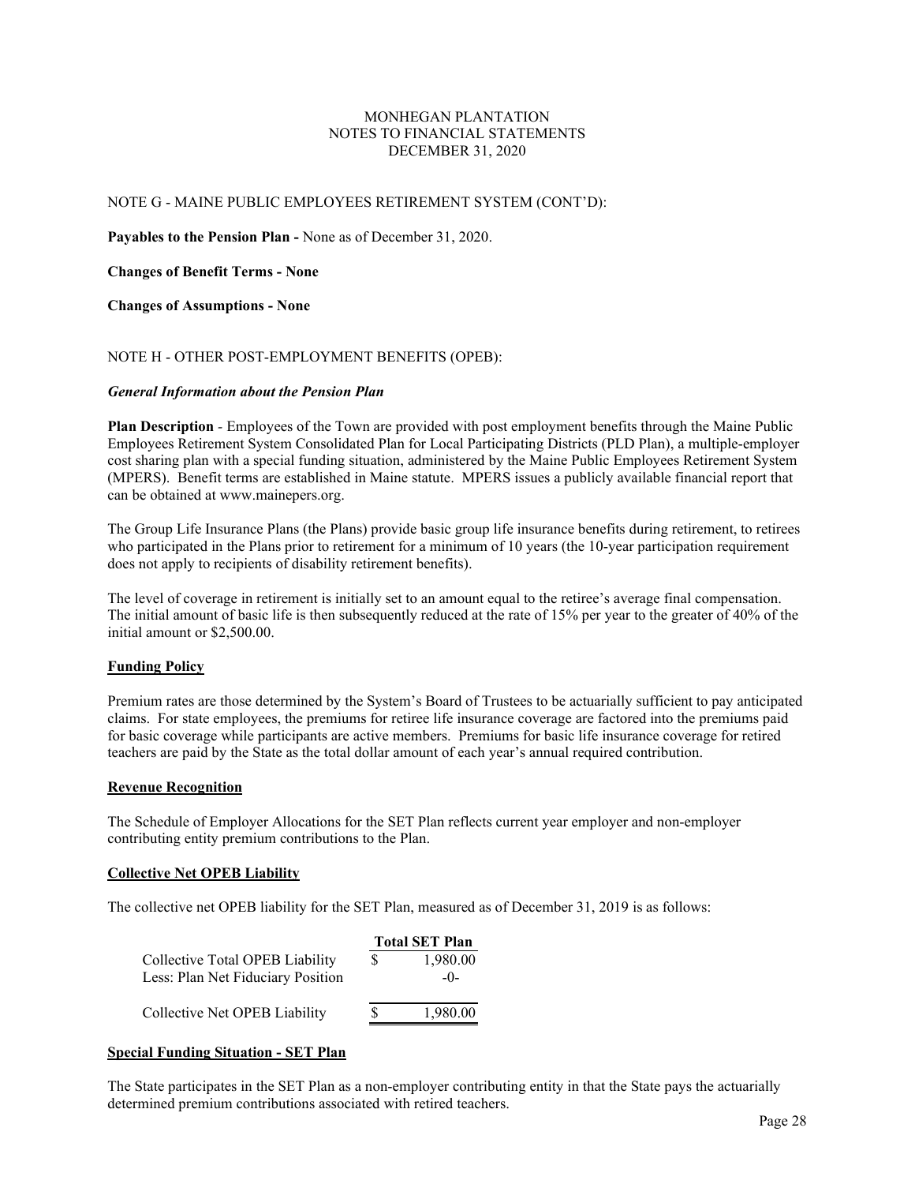MONHEGAN PLANTATION
NOTES TO FINANCIAL STATEMENTS
DECEMBER 31, 2020

NOTE G - MAINE PUBLIC EMPLOYEES RETIREMENT SYSTEM (CONT'D):

**Payables to the Pension Plan -** None as of December 31, 2020.

**Changes of Benefit Terms - None**

**Changes of Assumptions - None**

NOTE H - OTHER POST-EMPLOYMENT BENEFITS (OPEB):

***General Information about the Pension Plan***

**Plan Description** - Employees of the Town are provided with post employment benefits through the Maine Public Employees Retirement System Consolidated Plan for Local Participating Districts (PLD Plan), a multiple-employer cost sharing plan with a special funding situation, administered by the Maine Public Employees Retirement System (MPERS). Benefit terms are established in Maine statute. MPERS issues a publicly available financial report that can be obtained at www.mainepers.org.

The Group Life Insurance Plans (the Plans) provide basic group life insurance benefits during retirement, to retirees who participated in the Plans prior to retirement for a minimum of 10 years (the 10-year participation requirement does not apply to recipients of disability retirement benefits).

The level of coverage in retirement is initially set to an amount equal to the retiree's average final compensation. The initial amount of basic life is then subsequently reduced at the rate of 15% per year to the greater of 40% of the initial amount or $2,500.00.

**Funding Policy**

Premium rates are those determined by the System's Board of Trustees to be actuarially sufficient to pay anticipated claims. For state employees, the premiums for retiree life insurance coverage are factored into the premiums paid for basic coverage while participants are active members. Premiums for basic life insurance coverage for retired teachers are paid by the State as the total dollar amount of each year's annual required contribution.

**Revenue Recognition**

The Schedule of Employer Allocations for the SET Plan reflects current year employer and non-employer contributing entity premium contributions to the Plan.

**Collective Net OPEB Liability**

The collective net OPEB liability for the SET Plan, measured as of December 31, 2019 is as follows:

| | Total SET Plan |
|---|---|
| Collective Total OPEB Liability | $ 1,980.00 |
| Less: Plan Net Fiduciary Position | -0- |
| Collective Net OPEB Liability | $ 1,980.00 |

**Special Funding Situation - SET Plan**

The State participates in the SET Plan as a non-employer contributing entity in that the State pays the actuarially determined premium contributions associated with retired teachers.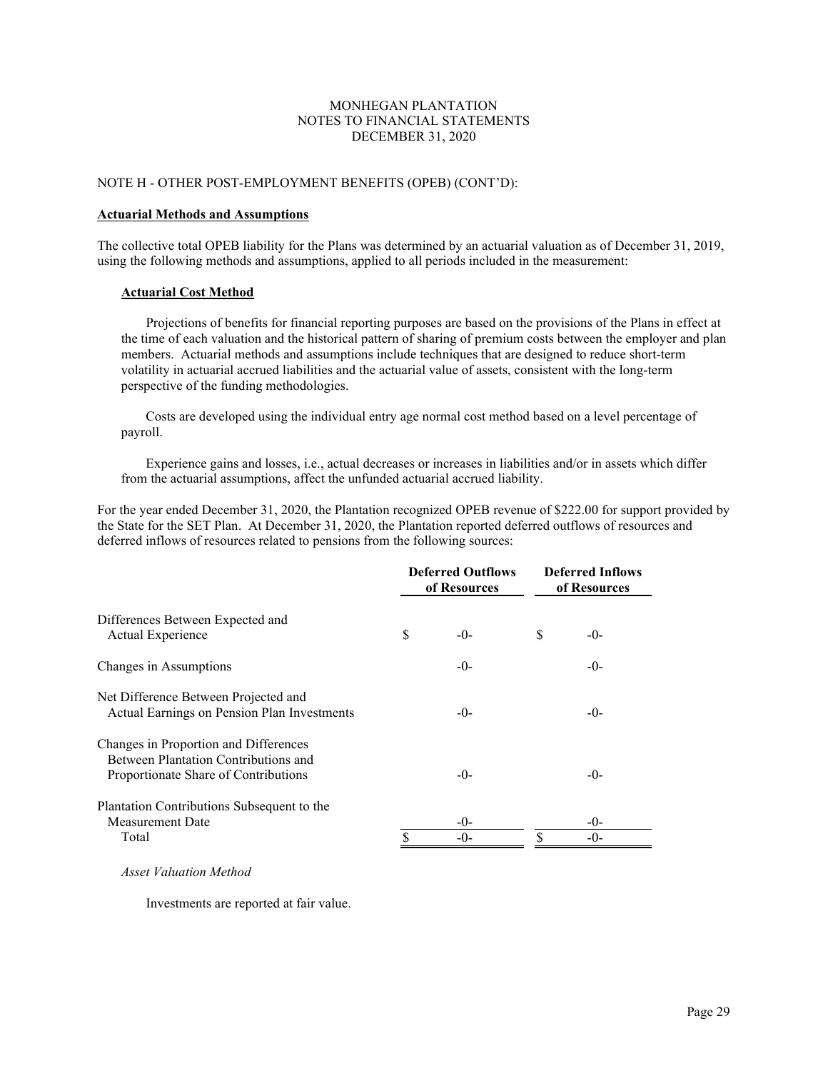MONHEGAN PLANTATION
NOTES TO FINANCIAL STATEMENTS
DECEMBER 31, 2020

NOTE H - OTHER POST-EMPLOYMENT BENEFITS (OPEB) (CONT'D):

**Actuarial Methods and Assumptions**

The collective total OPEB liability for the Plans was determined by an actuarial valuation as of December 31, 2019, using the following methods and assumptions, applied to all periods included in the measurement:

**Actuarial Cost Method**

Projections of benefits for financial reporting purposes are based on the provisions of the Plans in effect at the time of each valuation and the historical pattern of sharing of premium costs between the employer and plan members. Actuarial methods and assumptions include techniques that are designed to reduce short-term volatility in actuarial accrued liabilities and the actuarial value of assets, consistent with the long-term perspective of the funding methodologies.

Costs are developed using the individual entry age normal cost method based on a level percentage of payroll.

Experience gains and losses, i.e., actual decreases or increases in liabilities and/or in assets which differ from the actuarial assumptions, affect the unfunded actuarial accrued liability.

For the year ended December 31, 2020, the Plantation recognized OPEB revenue of $222.00 for support provided by the State for the SET Plan. At December 31, 2020, the Plantation reported deferred outflows of resources and deferred inflows of resources related to pensions from the following sources:

| | Deferred Outflows of Resources | Deferred Inflows of Resources |
|---|---|---|
| Differences Between Expected and Actual Experience | $ -0- | $ -0- |
| Changes in Assumptions | -0- | -0- |
| Net Difference Between Projected and Actual Earnings on Pension Plan Investments | -0- | -0- |
| Changes in Proportion and Differences Between Plantation Contributions and Proportionate Share of Contributions | -0- | -0- |
| Plantation Contributions Subsequent to the Measurement Date | -0- | -0- |
| Total | $ -0- | $ -0- |

*Asset Valuation Method*

Investments are reported at fair value.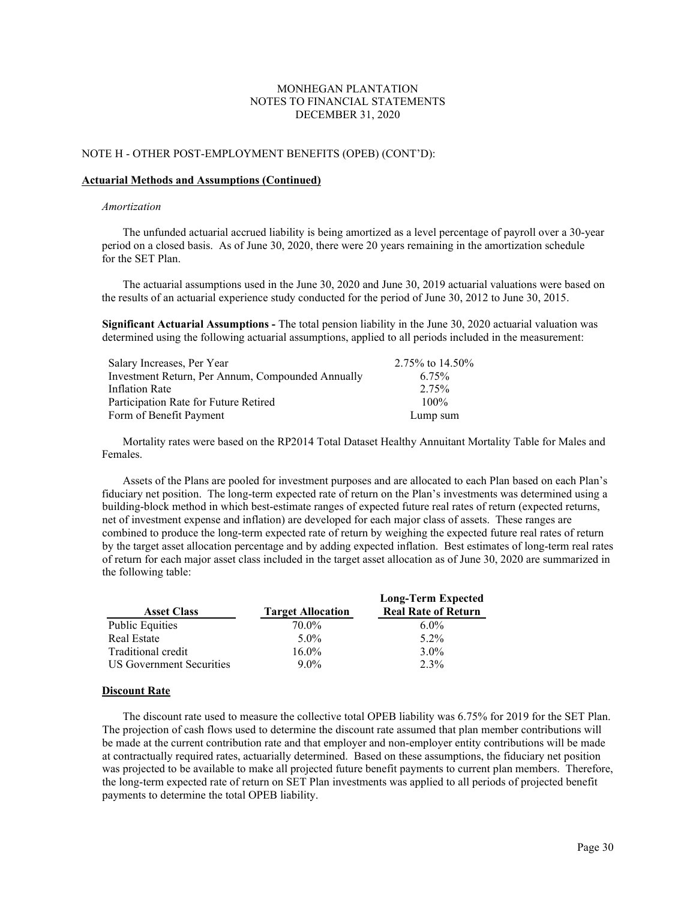NOTE H - OTHER POST-EMPLOYMENT BENEFITS (OPEB) (CONT'D):

**Actuarial Methods and Assumptions (Continued)**

*Amortization*

The unfunded actuarial accrued liability is being amortized as a level percentage of payroll over a 30-year period on a closed basis. As of June 30, 2020, there were 20 years remaining in the amortization schedule for the SET Plan.

The actuarial assumptions used in the June 30, 2020 and June 30, 2019 actuarial valuations were based on the results of an actuarial experience study conducted for the period of June 30, 2012 to June 30, 2015.

**Significant Actuarial Assumptions -** The total pension liability in the June 30, 2020 actuarial valuation was determined using the following actuarial assumptions, applied to all periods included in the measurement:

| | |
|---|---|
| Salary Increases, Per Year | 2.75% to 14.50% |
| Investment Return, Per Annum, Compounded Annually | 6.75% |
| Inflation Rate | 2.75% |
| Participation Rate for Future Retired | 100% |
| Form of Benefit Payment | Lump sum |

Mortality rates were based on the RP2014 Total Dataset Healthy Annuitant Mortality Table for Males and Females.

Assets of the Plans are pooled for investment purposes and are allocated to each Plan based on each Plan's fiduciary net position. The long-term expected rate of return on the Plan's investments was determined using a building-block method in which best-estimate ranges of expected future real rates of return (expected returns, net of investment expense and inflation) are developed for each major class of assets. These ranges are combined to produce the long-term expected rate of return by weighing the expected future real rates of return by the target asset allocation percentage and by adding expected inflation. Best estimates of long-term real rates of return for each major asset class included in the target asset allocation as of June 30, 2020 are summarized in the following table:

| Asset Class | Target Allocation | Long-Term Expected Real Rate of Return |
|---|---|---|
| Public Equities | 70.0% | 6.0% |
| Real Estate | 5.0% | 5.2% |
| Traditional credit | 16.0% | 3.0% |
| US Government Securities | 9.0% | 2.3% |

**Discount Rate**

The discount rate used to measure the collective total OPEB liability was 6.75% for 2019 for the SET Plan. The projection of cash flows used to determine the discount rate assumed that plan member contributions will be made at the current contribution rate and that employer and non-employer entity contributions will be made at contractually required rates, actuarially determined. Based on these assumptions, the fiduciary net position was projected to be available to make all projected future benefit payments to current plan members. Therefore, the long-term expected rate of return on SET Plan investments was applied to all periods of projected benefit payments to determine the total OPEB liability.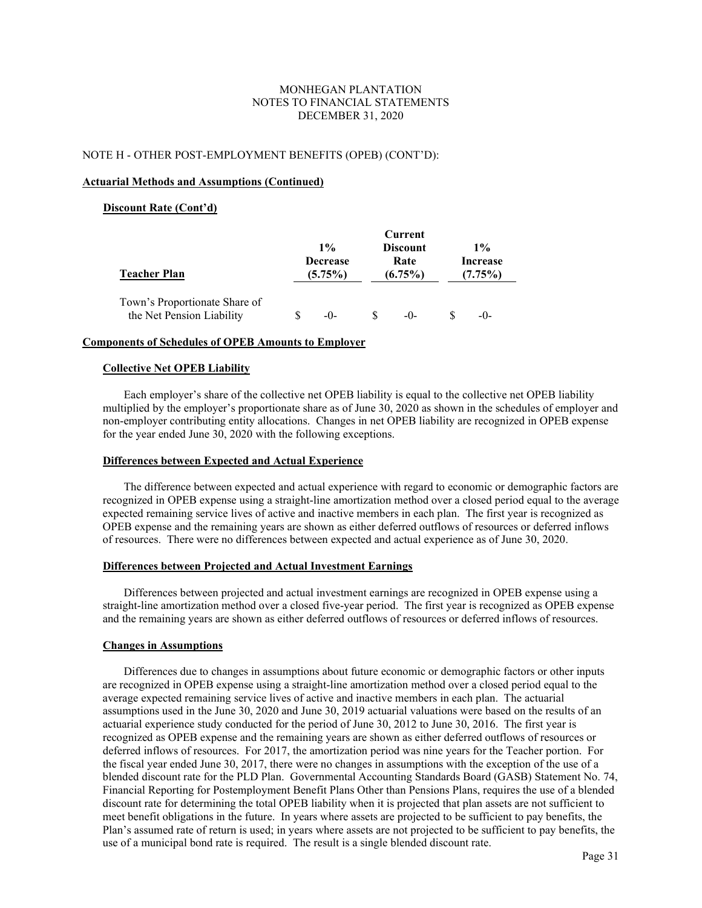MONHEGAN PLANTATION
NOTES TO FINANCIAL STATEMENTS
DECEMBER 31, 2020

NOTE H - OTHER POST-EMPLOYMENT BENEFITS (OPEB) (CONT'D):

**Actuarial Methods and Assumptions (Continued)**

**Discount Rate (Cont'd)**

| **Teacher Plan** | **1% Decrease (5.75%)** | **Current Discount Rate (6.75%)** | **1% Increase (7.75%)** |
|---|---|---|---|
| Town's Proportionate Share of the Net Pension Liability | $ -0- | $ -0- | $ -0- |

**Components of Schedules of OPEB Amounts to Employer**

**Collective Net OPEB Liability**

Each employer's share of the collective net OPEB liability is equal to the collective net OPEB liability multiplied by the employer's proportionate share as of June 30, 2020 as shown in the schedules of employer and non-employer contributing entity allocations. Changes in net OPEB liability are recognized in OPEB expense for the year ended June 30, 2020 with the following exceptions.

**Differences between Expected and Actual Experience**

The difference between expected and actual experience with regard to economic or demographic factors are recognized in OPEB expense using a straight-line amortization method over a closed period equal to the average expected remaining service lives of active and inactive members in each plan. The first year is recognized as OPEB expense and the remaining years are shown as either deferred outflows of resources or deferred inflows of resources. There were no differences between expected and actual experience as of June 30, 2020.

**Differences between Projected and Actual Investment Earnings**

Differences between projected and actual investment earnings are recognized in OPEB expense using a straight-line amortization method over a closed five-year period. The first year is recognized as OPEB expense and the remaining years are shown as either deferred outflows of resources or deferred inflows of resources.

**Changes in Assumptions**

Differences due to changes in assumptions about future economic or demographic factors or other inputs are recognized in OPEB expense using a straight-line amortization method over a closed period equal to the average expected remaining service lives of active and inactive members in each plan. The actuarial assumptions used in the June 30, 2020 and June 30, 2019 actuarial valuations were based on the results of an actuarial experience study conducted for the period of June 30, 2012 to June 30, 2016. The first year is recognized as OPEB expense and the remaining years are shown as either deferred outflows of resources or deferred inflows of resources. For 2017, the amortization period was nine years for the Teacher portion. For the fiscal year ended June 30, 2017, there were no changes in assumptions with the exception of the use of a blended discount rate for the PLD Plan. Governmental Accounting Standards Board (GASB) Statement No. 74, Financial Reporting for Postemployment Benefit Plans Other than Pensions Plans, requires the use of a blended discount rate for determining the total OPEB liability when it is projected that plan assets are not sufficient to meet benefit obligations in the future. In years where assets are projected to be sufficient to pay benefits, the Plan's assumed rate of return is used; in years where assets are not projected to be sufficient to pay benefits, the use of a municipal bond rate is required. The result is a single blended discount rate.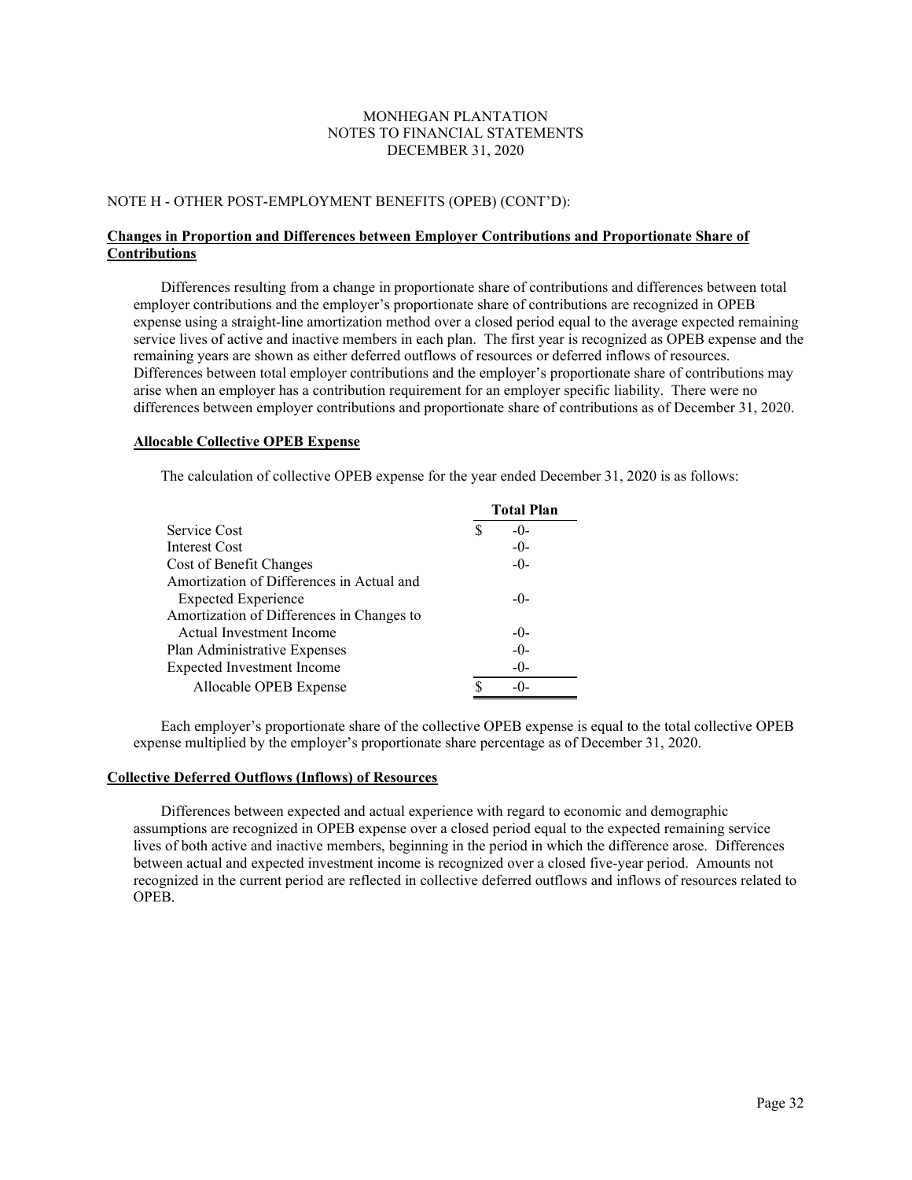MONHEGAN PLANTATION
NOTES TO FINANCIAL STATEMENTS
DECEMBER 31, 2020

NOTE H - OTHER POST-EMPLOYMENT BENEFITS (OPEB) (CONT'D):

**Changes in Proportion and Differences between Employer Contributions and Proportionate Share of Contributions**

Differences resulting from a change in proportionate share of contributions and differences between total employer contributions and the employer's proportionate share of contributions are recognized in OPEB expense using a straight-line amortization method over a closed period equal to the average expected remaining service lives of active and inactive members in each plan. The first year is recognized as OPEB expense and the remaining years are shown as either deferred outflows of resources or deferred inflows of resources. Differences between total employer contributions and the employer's proportionate share of contributions may arise when an employer has a contribution requirement for an employer specific liability. There were no differences between employer contributions and proportionate share of contributions as of December 31, 2020.

**Allocable Collective OPEB Expense**

The calculation of collective OPEB expense for the year ended December 31, 2020 is as follows:

| | Total Plan |
|---|---|
| Service Cost | $ -0- |
| Interest Cost | -0- |
| Cost of Benefit Changes | -0- |
| Amortization of Differences in Actual and Expected Experience | -0- |
| Amortization of Differences in Changes to Actual Investment Income | -0- |
| Plan Administrative Expenses | -0- |
| Expected Investment Income | -0- |
| Allocable OPEB Expense | $ -0- |

Each employer's proportionate share of the collective OPEB expense is equal to the total collective OPEB expense multiplied by the employer's proportionate share percentage as of December 31, 2020.

**Collective Deferred Outflows (Inflows) of Resources**

Differences between expected and actual experience with regard to economic and demographic assumptions are recognized in OPEB expense over a closed period equal to the expected remaining service lives of both active and inactive members, beginning in the period in which the difference arose. Differences between actual and expected investment income is recognized over a closed five-year period. Amounts not recognized in the current period are reflected in collective deferred outflows and inflows of resources related to OPEB.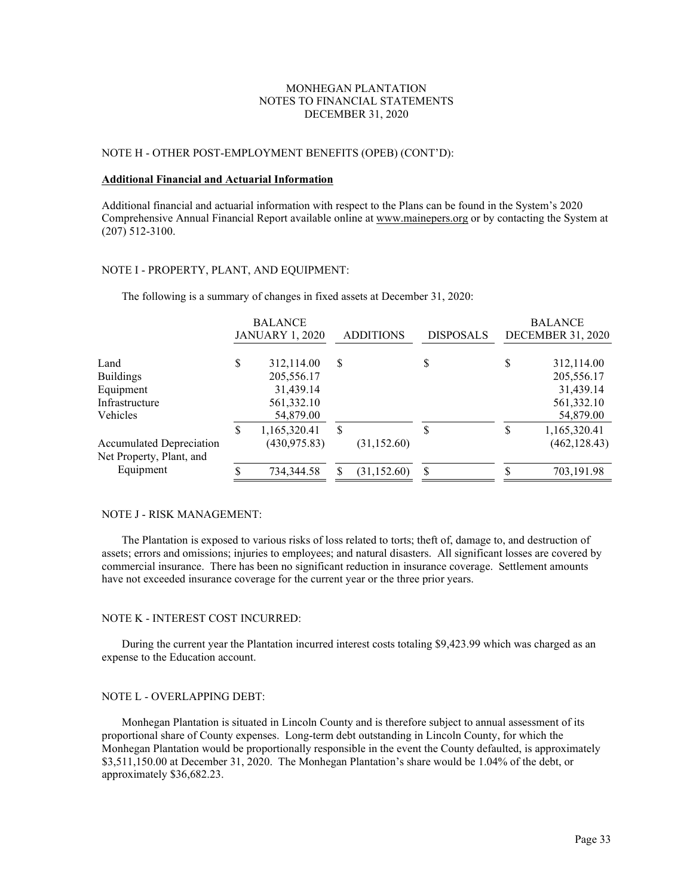MONHEGAN PLANTATION
NOTES TO FINANCIAL STATEMENTS
DECEMBER 31, 2020

NOTE H - OTHER POST-EMPLOYMENT BENEFITS (OPEB) (CONT'D):

**Additional Financial and Actuarial Information**

Additional financial and actuarial information with respect to the Plans can be found in the System's 2020 Comprehensive Annual Financial Report available online at www.mainepers.org or by contacting the System at (207) 512-3100.

NOTE I - PROPERTY, PLANT, AND EQUIPMENT:

The following is a summary of changes in fixed assets at December 31, 2020:

| | BALANCE JANUARY 1, 2020 | ADDITIONS | DISPOSALS | BALANCE DECEMBER 31, 2020 |
|---|---|---|---|---|
| Land | $ 312,114.00 | $ | $ | $ 312,114.00 |
| Buildings | 205,556.17 | | | 205,556.17 |
| Equipment | 31,439.14 | | | 31,439.14 |
| Infrastructure | 561,332.10 | | | 561,332.10 |
| Vehicles | 54,879.00 | | | 54,879.00 |
| | $ 1,165,320.41 | $ | $ | $ 1,165,320.41 |
| Accumulated Depreciation | (430,975.83) | (31,152.60) | | (462,128.43) |
| Net Property, Plant, and Equipment | $ 734,344.58 | $ (31,152.60) | $ | $ 703,191.98 |

NOTE J - RISK MANAGEMENT:

The Plantation is exposed to various risks of loss related to torts; theft of, damage to, and destruction of assets; errors and omissions; injuries to employees; and natural disasters. All significant losses are covered by commercial insurance. There has been no significant reduction in insurance coverage. Settlement amounts have not exceeded insurance coverage for the current year or the three prior years.

NOTE K - INTEREST COST INCURRED:

During the current year the Plantation incurred interest costs totaling $9,423.99 which was charged as an expense to the Education account.

NOTE L - OVERLAPPING DEBT:

Monhegan Plantation is situated in Lincoln County and is therefore subject to annual assessment of its proportional share of County expenses. Long-term debt outstanding in Lincoln County, for which the Monhegan Plantation would be proportionally responsible in the event the County defaulted, is approximately $3,511,150.00 at December 31, 2020. The Monhegan Plantation's share would be 1.04% of the debt, or approximately $36,682.23.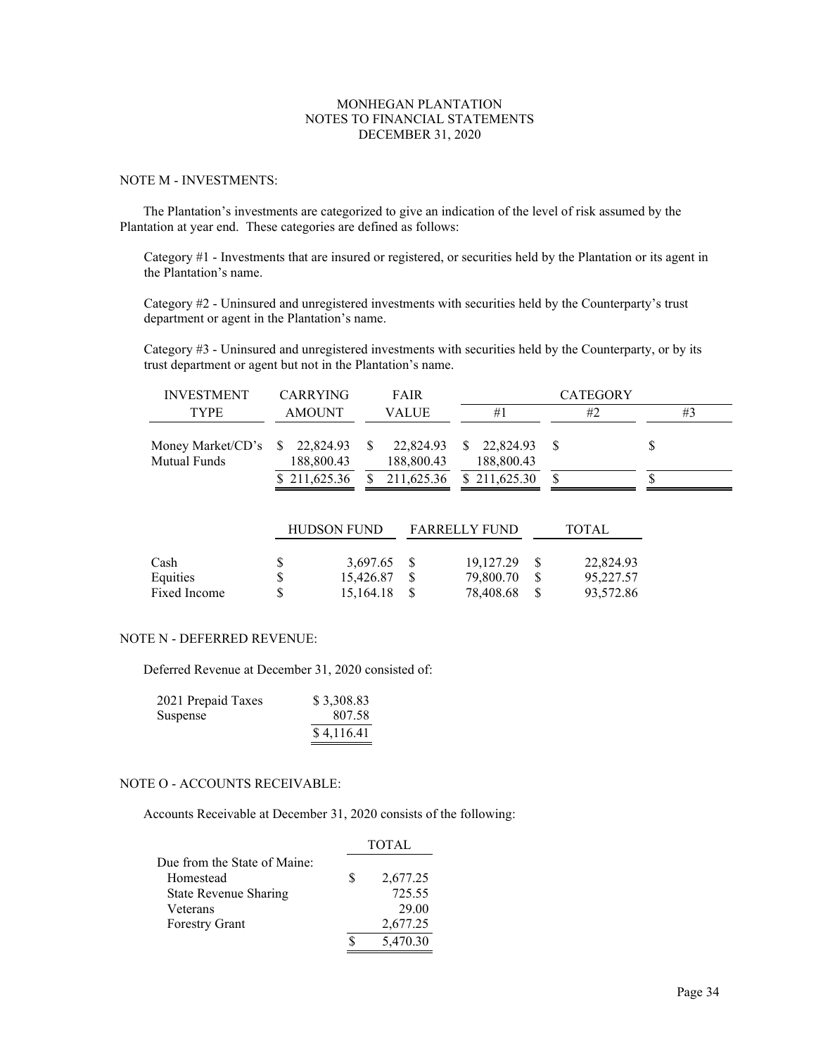MONHEGAN PLANTATION
NOTES TO FINANCIAL STATEMENTS
DECEMBER 31, 2020

## NOTE M - INVESTMENTS:

The Plantation's investments are categorized to give an indication of the level of risk assumed by the Plantation at year end. These categories are defined as follows:

Category #1 - Investments that are insured or registered, or securities held by the Plantation or its agent in the Plantation's name.

Category #2 - Uninsured and unregistered investments with securities held by the Counterparty's trust department or agent in the Plantation's name.

Category #3 - Uninsured and unregistered investments with securities held by the Counterparty, or by its trust department or agent but not in the Plantation's name.

| INVESTMENT TYPE | CARRYING AMOUNT | FAIR VALUE | CATEGORY #1 | CATEGORY #2 | CATEGORY #3 |
|---|---|---|---|---|---|
| Money Market/CD's | $ 22,824.93 | $ 22,824.93 | $ 22,824.93 | $ | $ |
| Mutual Funds | 188,800.43 | 188,800.43 | 188,800.43 | | |
| | $ 211,625.36 | $ 211,625.36 | $ 211,625.30 | $ | $ |

| | HUDSON FUND | FARRELLY FUND | TOTAL |
|---|---|---|---|
| Cash | $ 3,697.65 | $ 19,127.29 | $ 22,824.93 |
| Equities | $ 15,426.87 | $ 79,800.70 | $ 95,227.57 |
| Fixed Income | $ 15,164.18 | $ 78,408.68 | $ 93,572.86 |

## NOTE N - DEFERRED REVENUE:

Deferred Revenue at December 31, 2020 consisted of:

| | |
|---|---|
| 2021 Prepaid Taxes | $ 3,308.83 |
| Suspense | 807.58 |
| | $ 4,116.41 |

## NOTE O - ACCOUNTS RECEIVABLE:

Accounts Receivable at December 31, 2020 consists of the following:

| | TOTAL |
|---|---|
| Due from the State of Maine: | |
| Homestead | $ 2,677.25 |
| State Revenue Sharing | 725.55 |
| Veterans | 29.00 |
| Forestry Grant | 2,677.25 |
| | $ 5,470.30 |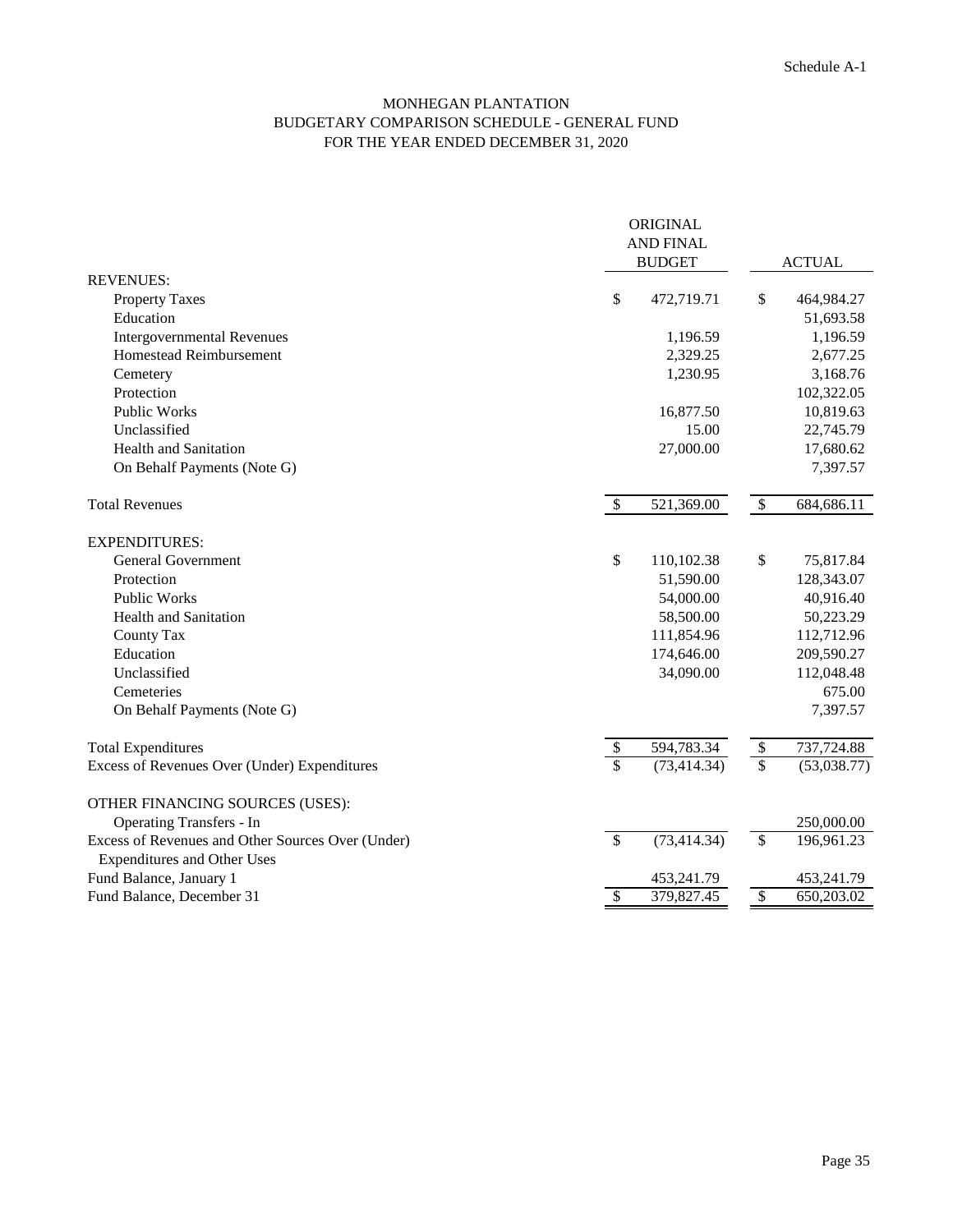Schedule A-1

# MONHEGAN PLANTATION
## BUDGETARY COMPARISON SCHEDULE - GENERAL FUND
### FOR THE YEAR ENDED DECEMBER 31, 2020

| | ORIGINAL AND FINAL BUDGET | ACTUAL |
|---|---|---|
| REVENUES: | | |
| Property Taxes | $ 472,719.71 | $ 464,984.27 |
| Education | | 51,693.58 |
| Intergovernmental Revenues | 1,196.59 | 1,196.59 |
| Homestead Reimbursement | 2,329.25 | 2,677.25 |
| Cemetery | 1,230.95 | 3,168.76 |
| Protection | | 102,322.05 |
| Public Works | 16,877.50 | 10,819.63 |
| Unclassified | 15.00 | 22,745.79 |
| Health and Sanitation | 27,000.00 | 17,680.62 |
| On Behalf Payments (Note G) | | 7,397.57 |
| Total Revenues | $ 521,369.00 | $ 684,686.11 |
| EXPENDITURES: | | |
| General Government | $ 110,102.38 | $ 75,817.84 |
| Protection | 51,590.00 | 128,343.07 |
| Public Works | 54,000.00 | 40,916.40 |
| Health and Sanitation | 58,500.00 | 50,223.29 |
| County Tax | 111,854.96 | 112,712.96 |
| Education | 174,646.00 | 209,590.27 |
| Unclassified | 34,090.00 | 112,048.48 |
| Cemeteries | | 675.00 |
| On Behalf Payments (Note G) | | 7,397.57 |
| Total Expenditures | $ 594,783.34 | $ 737,724.88 |
| Excess of Revenues Over (Under) Expenditures | $ (73,414.34) | $ (53,038.77) |
| OTHER FINANCING SOURCES (USES): | | |
| Operating Transfers - In | | 250,000.00 |
| Excess of Revenues and Other Sources Over (Under) Expenditures and Other Uses | $ (73,414.34) | $ 196,961.23 |
| Fund Balance, January 1 | 453,241.79 | 453,241.79 |
| Fund Balance, December 31 | $ 379,827.45 | $ 650,203.02 |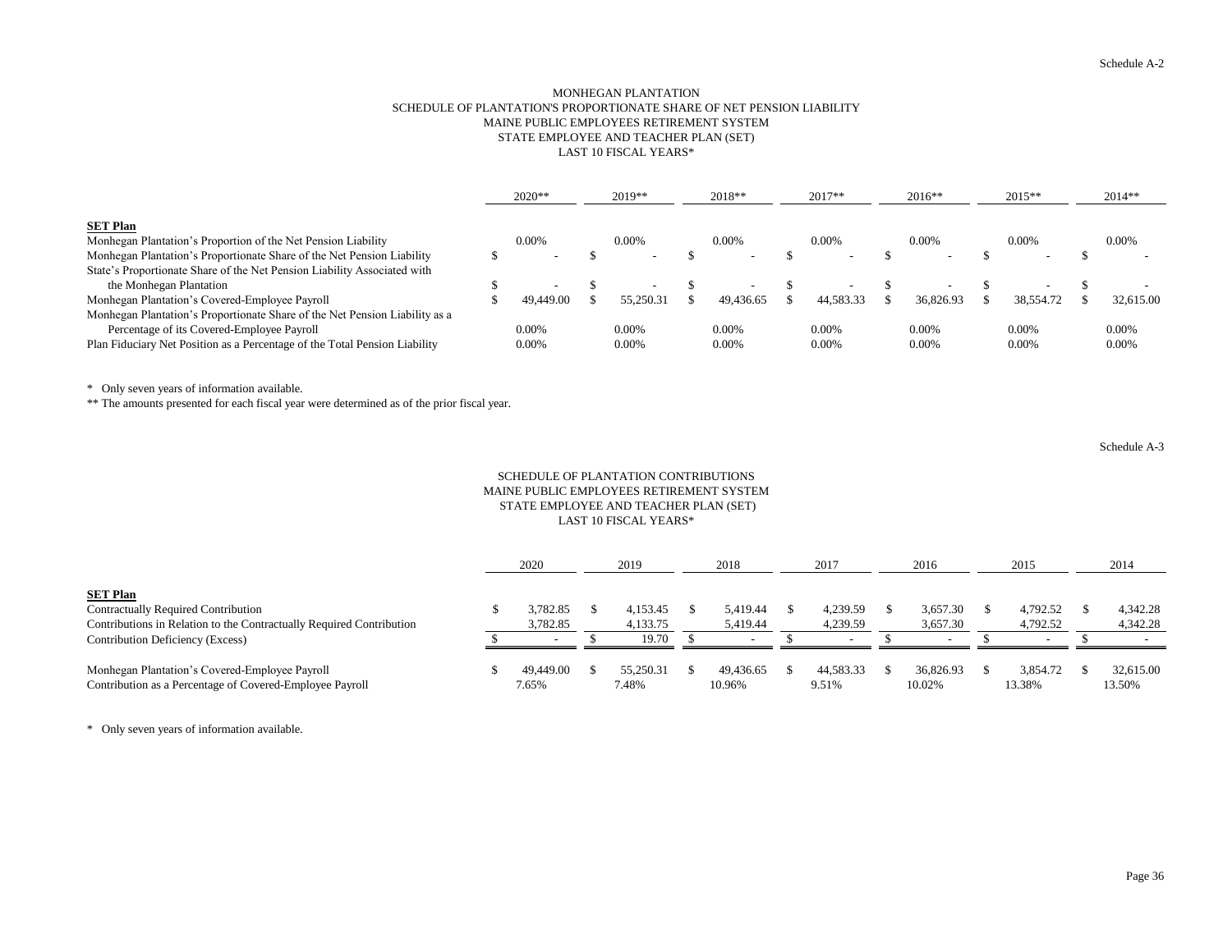Schedule A-2

# MONHEGAN PLANTATION
## SCHEDULE OF PLANTATION'S PROPORTIONATE SHARE OF NET PENSION LIABILITY
## MAINE PUBLIC EMPLOYEES RETIREMENT SYSTEM
## STATE EMPLOYEE AND TEACHER PLAN (SET)
## LAST 10 FISCAL YEARS*

| | 2020** | 2019** | 2018** | 2017** | 2016** | 2015** | 2014** |
|---|---|---|---|---|---|---|---|
| **SET Plan** | | | | | | | |
| Monhegan Plantation's Proportion of the Net Pension Liability | 0.00% | 0.00% | 0.00% | 0.00% | 0.00% | 0.00% | 0.00% |
| Monhegan Plantation's Proportionate Share of the Net Pension Liability | $ - | $ - | $ - | $ - | $ - | $ - | $ - |
| State's Proportionate Share of the Net Pension Liability Associated with the Monhegan Plantation | $ - | $ - | $ - | $ - | $ - | $ - | $ - |
| Monhegan Plantation's Covered-Employee Payroll | $ 49,449.00 | $ 55,250.31 | $ 49,436.65 | $ 44,583.33 | $ 36,826.93 | $ 38,554.72 | $ 32,615.00 |
| Monhegan Plantation's Proportionate Share of the Net Pension Liability as a Percentage of its Covered-Employee Payroll | 0.00% | 0.00% | 0.00% | 0.00% | 0.00% | 0.00% | 0.00% |
| Plan Fiduciary Net Position as a Percentage of the Total Pension Liability | 0.00% | 0.00% | 0.00% | 0.00% | 0.00% | 0.00% | 0.00% |

* Only seven years of information available.

** The amounts presented for each fiscal year were determined as of the prior fiscal year.

Schedule A-3

## SCHEDULE OF PLANTATION CONTRIBUTIONS
## MAINE PUBLIC EMPLOYEES RETIREMENT SYSTEM
## STATE EMPLOYEE AND TEACHER PLAN (SET)
## LAST 10 FISCAL YEARS*

| | 2020 | 2019 | 2018 | 2017 | 2016 | 2015 | 2014 |
|---|---|---|---|---|---|---|---|
| **SET Plan** | | | | | | | |
| Contractually Required Contribution | $ 3,782.85 | $ 4,153.45 | $ 5,419.44 | $ 4,239.59 | $ 3,657.30 | $ 4,792.52 | $ 4,342.28 |
| Contributions in Relation to the Contractually Required Contribution | 3,782.85 | 4,133.75 | 5,419.44 | 4,239.59 | 3,657.30 | 4,792.52 | 4,342.28 |
| Contribution Deficiency (Excess) | $ - | $ 19.70 | $ - | $ - | $ - | $ - | $ - |
| | | | | | | | |
| Monhegan Plantation's Covered-Employee Payroll | $ 49,449.00 | $ 55,250.31 | $ 49,436.65 | $ 44,583.33 | $ 36,826.93 | $ 3,854.72 | $ 32,615.00 |
| Contribution as a Percentage of Covered-Employee Payroll | 7.65% | 7.48% | 10.96% | 9.51% | 10.02% | 13.38% | 13.50% |

* Only seven years of information available.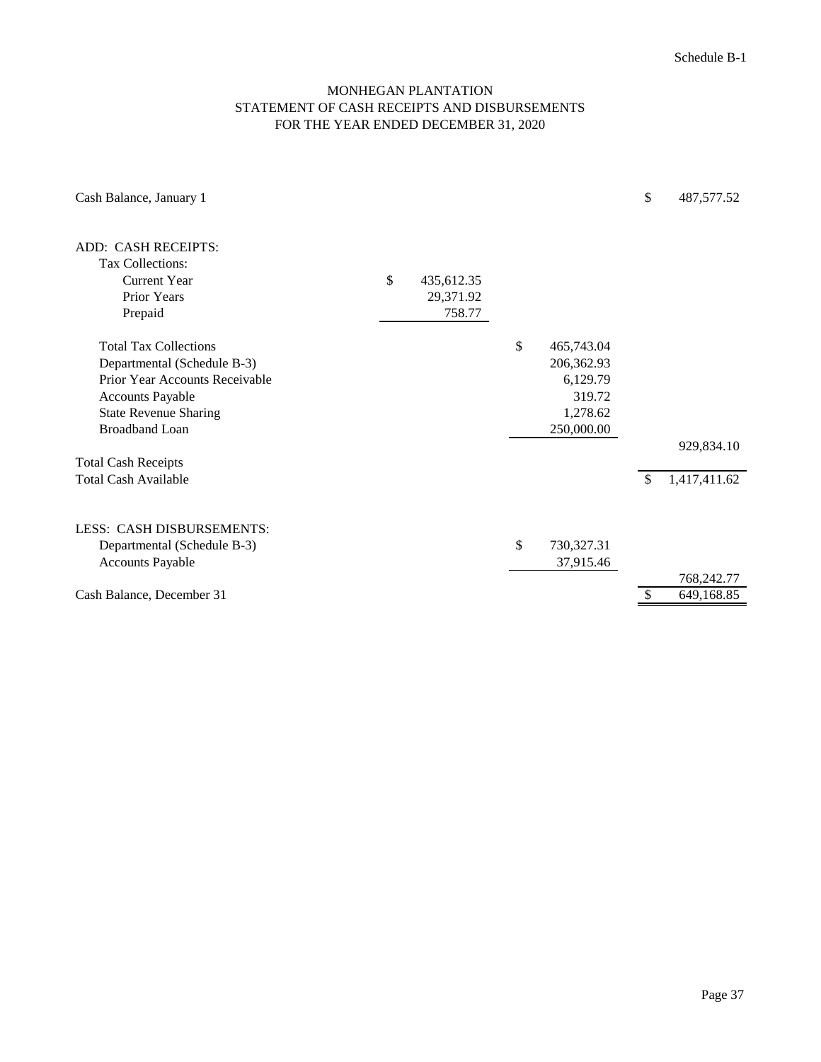Schedule B-1

# MONHEGAN PLANTATION
## STATEMENT OF CASH RECEIPTS AND DISBURSEMENTS
### FOR THE YEAR ENDED DECEMBER 31, 2020

| | | | |
|---|---|---|---|
| Cash Balance, January 1 | | | $ 487,577.52 |
| | | | |
| ADD: CASH RECEIPTS: | | | |
| Tax Collections: | | | |
| Current Year | $ 435,612.35 | | |
| Prior Years | 29,371.92 | | |
| Prepaid | 758.77 | | |
| | | | |
| Total Tax Collections | | $ 465,743.04 | |
| Departmental (Schedule B-3) | | 206,362.93 | |
| Prior Year Accounts Receivable | | 6,129.79 | |
| Accounts Payable | | 319.72 | |
| State Revenue Sharing | | 1,278.62 | |
| Broadband Loan | | 250,000.00 | |
| | | | 929,834.10 |
| Total Cash Receipts | | | |
| Total Cash Available | | | $ 1,417,411.62 |
| | | | |
| LESS: CASH DISBURSEMENTS: | | | |
| Departmental (Schedule B-3) | | $ 730,327.31 | |
| Accounts Payable | | 37,915.46 | |
| | | | 768,242.77 |
| Cash Balance, December 31 | | | $ 649,168.85 |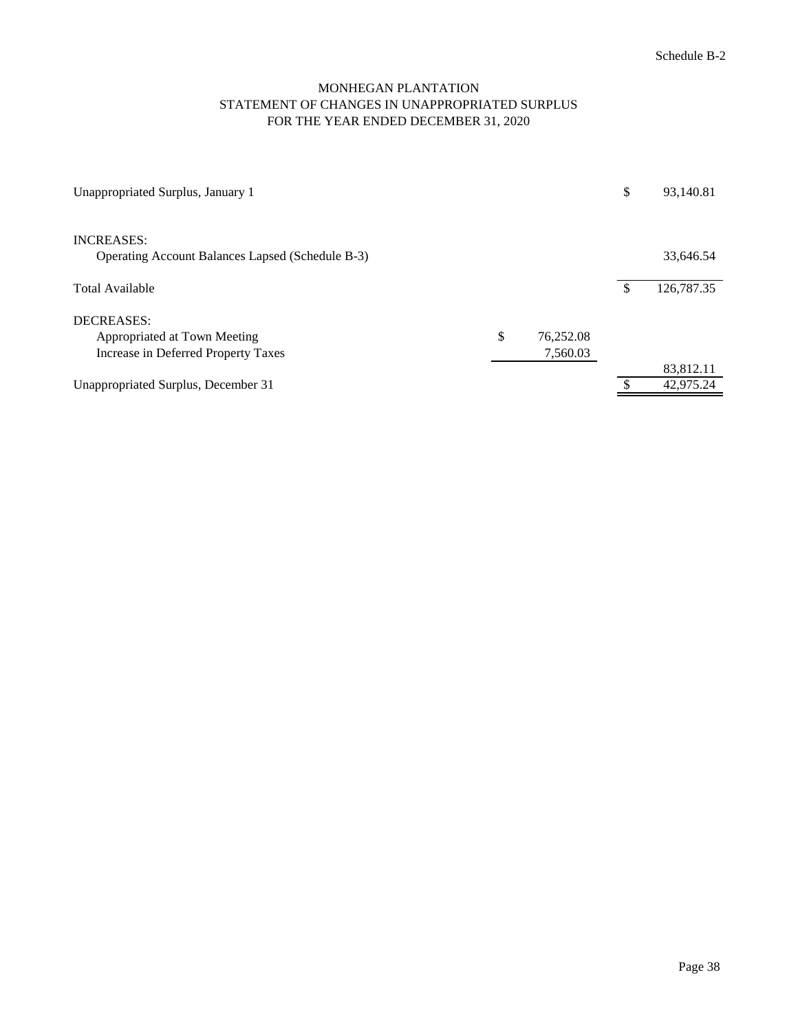Schedule B-2

# MONHEGAN PLANTATION
## STATEMENT OF CHANGES IN UNAPPROPRIATED SURPLUS
### FOR THE YEAR ENDED DECEMBER 31, 2020

| | | |
|---|---|---|
| Unappropriated Surplus, January 1 | | $ 93,140.81 |
| INCREASES: | | |
| Operating Account Balances Lapsed (Schedule B-3) | | 33,646.54 |
| Total Available | | $ 126,787.35 |
| DECREASES: | | |
| Appropriated at Town Meeting | $ 76,252.08 | |
| Increase in Deferred Property Taxes | 7,560.03 | |
| | | 83,812.11 |
| Unappropriated Surplus, December 31 | | $ 42,975.24 |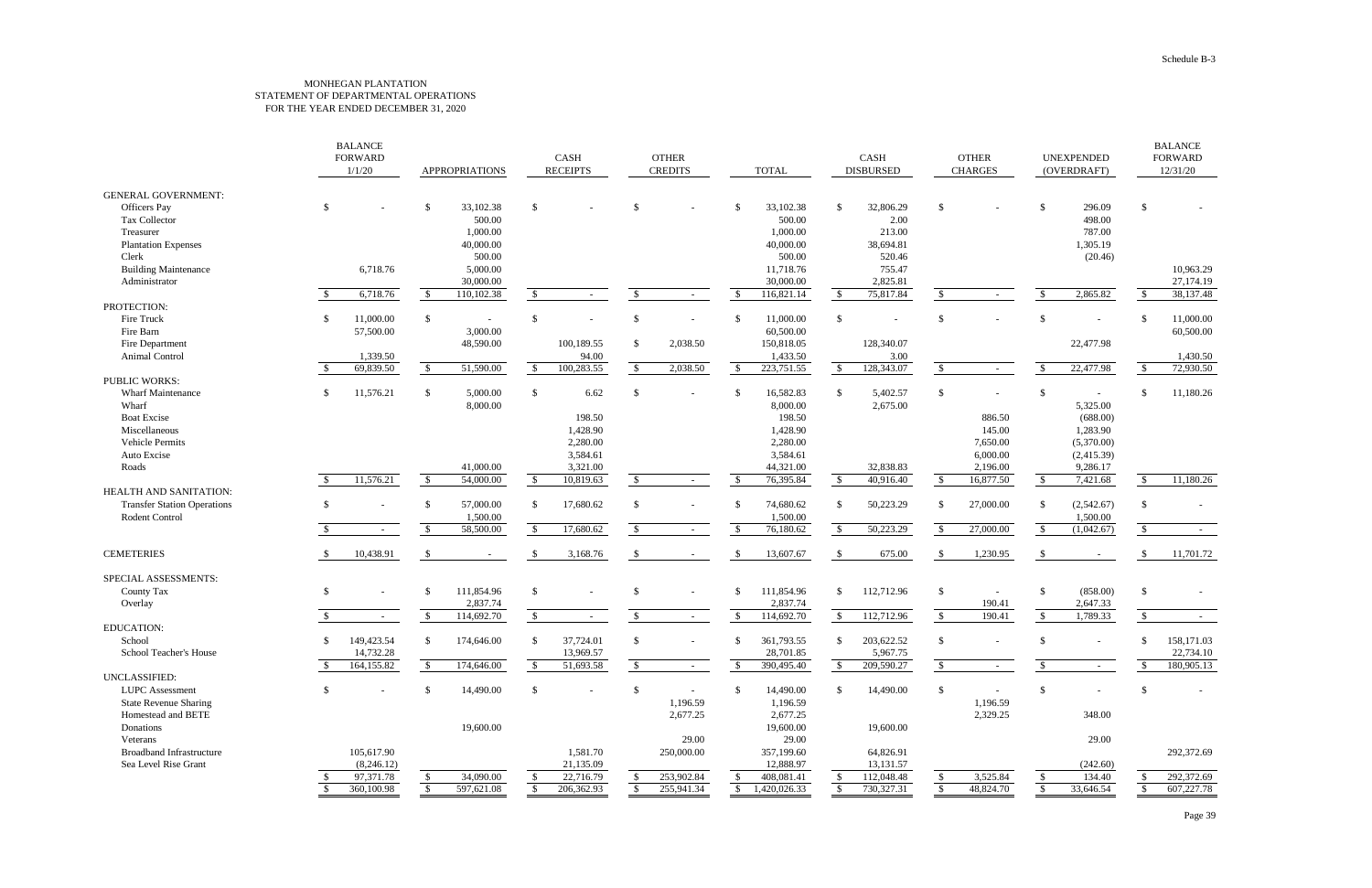Schedule B-3

MONHEGAN PLANTATION
STATEMENT OF DEPARTMENTAL OPERATIONS
FOR THE YEAR ENDED DECEMBER 31, 2020

| | BALANCE FORWARD 1/1/20 | APPROPRIATIONS | CASH RECEIPTS | OTHER CREDITS | TOTAL | CASH DISBURSED | OTHER CHARGES | UNEXPENDED (OVERDRAFT) | BALANCE FORWARD 12/31/20 |
|---|---|---|---|---|---|---|---|---|---|
| GENERAL GOVERNMENT: | | | | | | | | | |
| Officers Pay | $ - | $ 33,102.38 | $ - | $ - | $ 33,102.38 | $ 32,806.29 | $ - | $ 296.09 | $ - |
| Tax Collector | | 500.00 | | | 500.00 | 2.00 | | 498.00 | |
| Treasurer | | 1,000.00 | | | 1,000.00 | 213.00 | | 787.00 | |
| Plantation Expenses | | 40,000.00 | | | 40,000.00 | 38,694.81 | | 1,305.19 | |
| Clerk | | 500.00 | | | 500.00 | 520.46 | | (20.46) | |
| Building Maintenance | 6,718.76 | 5,000.00 | | | 11,718.76 | 755.47 | | | 10,963.29 |
| Administrator | | 30,000.00 | | | 30,000.00 | 2,825.81 | | | 27,174.19 |
| | $ 6,718.76 | $ 110,102.38 | $ - | $ - | $ 116,821.14 | $ 75,817.84 | $ - | $ 2,865.82 | $ 38,137.48 |
| PROTECTION: | | | | | | | | | |
| Fire Truck | $ 11,000.00 | $ - | $ - | $ - | $ 11,000.00 | $ - | $ - | $ - | $ 11,000.00 |
| Fire Barn | 57,500.00 | 3,000.00 | | | 60,500.00 | | | | 60,500.00 |
| Fire Department | | 48,590.00 | 100,189.55 | $ 2,038.50 | 150,818.05 | 128,340.07 | | 22,477.98 | |
| Animal Control | 1,339.50 | | 94.00 | | 1,433.50 | 3.00 | | | 1,430.50 |
| | $ 69,839.50 | $ 51,590.00 | $ 100,283.55 | $ 2,038.50 | $ 223,751.55 | $ 128,343.07 | $ - | $ 22,477.98 | $ 72,930.50 |
| PUBLIC WORKS: | | | | | | | | | |
| Wharf Maintenance | $ 11,576.21 | $ 5,000.00 | $ 6.62 | $ - | $ 16,582.83 | $ 5,402.57 | $ - | $ - | $ 11,180.26 |
| Wharf | | 8,000.00 | | | 8,000.00 | 2,675.00 | | 5,325.00 | |
| Boat Excise | | | 198.50 | | 198.50 | | 886.50 | (688.00) | |
| Miscellaneous | | | 1,428.90 | | 1,428.90 | | 145.00 | 1,283.90 | |
| Vehicle Permits | | | 2,280.00 | | 2,280.00 | | 7,650.00 | (5,370.00) | |
| Auto Excise | | | 3,584.61 | | 3,584.61 | | 6,000.00 | (2,415.39) | |
| Roads | | 41,000.00 | 3,321.00 | | 44,321.00 | 32,838.83 | 2,196.00 | 9,286.17 | |
| | $ 11,576.21 | $ 54,000.00 | $ 10,819.63 | $ - | $ 76,395.84 | $ 40,916.40 | $ 16,877.50 | $ 7,421.68 | $ 11,180.26 |
| HEALTH AND SANITATION: | | | | | | | | | |
| Transfer Station Operations | $ - | $ 57,000.00 | $ 17,680.62 | $ - | $ 74,680.62 | $ 50,223.29 | $ 27,000.00 | $ (2,542.67) | $ - |
| Rodent Control | | 1,500.00 | | | 1,500.00 | | | 1,500.00 | |
| | $ - | $ 58,500.00 | $ 17,680.62 | $ - | $ 76,180.62 | $ 50,223.29 | $ 27,000.00 | $ (1,042.67) | $ - |
| CEMETERIES | $ 10,438.91 | $ - | $ 3,168.76 | $ - | $ 13,607.67 | $ 675.00 | $ 1,230.95 | $ - | $ 11,701.72 |
| SPECIAL ASSESSMENTS: | | | | | | | | | |
| County Tax | $ - | $ 111,854.96 | $ - | $ - | $ 111,854.96 | $ 112,712.96 | $ - | $ (858.00) | $ - |
| Overlay | | 2,837.74 | | | 2,837.74 | | 190.41 | 2,647.33 | |
| | $ - | $ 114,692.70 | $ - | $ - | $ 114,692.70 | $ 112,712.96 | $ 190.41 | $ 1,789.33 | $ - |
| EDUCATION: | | | | | | | | | |
| School | $ 149,423.54 | $ 174,646.00 | $ 37,724.01 | $ - | $ 361,793.55 | $ 203,622.52 | $ - | $ - | $ 158,171.03 |
| School Teacher's House | 14,732.28 | | 13,969.57 | | 28,701.85 | 5,967.75 | | | 22,734.10 |
| | $ 164,155.82 | $ 174,646.00 | $ 51,693.58 | $ - | $ 390,495.40 | $ 209,590.27 | $ - | $ - | $ 180,905.13 |
| UNCLASSIFIED: | | | | | | | | | |
| LUPC Assessment | $ - | $ 14,490.00 | $ - | $ - | $ 14,490.00 | $ 14,490.00 | $ - | $ - | $ - |
| State Revenue Sharing | | | | 1,196.59 | 1,196.59 | | 1,196.59 | | |
| Homestead and BETE | | | | 2,677.25 | 2,677.25 | | 2,329.25 | 348.00 | |
| Donations | | 19,600.00 | | | 19,600.00 | 19,600.00 | | | |
| Veterans | | | | 29.00 | 29.00 | | | 29.00 | |
| Broadband Infrastructure | 105,617.90 | | 1,581.70 | 250,000.00 | 357,199.60 | 64,826.91 | | | 292,372.69 |
| Sea Level Rise Grant | (8,246.12) | | 21,135.09 | | 12,888.97 | 13,131.57 | | (242.60) | |
| | $ 97,371.78 | $ 34,090.00 | $ 22,716.79 | $ 253,902.84 | $ 408,081.41 | $ 112,048.48 | $ 3,525.84 | $ 134.40 | $ 292,372.69 |
| | $ 360,100.98 | $ 597,621.08 | $ 206,362.93 | $ 255,941.34 | $ 1,420,026.33 | $ 730,327.31 | $ 48,824.70 | $ 33,646.54 | $ 607,227.78 |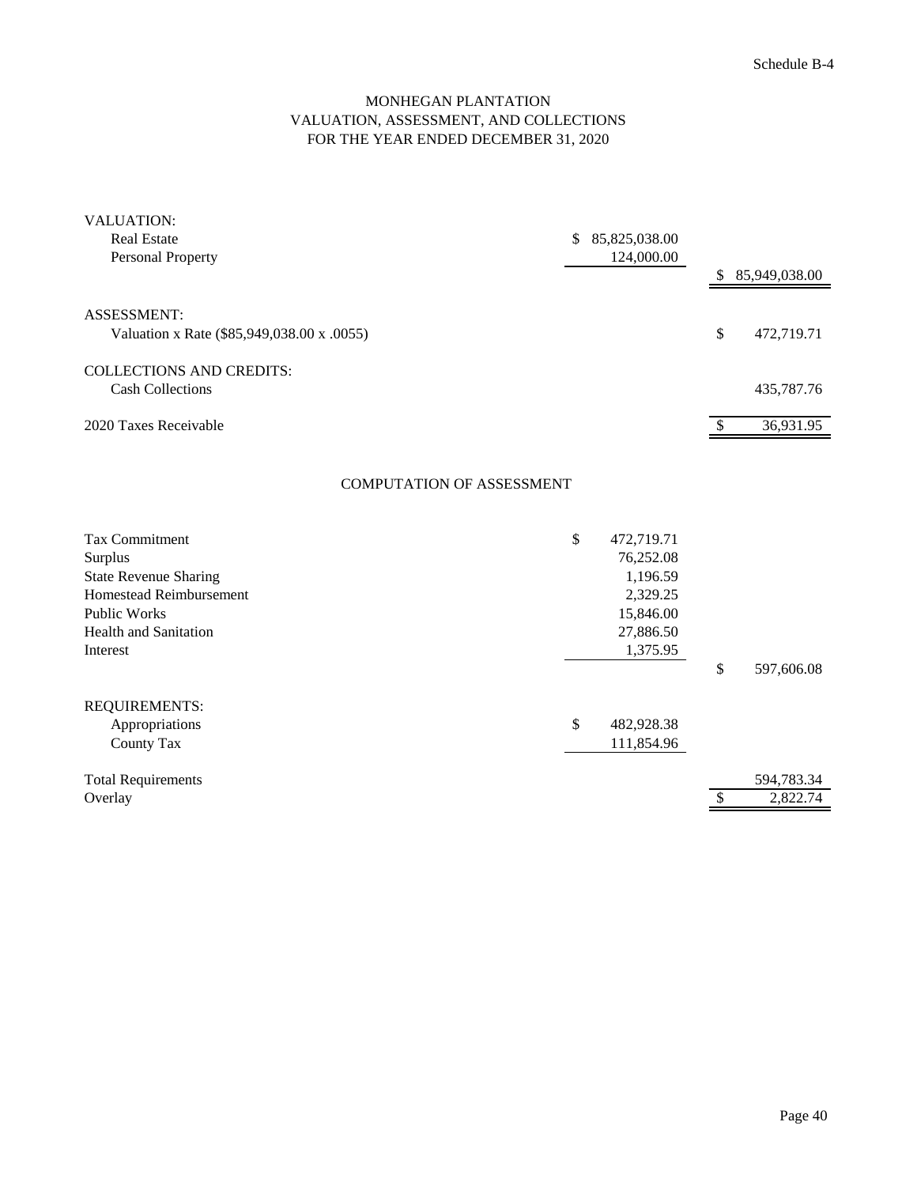Schedule B-4

# MONHEGAN PLANTATION
## VALUATION, ASSESSMENT, AND COLLECTIONS
## FOR THE YEAR ENDED DECEMBER 31, 2020

| | | |
|---|---|---|
| VALUATION: | | |
| Real Estate | $ 85,825,038.00 | |
| Personal Property | 124,000.00 | |
| | | $ 85,949,038.00 |
| ASSESSMENT: | | |
| Valuation x Rate ($85,949,038.00 x .0055) | | $ 472,719.71 |
| COLLECTIONS AND CREDITS: | | |
| Cash Collections | | 435,787.76 |
| 2020 Taxes Receivable | | $ 36,931.95 |

### COMPUTATION OF ASSESSMENT

| | | |
|---|---|---|
| Tax Commitment | $ 472,719.71 | |
| Surplus | 76,252.08 | |
| State Revenue Sharing | 1,196.59 | |
| Homestead Reimbursement | 2,329.25 | |
| Public Works | 15,846.00 | |
| Health and Sanitation | 27,886.50 | |
| Interest | 1,375.95 | |
| | | $ 597,606.08 |
| REQUIREMENTS: | | |
| Appropriations | $ 482,928.38 | |
| County Tax | 111,854.96 | |
| Total Requirements | | 594,783.34 |
| Overlay | | $ 2,822.74 |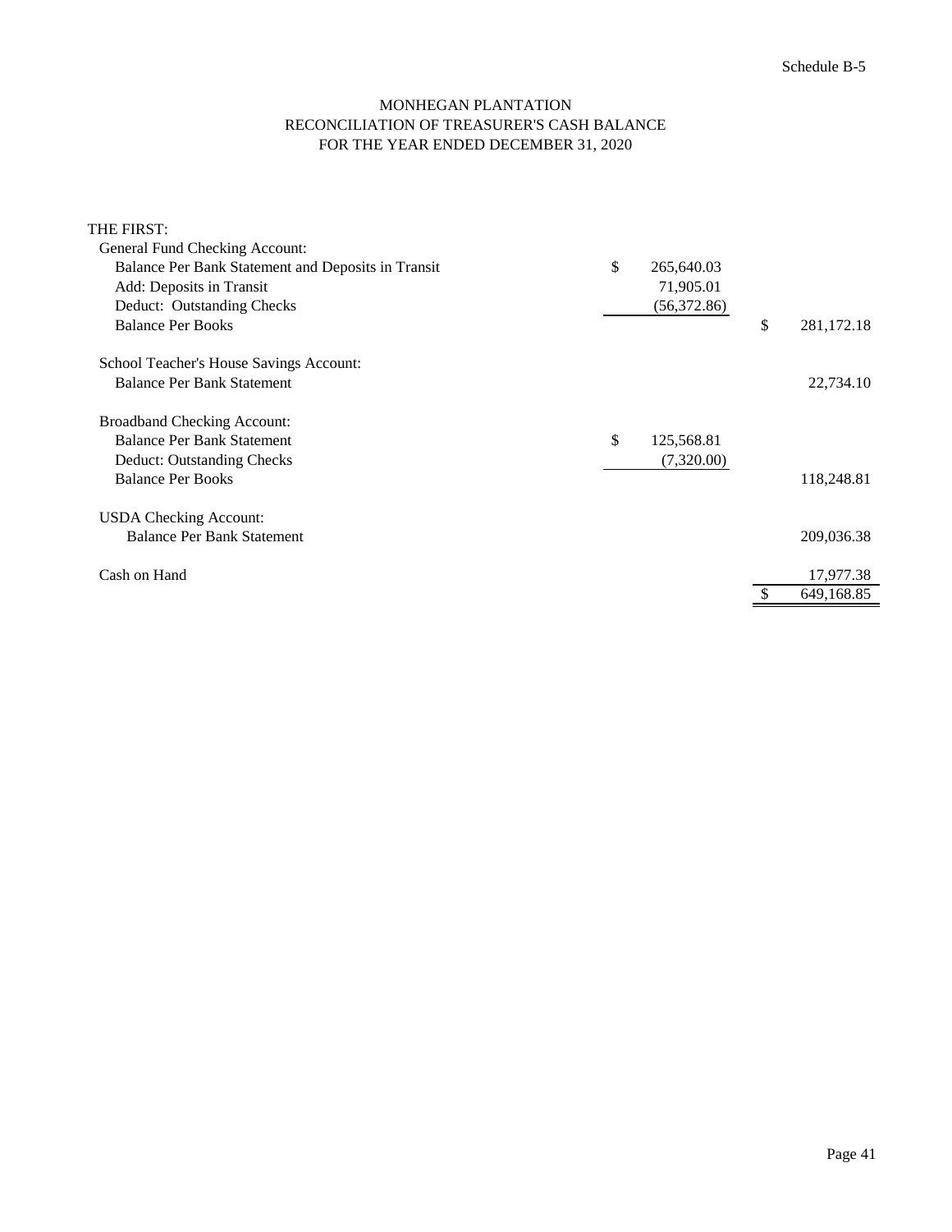Schedule B-5

# MONHEGAN PLANTATION
## RECONCILIATION OF TREASURER'S CASH BALANCE
### FOR THE YEAR ENDED DECEMBER 31, 2020

| | | |
|---|---|---|
| THE FIRST: | | |
| General Fund Checking Account: | | |
| Balance Per Bank Statement and Deposits in Transit | $ 265,640.03 | |
| Add: Deposits in Transit | 71,905.01 | |
| Deduct: Outstanding Checks | (56,372.86) | |
| Balance Per Books | | $ 281,172.18 |
| | | |
| School Teacher's House Savings Account: | | |
| Balance Per Bank Statement | | 22,734.10 |
| | | |
| Broadband Checking Account: | | |
| Balance Per Bank Statement | $ 125,568.81 | |
| Deduct: Outstanding Checks | (7,320.00) | |
| Balance Per Books | | 118,248.81 |
| | | |
| USDA Checking Account: | | |
| Balance Per Bank Statement | | 209,036.38 |
| | | |
| Cash on Hand | | 17,977.38 |
| | | $ 649,168.85 |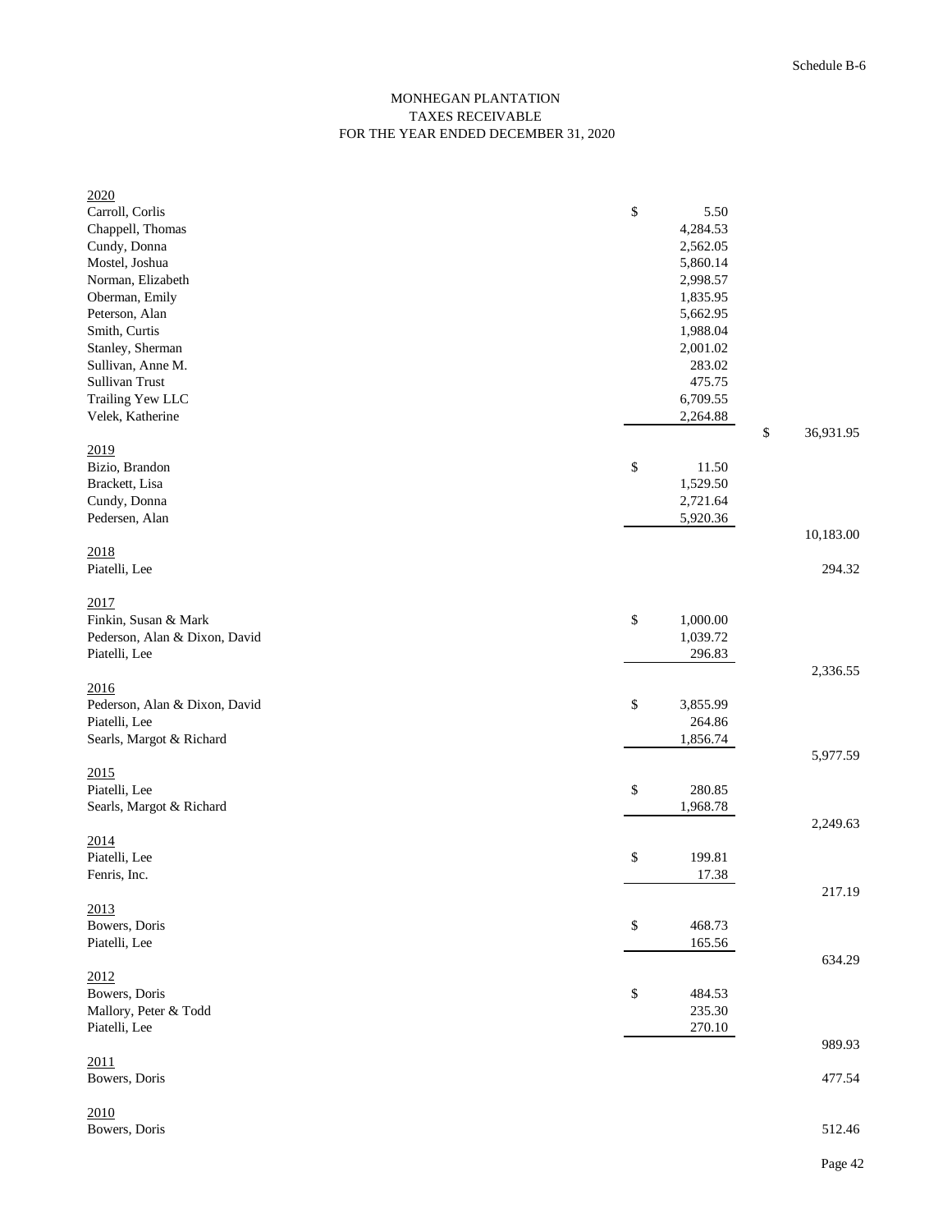Schedule B-6

# MONHEGAN PLANTATION
## TAXES RECEIVABLE
### FOR THE YEAR ENDED DECEMBER 31, 2020

| | | |
|---|---|---|
| 2020 | | |
| Carroll, Corlis | $ 5.50 | |
| Chappell, Thomas | 4,284.53 | |
| Cundy, Donna | 2,562.05 | |
| Mostel, Joshua | 5,860.14 | |
| Norman, Elizabeth | 2,998.57 | |
| Oberman, Emily | 1,835.95 | |
| Peterson, Alan | 5,662.95 | |
| Smith, Curtis | 1,988.04 | |
| Stanley, Sherman | 2,001.02 | |
| Sullivan, Anne M. | 283.02 | |
| Sullivan Trust | 475.75 | |
| Trailing Yew LLC | 6,709.55 | |
| Velek, Katherine | 2,264.88 | |
| | | $ 36,931.95 |
| 2019 | | |
| Bizio, Brandon | $ 11.50 | |
| Brackett, Lisa | 1,529.50 | |
| Cundy, Donna | 2,721.64 | |
| Pedersen, Alan | 5,920.36 | |
| | | 10,183.00 |
| 2018 | | |
| Piatelli, Lee | | 294.32 |
| 2017 | | |
| Finkin, Susan & Mark | $ 1,000.00 | |
| Pederson, Alan & Dixon, David | 1,039.72 | |
| Piatelli, Lee | 296.83 | |
| | | 2,336.55 |
| 2016 | | |
| Pederson, Alan & Dixon, David | $ 3,855.99 | |
| Piatelli, Lee | 264.86 | |
| Searls, Margot & Richard | 1,856.74 | |
| | | 5,977.59 |
| 2015 | | |
| Piatelli, Lee | $ 280.85 | |
| Searls, Margot & Richard | 1,968.78 | |
| | | 2,249.63 |
| 2014 | | |
| Piatelli, Lee | $ 199.81 | |
| Fenris, Inc. | 17.38 | |
| | | 217.19 |
| 2013 | | |
| Bowers, Doris | $ 468.73 | |
| Piatelli, Lee | 165.56 | |
| | | 634.29 |
| 2012 | | |
| Bowers, Doris | $ 484.53 | |
| Mallory, Peter & Todd | 235.30 | |
| Piatelli, Lee | 270.10 | |
| | | 989.93 |
| 2011 | | |
| Bowers, Doris | | 477.54 |
| 2010 | | |
| Bowers, Doris | | 512.46 |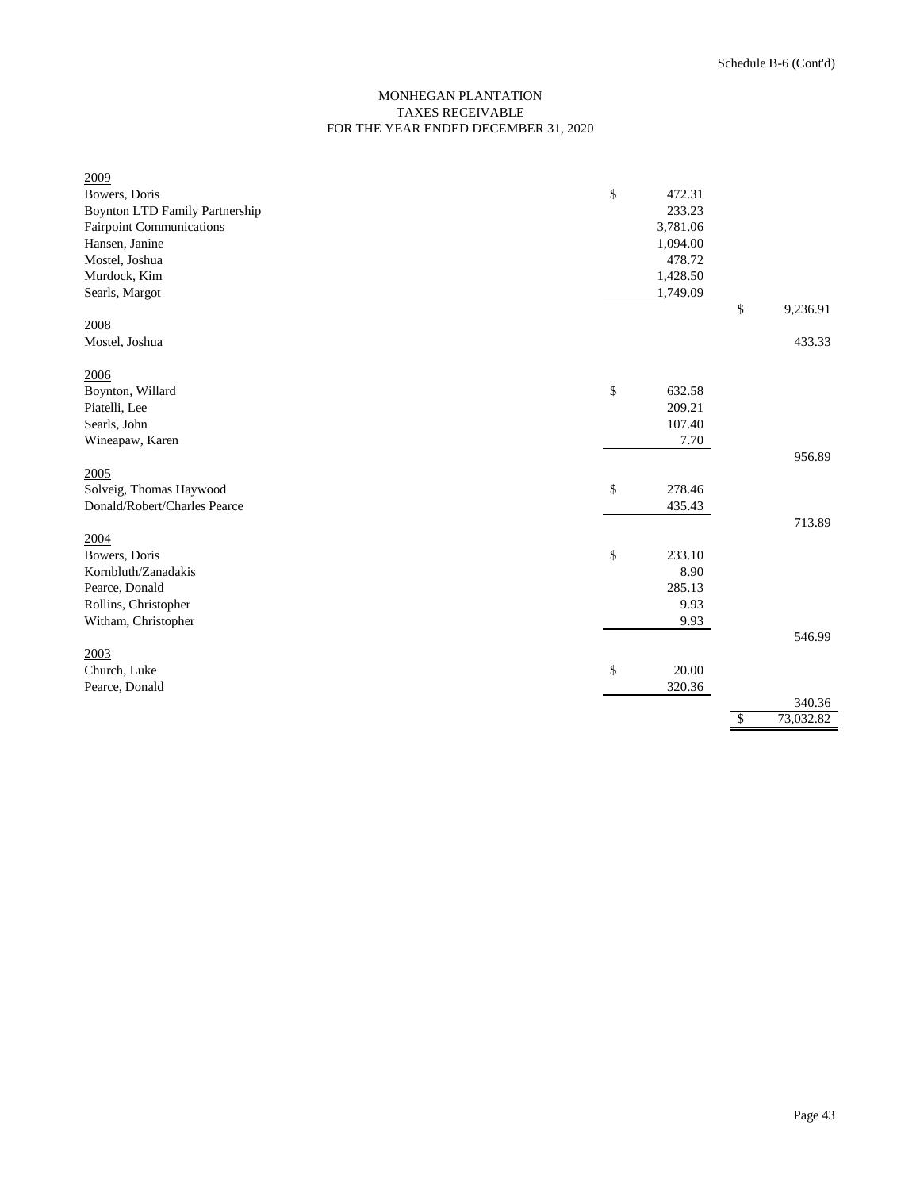Schedule B-6 (Cont'd)

# MONHEGAN PLANTATION
## TAXES RECEIVABLE
## FOR THE YEAR ENDED DECEMBER 31, 2020

| | | |
|---|---|---|
| **2009** | | |
| Bowers, Doris | $ 472.31 | |
| Boynton LTD Family Partnership | 233.23 | |
| Fairpoint Communications | 3,781.06 | |
| Hansen, Janine | 1,094.00 | |
| Mostel, Joshua | 478.72 | |
| Murdock, Kim | 1,428.50 | |
| Searls, Margot | 1,749.09 | |
| | | $ 9,236.91 |
| **2008** | | |
| Mostel, Joshua | | 433.33 |
| **2006** | | |
| Boynton, Willard | $ 632.58 | |
| Piatelli, Lee | 209.21 | |
| Searls, John | 107.40 | |
| Wineapaw, Karen | 7.70 | |
| | | 956.89 |
| **2005** | | |
| Solveig, Thomas Haywood | $ 278.46 | |
| Donald/Robert/Charles Pearce | 435.43 | |
| | | 713.89 |
| **2004** | | |
| Bowers, Doris | $ 233.10 | |
| Kornbluth/Zanadakis | 8.90 | |
| Pearce, Donald | 285.13 | |
| Rollins, Christopher | 9.93 | |
| Witham, Christopher | 9.93 | |
| | | 546.99 |
| **2003** | | |
| Church, Luke | $ 20.00 | |
| Pearce, Donald | 320.36 | |
| | | 340.36 |
| | | $ 73,032.82 |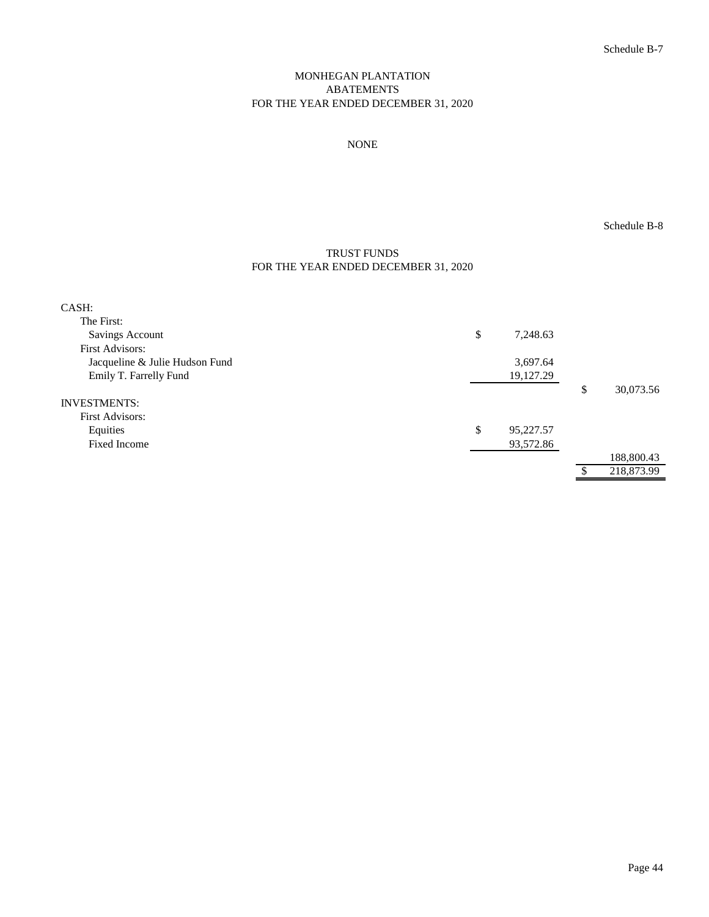Schedule B-7

# MONHEGAN PLANTATION
## ABATEMENTS
## FOR THE YEAR ENDED DECEMBER 31, 2020

NONE

Schedule B-8

## TRUST FUNDS
## FOR THE YEAR ENDED DECEMBER 31, 2020

| | | |
|---|---|---|
| CASH: | | |
| The First: | | |
| Savings Account | $ 7,248.63 | |
| First Advisors: | | |
| Jacqueline & Julie Hudson Fund | 3,697.64 | |
| Emily T. Farrelly Fund | 19,127.29 | |
| | | $ 30,073.56 |
| INVESTMENTS: | | |
| First Advisors: | | |
| Equities | $ 95,227.57 | |
| Fixed Income | 93,572.86 | |
| | | 188,800.43 |
| | | $ 218,873.99 |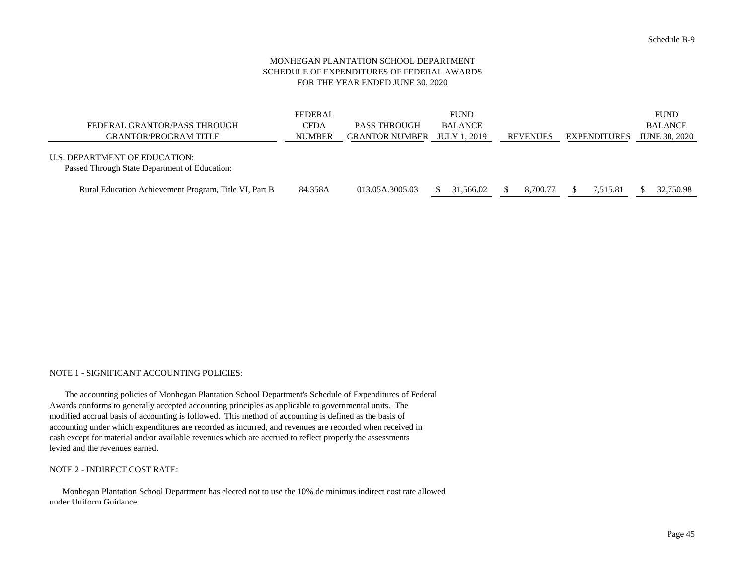Schedule B-9

# MONHEGAN PLANTATION SCHOOL DEPARTMENT
## SCHEDULE OF EXPENDITURES OF FEDERAL AWARDS
## FOR THE YEAR ENDED JUNE 30, 2020

| FEDERAL GRANTOR/PASS THROUGH GRANTOR/PROGRAM TITLE | FEDERAL CFDA NUMBER | PASS THROUGH GRANTOR NUMBER | FUND BALANCE JULY 1, 2019 | REVENUES | EXPENDITURES | FUND BALANCE JUNE 30, 2020 |
|---|---|---|---|---|---|---|
| U.S. DEPARTMENT OF EDUCATION: | | | | | | |
| Passed Through State Department of Education: | | | | | | |
| Rural Education Achievement Program, Title VI, Part B | 84.358A | 013.05A.3005.03 | $ 31,566.02 | $ 8,700.77 | $ 7,515.81 | $ 32,750.98 |

NOTE 1 - SIGNIFICANT ACCOUNTING POLICIES:

The accounting policies of Monhegan Plantation School Department's Schedule of Expenditures of Federal Awards conforms to generally accepted accounting principles as applicable to governmental units. The modified accrual basis of accounting is followed. This method of accounting is defined as the basis of accounting under which expenditures are recorded as incurred, and revenues are recorded when received in cash except for material and/or available revenues which are accrued to reflect properly the assessments levied and the revenues earned.

NOTE 2 - INDIRECT COST RATE:

Monhegan Plantation School Department has elected not to use the 10% de minimus indirect cost rate allowed under Uniform Guidance.